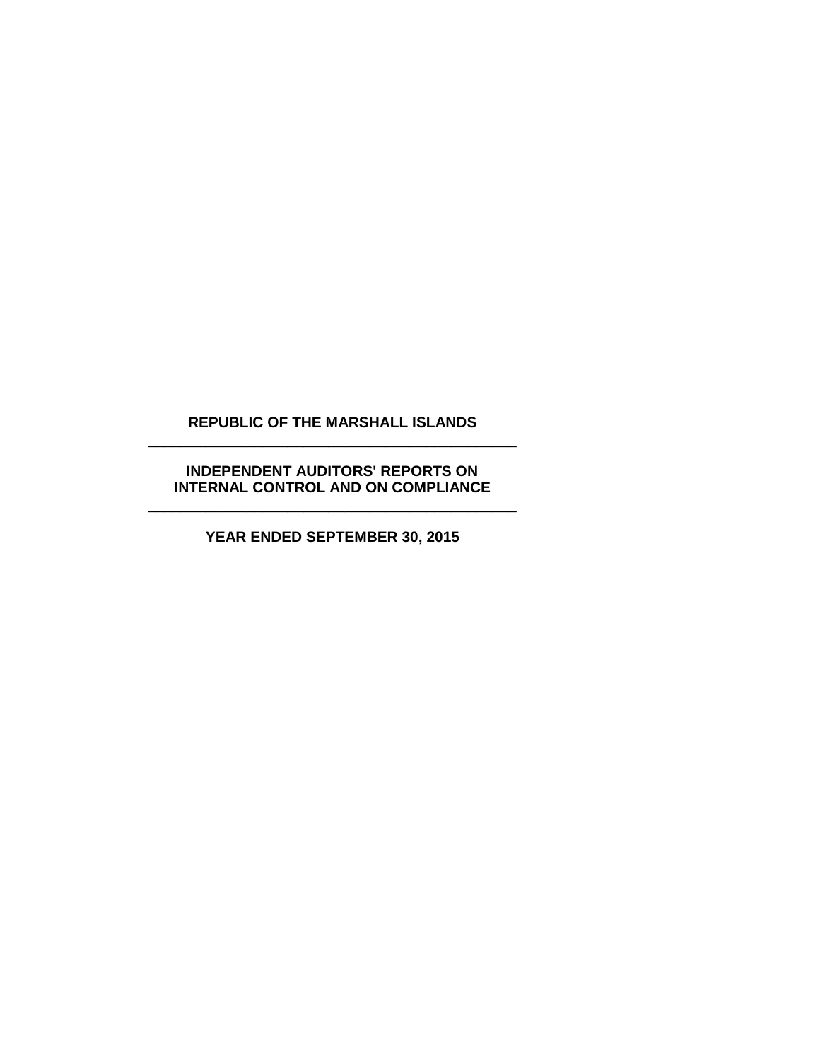# REPUBLIC OF THE MARSHALL ISLANDS

---

## INDEPENDENT AUDITORS' REPORTS ON INTERNAL CONTROL AND ON COMPLIANCE

---

### YEAR ENDED SEPTEMBER 30, 2015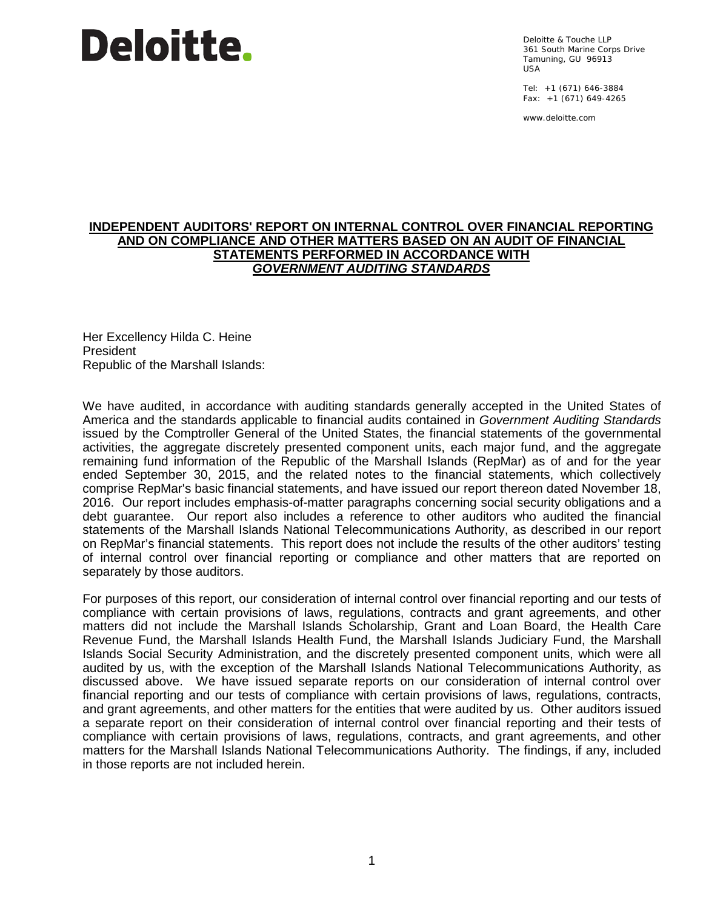**Deloitte.**

Deloitte & Touche LLP
361 South Marine Corps Drive
Tamuning, GU 96913
USA

Tel: +1 (671) 646-3884
Fax: +1 (671) 649-4265

www.deloitte.com

# INDEPENDENT AUDITORS' REPORT ON INTERNAL CONTROL OVER FINANCIAL REPORTING AND ON COMPLIANCE AND OTHER MATTERS BASED ON AN AUDIT OF FINANCIAL STATEMENTS PERFORMED IN ACCORDANCE WITH *GOVERNMENT AUDITING STANDARDS*

Her Excellency Hilda C. Heine
President
Republic of the Marshall Islands:

We have audited, in accordance with auditing standards generally accepted in the United States of America and the standards applicable to financial audits contained in *Government Auditing Standards* issued by the Comptroller General of the United States, the financial statements of the governmental activities, the aggregate discretely presented component units, each major fund, and the aggregate remaining fund information of the Republic of the Marshall Islands (RepMar) as of and for the year ended September 30, 2015, and the related notes to the financial statements, which collectively comprise RepMar's basic financial statements, and have issued our report thereon dated November 18, 2016. Our report includes emphasis-of-matter paragraphs concerning social security obligations and a debt guarantee. Our report also includes a reference to other auditors who audited the financial statements of the Marshall Islands National Telecommunications Authority, as described in our report on RepMar's financial statements. This report does not include the results of the other auditors' testing of internal control over financial reporting or compliance and other matters that are reported on separately by those auditors.

For purposes of this report, our consideration of internal control over financial reporting and our tests of compliance with certain provisions of laws, regulations, contracts and grant agreements, and other matters did not include the Marshall Islands Scholarship, Grant and Loan Board, the Health Care Revenue Fund, the Marshall Islands Health Fund, the Marshall Islands Judiciary Fund, the Marshall Islands Social Security Administration, and the discretely presented component units, which were all audited by us, with the exception of the Marshall Islands National Telecommunications Authority, as discussed above. We have issued separate reports on our consideration of internal control over financial reporting and our tests of compliance with certain provisions of laws, regulations, contracts, and grant agreements, and other matters for the entities that were audited by us. Other auditors issued a separate report on their consideration of internal control over financial reporting and their tests of compliance with certain provisions of laws, regulations, contracts, and grant agreements, and other matters for the Marshall Islands National Telecommunications Authority. The findings, if any, included in those reports are not included herein.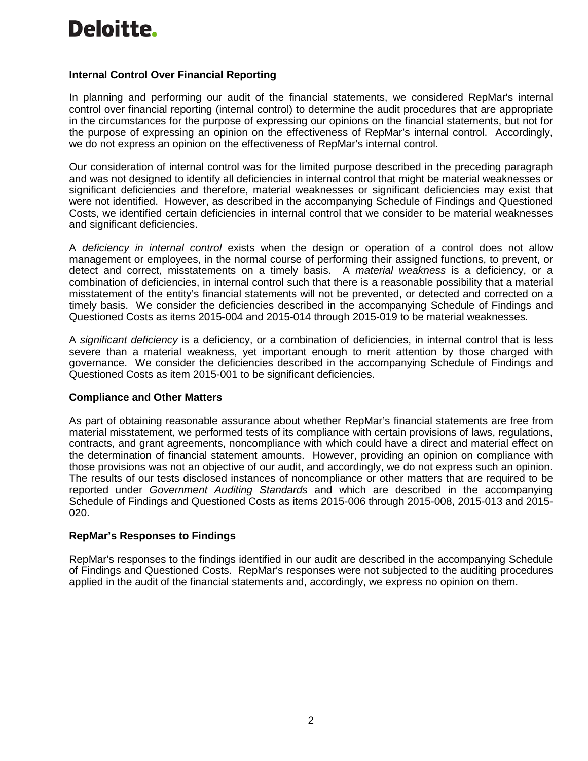Deloitte.

## Internal Control Over Financial Reporting

In planning and performing our audit of the financial statements, we considered RepMar's internal control over financial reporting (internal control) to determine the audit procedures that are appropriate in the circumstances for the purpose of expressing our opinions on the financial statements, but not for the purpose of expressing an opinion on the effectiveness of RepMar's internal control. Accordingly, we do not express an opinion on the effectiveness of RepMar's internal control.

Our consideration of internal control was for the limited purpose described in the preceding paragraph and was not designed to identify all deficiencies in internal control that might be material weaknesses or significant deficiencies and therefore, material weaknesses or significant deficiencies may exist that were not identified. However, as described in the accompanying Schedule of Findings and Questioned Costs, we identified certain deficiencies in internal control that we consider to be material weaknesses and significant deficiencies.

A *deficiency in internal control* exists when the design or operation of a control does not allow management or employees, in the normal course of performing their assigned functions, to prevent, or detect and correct, misstatements on a timely basis. A *material weakness* is a deficiency, or a combination of deficiencies, in internal control such that there is a reasonable possibility that a material misstatement of the entity's financial statements will not be prevented, or detected and corrected on a timely basis. We consider the deficiencies described in the accompanying Schedule of Findings and Questioned Costs as items 2015-004 and 2015-014 through 2015-019 to be material weaknesses.

A *significant deficiency* is a deficiency, or a combination of deficiencies, in internal control that is less severe than a material weakness, yet important enough to merit attention by those charged with governance. We consider the deficiencies described in the accompanying Schedule of Findings and Questioned Costs as item 2015-001 to be significant deficiencies.

## Compliance and Other Matters

As part of obtaining reasonable assurance about whether RepMar's financial statements are free from material misstatement, we performed tests of its compliance with certain provisions of laws, regulations, contracts, and grant agreements, noncompliance with which could have a direct and material effect on the determination of financial statement amounts. However, providing an opinion on compliance with those provisions was not an objective of our audit, and accordingly, we do not express such an opinion. The results of our tests disclosed instances of noncompliance or other matters that are required to be reported under *Government Auditing Standards* and which are described in the accompanying Schedule of Findings and Questioned Costs as items 2015-006 through 2015-008, 2015-013 and 2015-020.

## RepMar's Responses to Findings

RepMar's responses to the findings identified in our audit are described in the accompanying Schedule of Findings and Questioned Costs. RepMar's responses were not subjected to the auditing procedures applied in the audit of the financial statements and, accordingly, we express no opinion on them.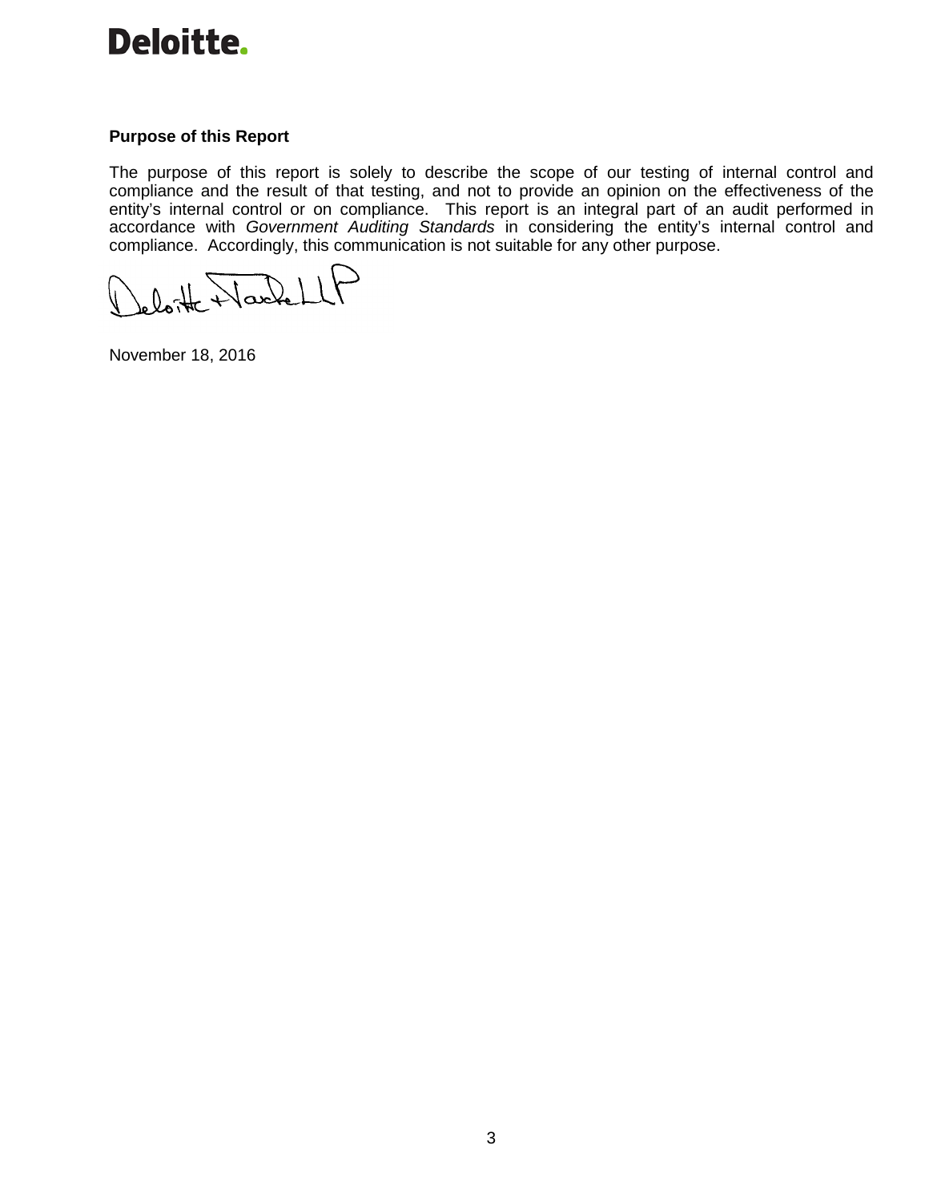**Deloitte.**

**Purpose of this Report**

The purpose of this report is solely to describe the scope of our testing of internal control and compliance and the result of that testing, and not to provide an opinion on the effectiveness of the entity's internal control or on compliance. This report is an integral part of an audit performed in accordance with *Government Auditing Standards* in considering the entity's internal control and compliance. Accordingly, this communication is not suitable for any other purpose.

Deloitte & Touche LLP

November 18, 2016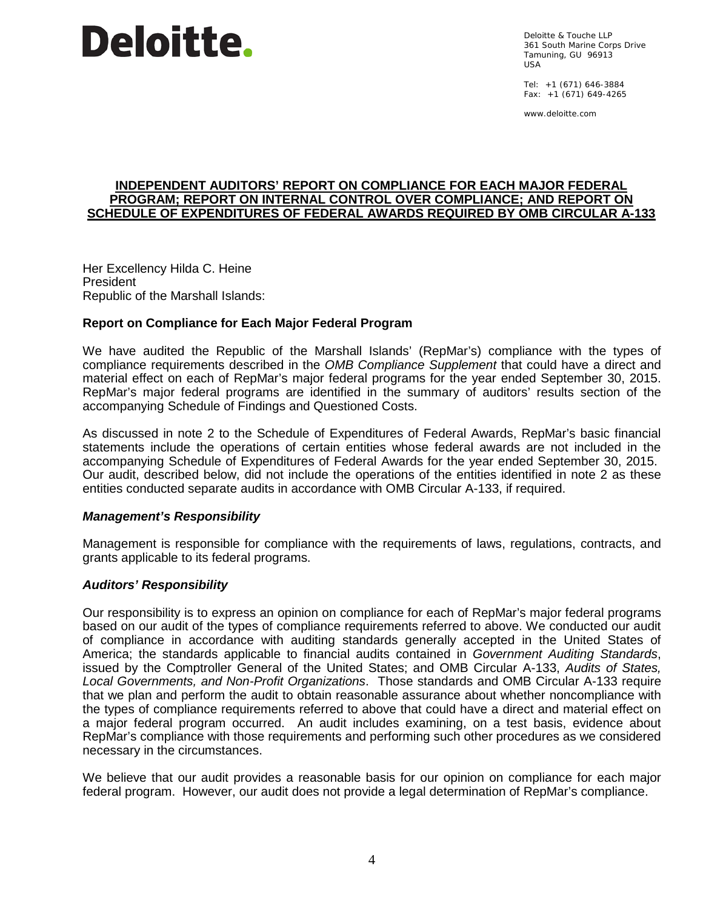**Deloitte.**

Deloitte & Touche LLP
361 South Marine Corps Drive
Tamuning, GU 96913
USA

Tel: +1 (671) 646-3884
Fax: +1 (671) 649-4265

www.deloitte.com

# INDEPENDENT AUDITORS' REPORT ON COMPLIANCE FOR EACH MAJOR FEDERAL PROGRAM; REPORT ON INTERNAL CONTROL OVER COMPLIANCE; AND REPORT ON SCHEDULE OF EXPENDITURES OF FEDERAL AWARDS REQUIRED BY OMB CIRCULAR A-133

Her Excellency Hilda C. Heine
President
Republic of the Marshall Islands:

## Report on Compliance for Each Major Federal Program

We have audited the Republic of the Marshall Islands' (RepMar's) compliance with the types of compliance requirements described in the *OMB Compliance Supplement* that could have a direct and material effect on each of RepMar's major federal programs for the year ended September 30, 2015. RepMar's major federal programs are identified in the summary of auditors' results section of the accompanying Schedule of Findings and Questioned Costs.

As discussed in note 2 to the Schedule of Expenditures of Federal Awards, RepMar's basic financial statements include the operations of certain entities whose federal awards are not included in the accompanying Schedule of Expenditures of Federal Awards for the year ended September 30, 2015. Our audit, described below, did not include the operations of the entities identified in note 2 as these entities conducted separate audits in accordance with OMB Circular A-133, if required.

### *Management's Responsibility*

Management is responsible for compliance with the requirements of laws, regulations, contracts, and grants applicable to its federal programs.

### *Auditors' Responsibility*

Our responsibility is to express an opinion on compliance for each of RepMar's major federal programs based on our audit of the types of compliance requirements referred to above. We conducted our audit of compliance in accordance with auditing standards generally accepted in the United States of America; the standards applicable to financial audits contained in *Government Auditing Standards*, issued by the Comptroller General of the United States; and OMB Circular A-133, *Audits of States, Local Governments, and Non-Profit Organizations*. Those standards and OMB Circular A-133 require that we plan and perform the audit to obtain reasonable assurance about whether noncompliance with the types of compliance requirements referred to above that could have a direct and material effect on a major federal program occurred. An audit includes examining, on a test basis, evidence about RepMar's compliance with those requirements and performing such other procedures as we considered necessary in the circumstances.

We believe that our audit provides a reasonable basis for our opinion on compliance for each major federal program. However, our audit does not provide a legal determination of RepMar's compliance.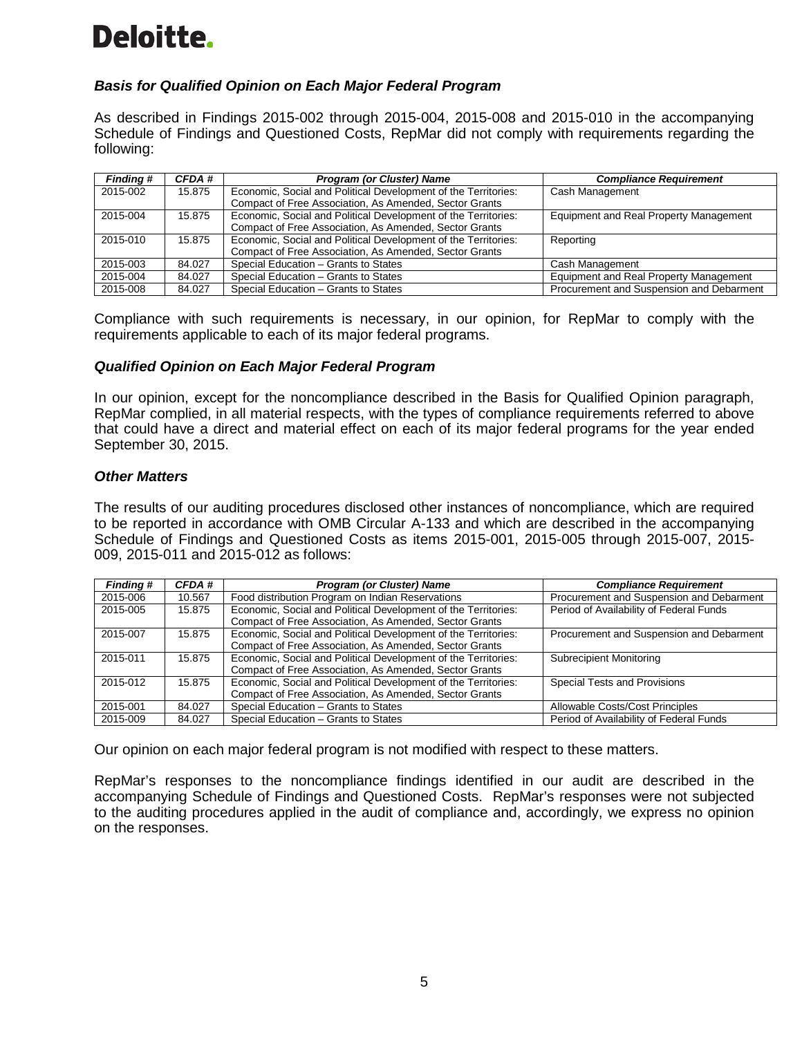Deloitte.

### *Basis for Qualified Opinion on Each Major Federal Program*

As described in Findings 2015-002 through 2015-004, 2015-008 and 2015-010 in the accompanying Schedule of Findings and Questioned Costs, RepMar did not comply with requirements regarding the following:

| *Finding #* | *CFDA #* | *Program (or Cluster) Name* | *Compliance Requirement* |
|---|---|---|---|
| 2015-002 | 15.875 | Economic, Social and Political Development of the Territories: Compact of Free Association, As Amended, Sector Grants | Cash Management |
| 2015-004 | 15.875 | Economic, Social and Political Development of the Territories: Compact of Free Association, As Amended, Sector Grants | Equipment and Real Property Management |
| 2015-010 | 15.875 | Economic, Social and Political Development of the Territories: Compact of Free Association, As Amended, Sector Grants | Reporting |
| 2015-003 | 84.027 | Special Education – Grants to States | Cash Management |
| 2015-004 | 84.027 | Special Education – Grants to States | Equipment and Real Property Management |
| 2015-008 | 84.027 | Special Education – Grants to States | Procurement and Suspension and Debarment |

Compliance with such requirements is necessary, in our opinion, for RepMar to comply with the requirements applicable to each of its major federal programs.

### *Qualified Opinion on Each Major Federal Program*

In our opinion, except for the noncompliance described in the Basis for Qualified Opinion paragraph, RepMar complied, in all material respects, with the types of compliance requirements referred to above that could have a direct and material effect on each of its major federal programs for the year ended September 30, 2015.

### *Other Matters*

The results of our auditing procedures disclosed other instances of noncompliance, which are required to be reported in accordance with OMB Circular A-133 and which are described in the accompanying Schedule of Findings and Questioned Costs as items 2015-001, 2015-005 through 2015-007, 2015-009, 2015-011 and 2015-012 as follows:

| *Finding #* | *CFDA #* | *Program (or Cluster) Name* | *Compliance Requirement* |
|---|---|---|---|
| 2015-006 | 10.567 | Food distribution Program on Indian Reservations | Procurement and Suspension and Debarment |
| 2015-005 | 15.875 | Economic, Social and Political Development of the Territories: Compact of Free Association, As Amended, Sector Grants | Period of Availability of Federal Funds |
| 2015-007 | 15.875 | Economic, Social and Political Development of the Territories: Compact of Free Association, As Amended, Sector Grants | Procurement and Suspension and Debarment |
| 2015-011 | 15.875 | Economic, Social and Political Development of the Territories: Compact of Free Association, As Amended, Sector Grants | Subrecipient Monitoring |
| 2015-012 | 15.875 | Economic, Social and Political Development of the Territories: Compact of Free Association, As Amended, Sector Grants | Special Tests and Provisions |
| 2015-001 | 84.027 | Special Education – Grants to States | Allowable Costs/Cost Principles |
| 2015-009 | 84.027 | Special Education – Grants to States | Period of Availability of Federal Funds |

Our opinion on each major federal program is not modified with respect to these matters.

RepMar's responses to the noncompliance findings identified in our audit are described in the accompanying Schedule of Findings and Questioned Costs. RepMar's responses were not subjected to the auditing procedures applied in the audit of compliance and, accordingly, we express no opinion on the responses.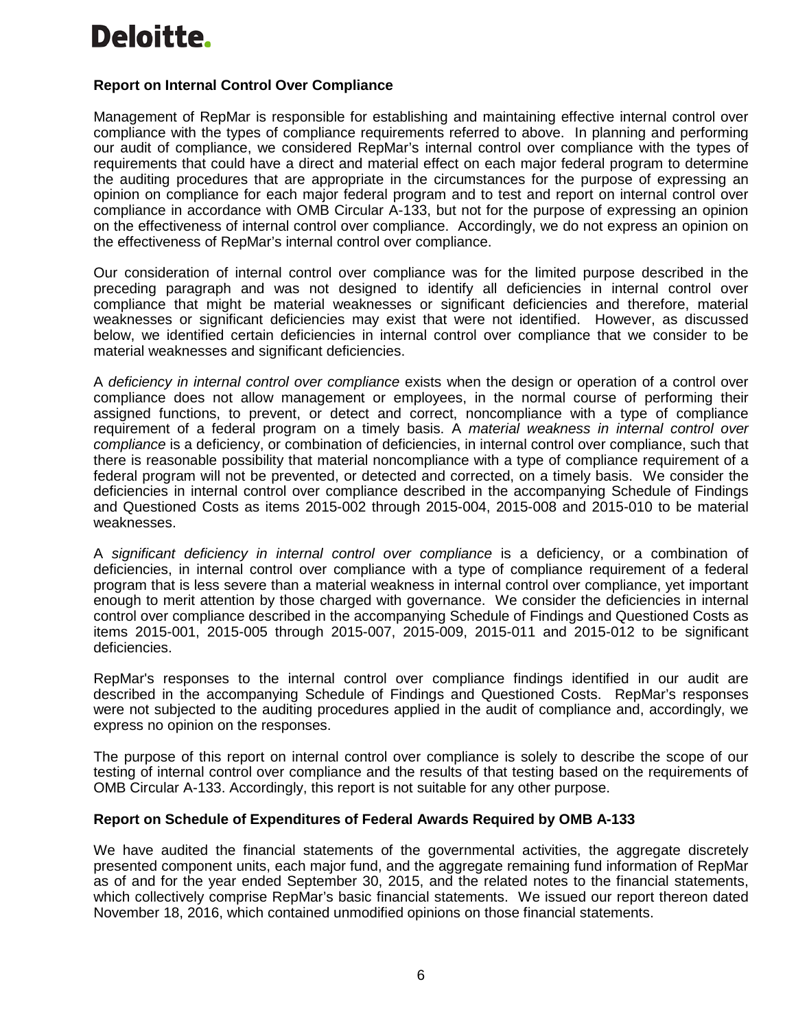Deloitte.

### Report on Internal Control Over Compliance

Management of RepMar is responsible for establishing and maintaining effective internal control over compliance with the types of compliance requirements referred to above. In planning and performing our audit of compliance, we considered RepMar's internal control over compliance with the types of requirements that could have a direct and material effect on each major federal program to determine the auditing procedures that are appropriate in the circumstances for the purpose of expressing an opinion on compliance for each major federal program and to test and report on internal control over compliance in accordance with OMB Circular A-133, but not for the purpose of expressing an opinion on the effectiveness of internal control over compliance. Accordingly, we do not express an opinion on the effectiveness of RepMar's internal control over compliance.

Our consideration of internal control over compliance was for the limited purpose described in the preceding paragraph and was not designed to identify all deficiencies in internal control over compliance that might be material weaknesses or significant deficiencies and therefore, material weaknesses or significant deficiencies may exist that were not identified. However, as discussed below, we identified certain deficiencies in internal control over compliance that we consider to be material weaknesses and significant deficiencies.

A *deficiency in internal control over compliance* exists when the design or operation of a control over compliance does not allow management or employees, in the normal course of performing their assigned functions, to prevent, or detect and correct, noncompliance with a type of compliance requirement of a federal program on a timely basis. A *material weakness in internal control over compliance* is a deficiency, or combination of deficiencies, in internal control over compliance, such that there is reasonable possibility that material noncompliance with a type of compliance requirement of a federal program will not be prevented, or detected and corrected, on a timely basis. We consider the deficiencies in internal control over compliance described in the accompanying Schedule of Findings and Questioned Costs as items 2015-002 through 2015-004, 2015-008 and 2015-010 to be material weaknesses.

A *significant deficiency in internal control over compliance* is a deficiency, or a combination of deficiencies, in internal control over compliance with a type of compliance requirement of a federal program that is less severe than a material weakness in internal control over compliance, yet important enough to merit attention by those charged with governance. We consider the deficiencies in internal control over compliance described in the accompanying Schedule of Findings and Questioned Costs as items 2015-001, 2015-005 through 2015-007, 2015-009, 2015-011 and 2015-012 to be significant deficiencies.

RepMar's responses to the internal control over compliance findings identified in our audit are described in the accompanying Schedule of Findings and Questioned Costs. RepMar's responses were not subjected to the auditing procedures applied in the audit of compliance and, accordingly, we express no opinion on the responses.

The purpose of this report on internal control over compliance is solely to describe the scope of our testing of internal control over compliance and the results of that testing based on the requirements of OMB Circular A-133. Accordingly, this report is not suitable for any other purpose.

### Report on Schedule of Expenditures of Federal Awards Required by OMB A-133

We have audited the financial statements of the governmental activities, the aggregate discretely presented component units, each major fund, and the aggregate remaining fund information of RepMar as of and for the year ended September 30, 2015, and the related notes to the financial statements, which collectively comprise RepMar's basic financial statements. We issued our report thereon dated November 18, 2016, which contained unmodified opinions on those financial statements.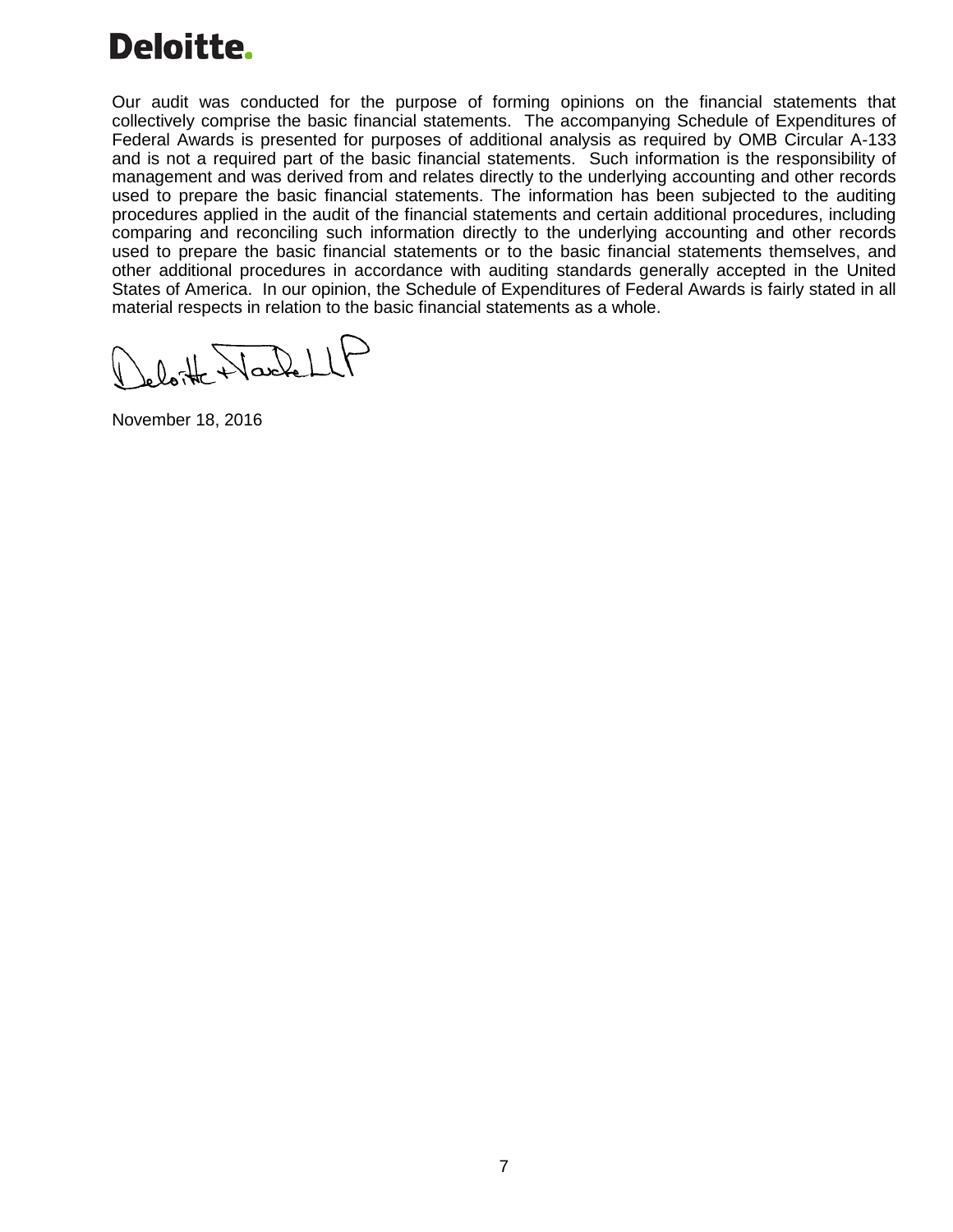Our audit was conducted for the purpose of forming opinions on the financial statements that collectively comprise the basic financial statements. The accompanying Schedule of Expenditures of Federal Awards is presented for purposes of additional analysis as required by OMB Circular A-133 and is not a required part of the basic financial statements. Such information is the responsibility of management and was derived from and relates directly to the underlying accounting and other records used to prepare the basic financial statements. The information has been subjected to the auditing procedures applied in the audit of the financial statements and certain additional procedures, including comparing and reconciling such information directly to the underlying accounting and other records used to prepare the basic financial statements or to the basic financial statements themselves, and other additional procedures in accordance with auditing standards generally accepted in the United States of America. In our opinion, the Schedule of Expenditures of Federal Awards is fairly stated in all material respects in relation to the basic financial statements as a whole.

Deloitte & Touche LLP

November 18, 2016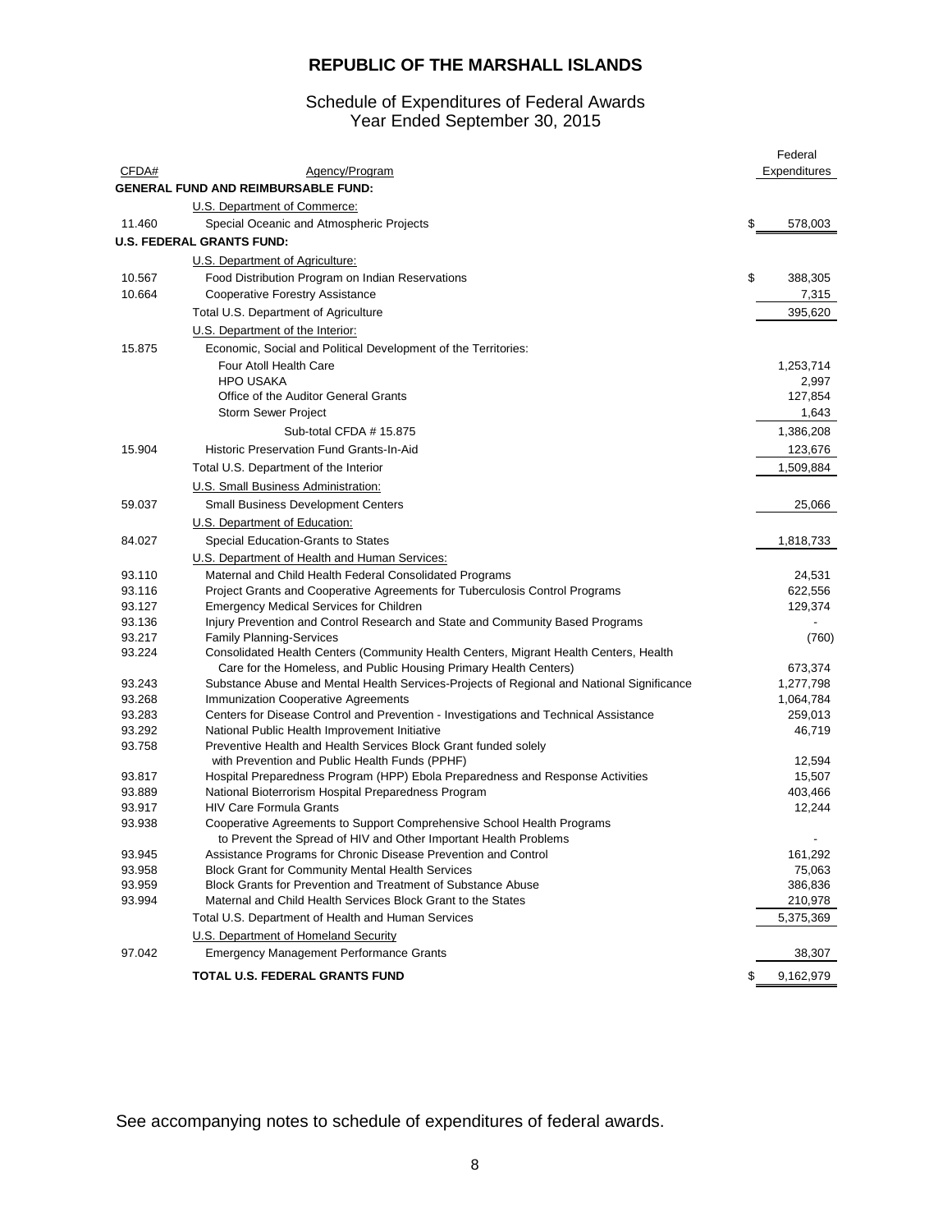# REPUBLIC OF THE MARSHALL ISLANDS

## Schedule of Expenditures of Federal Awards
## Year Ended September 30, 2015

| CFDA# | Agency/Program | Federal Expenditures |
|---|---|---|
| | **GENERAL FUND AND REIMBURSABLE FUND:** | |
| | U.S. Department of Commerce: | |
| 11.460 | Special Oceanic and Atmospheric Projects | $ 578,003 |
| | **U.S. FEDERAL GRANTS FUND:** | |
| | U.S. Department of Agriculture: | |
| 10.567 | Food Distribution Program on Indian Reservations | $ 388,305 |
| 10.664 | Cooperative Forestry Assistance | 7,315 |
| | Total U.S. Department of Agriculture | 395,620 |
| | U.S. Department of the Interior: | |
| 15.875 | Economic, Social and Political Development of the Territories: | |
| | Four Atoll Health Care | 1,253,714 |
| | HPO USAKA | 2,997 |
| | Office of the Auditor General Grants | 127,854 |
| | Storm Sewer Project | 1,643 |
| | Sub-total CFDA # 15.875 | 1,386,208 |
| 15.904 | Historic Preservation Fund Grants-In-Aid | 123,676 |
| | Total U.S. Department of the Interior | 1,509,884 |
| | U.S. Small Business Administration: | |
| 59.037 | Small Business Development Centers | 25,066 |
| | U.S. Department of Education: | |
| 84.027 | Special Education-Grants to States | 1,818,733 |
| | U.S. Department of Health and Human Services: | |
| 93.110 | Maternal and Child Health Federal Consolidated Programs | 24,531 |
| 93.116 | Project Grants and Cooperative Agreements for Tuberculosis Control Programs | 622,556 |
| 93.127 | Emergency Medical Services for Children | 129,374 |
| 93.136 | Injury Prevention and Control Research and State and Community Based Programs | - |
| 93.217 | Family Planning-Services | (760) |
| 93.224 | Consolidated Health Centers (Community Health Centers, Migrant Health Centers, Health Care for the Homeless, and Public Housing Primary Health Centers) | 673,374 |
| 93.243 | Substance Abuse and Mental Health Services-Projects of Regional and National Significance | 1,277,798 |
| 93.268 | Immunization Cooperative Agreements | 1,064,784 |
| 93.283 | Centers for Disease Control and Prevention - Investigations and Technical Assistance | 259,013 |
| 93.292 | National Public Health Improvement Initiative | 46,719 |
| 93.758 | Preventive Health and Health Services Block Grant funded solely with Prevention and Public Health Funds (PPHF) | 12,594 |
| 93.817 | Hospital Preparedness Program (HPP) Ebola Preparedness and Response Activities | 15,507 |
| 93.889 | National Bioterrorism Hospital Preparedness Program | 403,466 |
| 93.917 | HIV Care Formula Grants | 12,244 |
| 93.938 | Cooperative Agreements to Support Comprehensive School Health Programs to Prevent the Spread of HIV and Other Important Health Problems | - |
| 93.945 | Assistance Programs for Chronic Disease Prevention and Control | 161,292 |
| 93.958 | Block Grant for Community Mental Health Services | 75,063 |
| 93.959 | Block Grants for Prevention and Treatment of Substance Abuse | 386,836 |
| 93.994 | Maternal and Child Health Services Block Grant to the States | 210,978 |
| | Total U.S. Department of Health and Human Services | 5,375,369 |
| | U.S. Department of Homeland Security | |
| 97.042 | Emergency Management Performance Grants | 38,307 |
| | **TOTAL U.S. FEDERAL GRANTS FUND** | $ 9,162,979 |

See accompanying notes to schedule of expenditures of federal awards.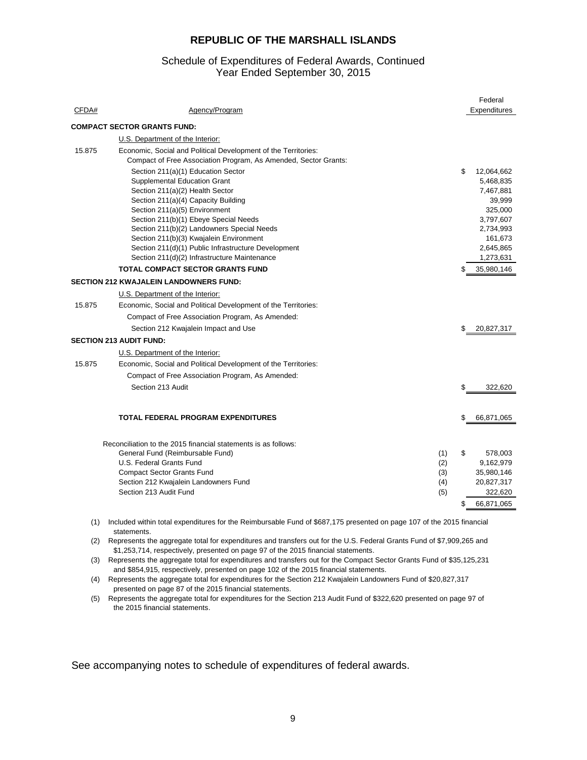# REPUBLIC OF THE MARSHALL ISLANDS

## Schedule of Expenditures of Federal Awards, Continued
## Year Ended September 30, 2015

| CFDA# | Agency/Program | | Federal Expenditures |
|---|---|---|---|
| | **COMPACT SECTOR GRANTS FUND:** | | |
| | U.S. Department of the Interior: | | |
| 15.875 | Economic, Social and Political Development of the Territories: | | |
| | Compact of Free Association Program, As Amended, Sector Grants: | | |
| | Section 211(a)(1) Education Sector | | $ 12,064,662 |
| | Supplemental Education Grant | | 5,468,835 |
| | Section 211(a)(2) Health Sector | | 7,467,881 |
| | Section 211(a)(4) Capacity Building | | 39,999 |
| | Section 211(a)(5) Environment | | 325,000 |
| | Section 211(b)(1) Ebeye Special Needs | | 3,797,607 |
| | Section 211(b)(2) Landowners Special Needs | | 2,734,993 |
| | Section 211(b)(3) Kwajalein Environment | | 161,673 |
| | Section 211(d)(1) Public Infrastructure Development | | 2,645,865 |
| | Section 211(d)(2) Infrastructure Maintenance | | 1,273,631 |
| | **TOTAL COMPACT SECTOR GRANTS FUND** | | $ 35,980,146 |
| | **SECTION 212 KWAJALEIN LANDOWNERS FUND:** | | |
| | U.S. Department of the Interior: | | |
| 15.875 | Economic, Social and Political Development of the Territories: | | |
| | Compact of Free Association Program, As Amended: | | |
| | Section 212 Kwajalein Impact and Use | | $ 20,827,317 |
| | **SECTION 213 AUDIT FUND:** | | |
| | U.S. Department of the Interior: | | |
| 15.875 | Economic, Social and Political Development of the Territories: | | |
| | Compact of Free Association Program, As Amended: | | |
| | Section 213 Audit | | $ 322,620 |
| | **TOTAL FEDERAL PROGRAM EXPENDITURES** | | $ 66,871,065 |
| | Reconciliation to the 2015 financial statements is as follows: | | |
| | General Fund (Reimbursable Fund) | (1) | $ 578,003 |
| | U.S. Federal Grants Fund | (2) | 9,162,979 |
| | Compact Sector Grants Fund | (3) | 35,980,146 |
| | Section 212 Kwajalein Landowners Fund | (4) | 20,827,317 |
| | Section 213 Audit Fund | (5) | 322,620 |
| | | | $ 66,871,065 |

(1) Included within total expenditures for the Reimbursable Fund of $687,175 presented on page 107 of the 2015 financial statements.

(2) Represents the aggregate total for expenditures and transfers out for the U.S. Federal Grants Fund of $7,909,265 and $1,253,714, respectively, presented on page 97 of the 2015 financial statements.

(3) Represents the aggregate total for expenditures and transfers out for the Compact Sector Grants Fund of $35,125,231 and $854,915, respectively, presented on page 102 of the 2015 financial statements.

(4) Represents the aggregate total for expenditures for the Section 212 Kwajalein Landowners Fund of $20,827,317 presented on page 87 of the 2015 financial statements.

(5) Represents the aggregate total for expenditures for the Section 213 Audit Fund of $322,620 presented on page 97 of the 2015 financial statements.

See accompanying notes to schedule of expenditures of federal awards.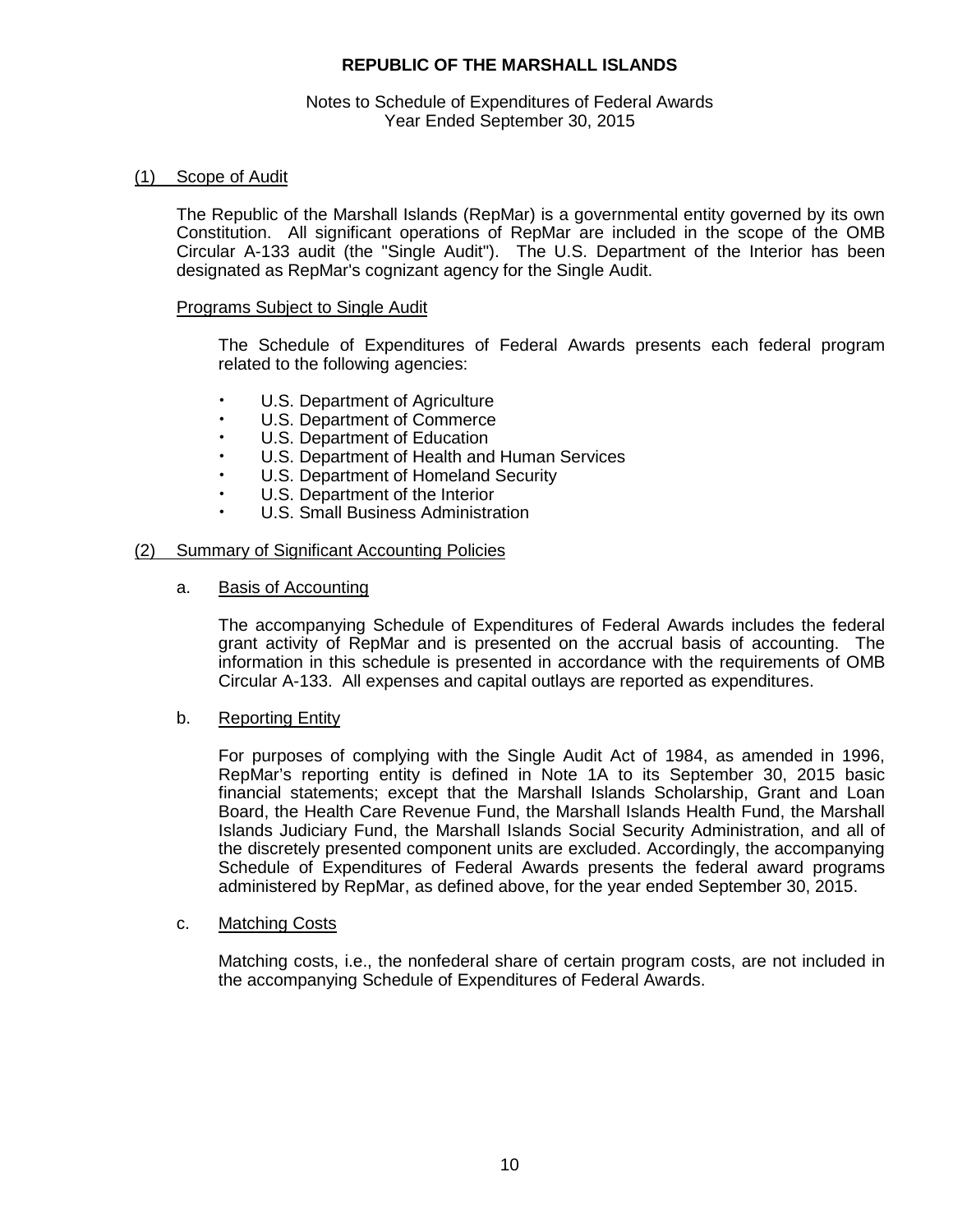**REPUBLIC OF THE MARSHALL ISLANDS**

Notes to Schedule of Expenditures of Federal Awards
Year Ended September 30, 2015

## (1) Scope of Audit

The Republic of the Marshall Islands (RepMar) is a governmental entity governed by its own Constitution. All significant operations of RepMar are included in the scope of the OMB Circular A-133 audit (the "Single Audit"). The U.S. Department of the Interior has been designated as RepMar's cognizant agency for the Single Audit.

### Programs Subject to Single Audit

The Schedule of Expenditures of Federal Awards presents each federal program related to the following agencies:

- U.S. Department of Agriculture
- U.S. Department of Commerce
- U.S. Department of Education
- U.S. Department of Health and Human Services
- U.S. Department of Homeland Security
- U.S. Department of the Interior
- U.S. Small Business Administration

## (2) Summary of Significant Accounting Policies

### a. Basis of Accounting

The accompanying Schedule of Expenditures of Federal Awards includes the federal grant activity of RepMar and is presented on the accrual basis of accounting. The information in this schedule is presented in accordance with the requirements of OMB Circular A-133. All expenses and capital outlays are reported as expenditures.

### b. Reporting Entity

For purposes of complying with the Single Audit Act of 1984, as amended in 1996, RepMar's reporting entity is defined in Note 1A to its September 30, 2015 basic financial statements; except that the Marshall Islands Scholarship, Grant and Loan Board, the Health Care Revenue Fund, the Marshall Islands Health Fund, the Marshall Islands Judiciary Fund, the Marshall Islands Social Security Administration, and all of the discretely presented component units are excluded. Accordingly, the accompanying Schedule of Expenditures of Federal Awards presents the federal award programs administered by RepMar, as defined above, for the year ended September 30, 2015.

### c. Matching Costs

Matching costs, i.e., the nonfederal share of certain program costs, are not included in the accompanying Schedule of Expenditures of Federal Awards.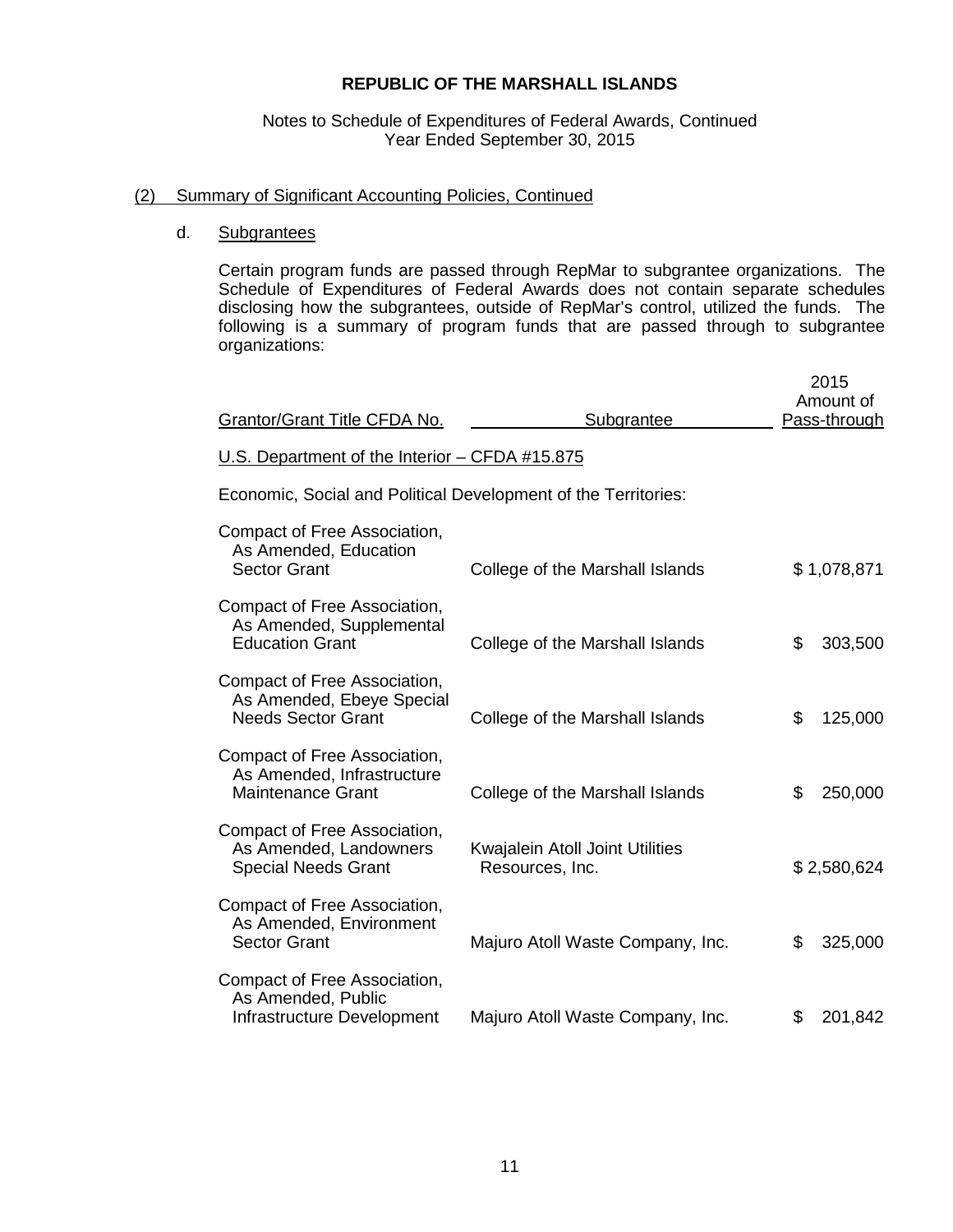**REPUBLIC OF THE MARSHALL ISLANDS**

Notes to Schedule of Expenditures of Federal Awards, Continued
Year Ended September 30, 2015

(2) Summary of Significant Accounting Policies, Continued

d. Subgrantees

Certain program funds are passed through RepMar to subgrantee organizations. The Schedule of Expenditures of Federal Awards does not contain separate schedules disclosing how the subgrantees, outside of RepMar's control, utilized the funds. The following is a summary of program funds that are passed through to subgrantee organizations:

| Grantor/Grant Title CFDA No. | Subgrantee | 2015 Amount of Pass-through |
|---|---|---|
| U.S. Department of the Interior – CFDA #15.875 | | |
| Economic, Social and Political Development of the Territories: | | |
| Compact of Free Association, As Amended, Education Sector Grant | College of the Marshall Islands | $ 1,078,871 |
| Compact of Free Association, As Amended, Supplemental Education Grant | College of the Marshall Islands | $ 303,500 |
| Compact of Free Association, As Amended, Ebeye Special Needs Sector Grant | College of the Marshall Islands | $ 125,000 |
| Compact of Free Association, As Amended, Infrastructure Maintenance Grant | College of the Marshall Islands | $ 250,000 |
| Compact of Free Association, As Amended, Landowners Special Needs Grant | Kwajalein Atoll Joint Utilities Resources, Inc. | $ 2,580,624 |
| Compact of Free Association, As Amended, Environment Sector Grant | Majuro Atoll Waste Company, Inc. | $ 325,000 |
| Compact of Free Association, As Amended, Public Infrastructure Development | Majuro Atoll Waste Company, Inc. | $ 201,842 |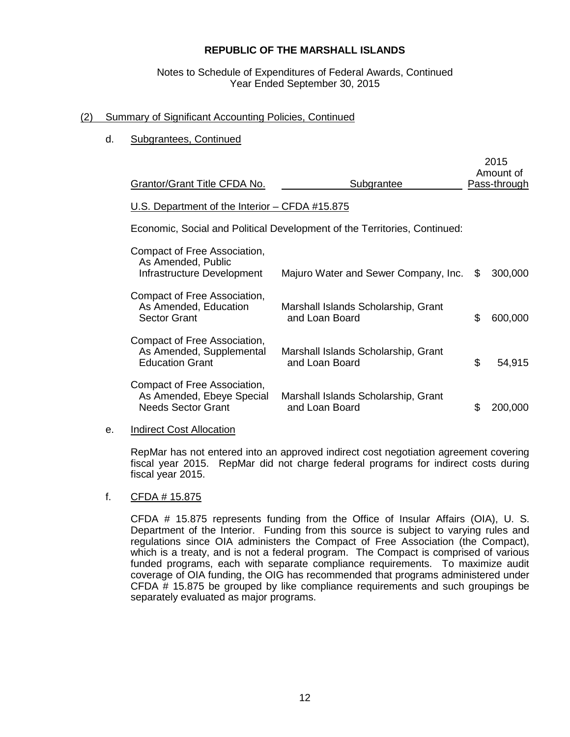**REPUBLIC OF THE MARSHALL ISLANDS**

Notes to Schedule of Expenditures of Federal Awards, Continued
Year Ended September 30, 2015

(2) Summary of Significant Accounting Policies, Continued

d. Subgrantees, Continued

| Grantor/Grant Title CFDA No. | Subgrantee | 2015 Amount of Pass-through |
|---|---|---|
| U.S. Department of the Interior – CFDA #15.875 | | |
| Economic, Social and Political Development of the Territories, Continued: | | |
| Compact of Free Association, As Amended, Public Infrastructure Development | Majuro Water and Sewer Company, Inc. | $ 300,000 |
| Compact of Free Association, As Amended, Education Sector Grant | Marshall Islands Scholarship, Grant and Loan Board | $ 600,000 |
| Compact of Free Association, As Amended, Supplemental Education Grant | Marshall Islands Scholarship, Grant and Loan Board | $ 54,915 |
| Compact of Free Association, As Amended, Ebeye Special Needs Sector Grant | Marshall Islands Scholarship, Grant and Loan Board | $ 200,000 |

e. Indirect Cost Allocation

RepMar has not entered into an approved indirect cost negotiation agreement covering fiscal year 2015. RepMar did not charge federal programs for indirect costs during fiscal year 2015.

f. CFDA # 15.875

CFDA # 15.875 represents funding from the Office of Insular Affairs (OIA), U. S. Department of the Interior. Funding from this source is subject to varying rules and regulations since OIA administers the Compact of Free Association (the Compact), which is a treaty, and is not a federal program. The Compact is comprised of various funded programs, each with separate compliance requirements. To maximize audit coverage of OIA funding, the OIG has recommended that programs administered under CFDA # 15.875 be grouped by like compliance requirements and such groupings be separately evaluated as major programs.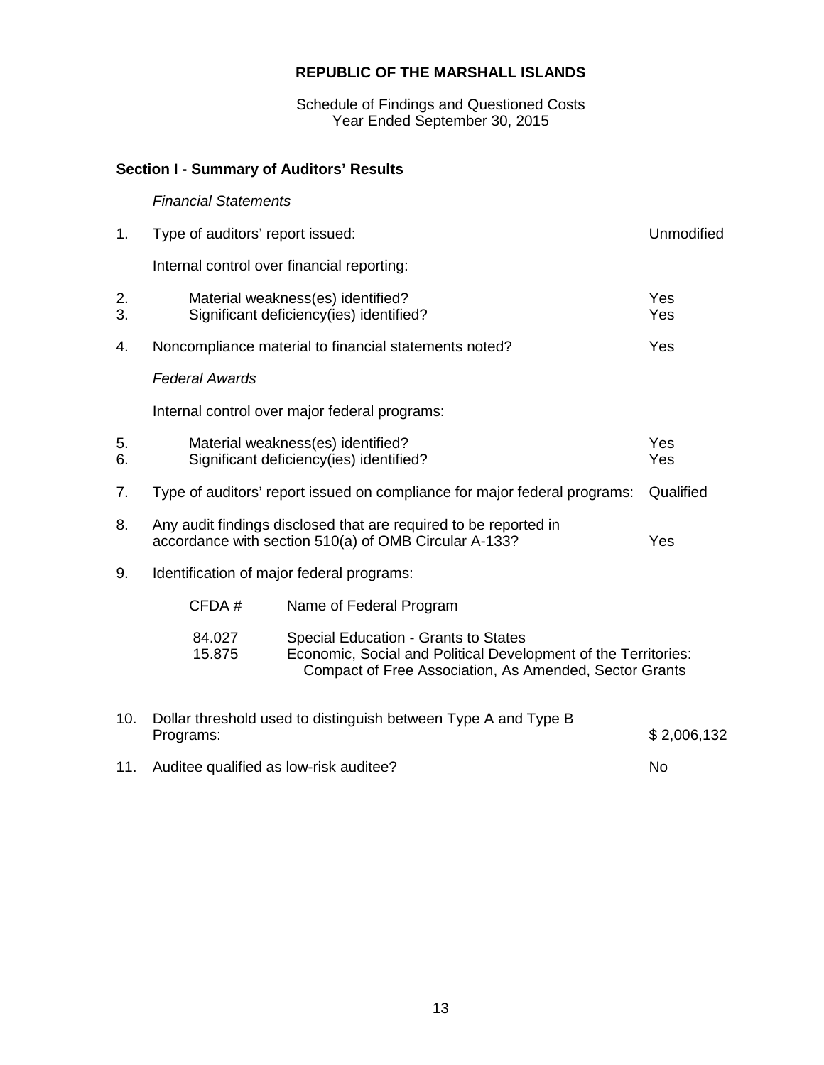**REPUBLIC OF THE MARSHALL ISLANDS**

Schedule of Findings and Questioned Costs
Year Ended September 30, 2015

**Section I - Summary of Auditors' Results**

*Financial Statements*

| | | |
|---|---|---|
| 1. | Type of auditors' report issued: | Unmodified |
| | Internal control over financial reporting: | |
| 2. | Material weakness(es) identified? | Yes |
| 3. | Significant deficiency(ies) identified? | Yes |
| 4. | Noncompliance material to financial statements noted? | Yes |

*Federal Awards*

| | | |
|---|---|---|
| | Internal control over major federal programs: | |
| 5. | Material weakness(es) identified? | Yes |
| 6. | Significant deficiency(ies) identified? | Yes |
| 7. | Type of auditors' report issued on compliance for major federal programs: | Qualified |
| 8. | Any audit findings disclosed that are required to be reported in accordance with section 510(a) of OMB Circular A-133? | Yes |
| 9. | Identification of major federal programs: | |

| CFDA # | Name of Federal Program |
|---|---|
| 84.027 | Special Education - Grants to States |
| 15.875 | Economic, Social and Political Development of the Territories: Compact of Free Association, As Amended, Sector Grants |

| | | |
|---|---|---|
| 10. | Dollar threshold used to distinguish between Type A and Type B Programs: | $ 2,006,132 |
| 11. | Auditee qualified as low-risk auditee? | No |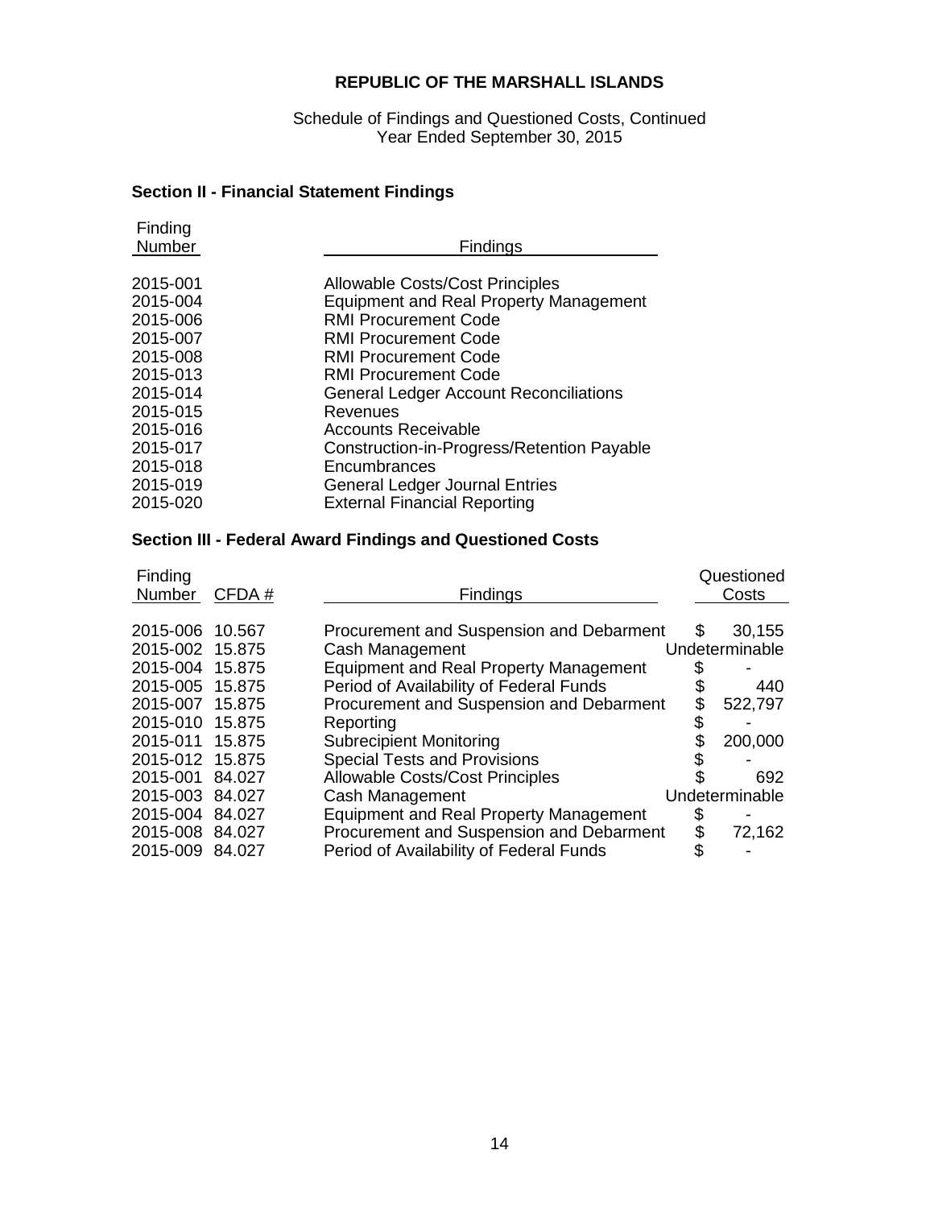**REPUBLIC OF THE MARSHALL ISLANDS**

Schedule of Findings and Questioned Costs, Continued
Year Ended September 30, 2015

## Section II - Financial Statement Findings

| Finding Number | Findings |
|---|---|
| 2015-001 | Allowable Costs/Cost Principles |
| 2015-004 | Equipment and Real Property Management |
| 2015-006 | RMI Procurement Code |
| 2015-007 | RMI Procurement Code |
| 2015-008 | RMI Procurement Code |
| 2015-013 | RMI Procurement Code |
| 2015-014 | General Ledger Account Reconciliations |
| 2015-015 | Revenues |
| 2015-016 | Accounts Receivable |
| 2015-017 | Construction-in-Progress/Retention Payable |
| 2015-018 | Encumbrances |
| 2015-019 | General Ledger Journal Entries |
| 2015-020 | External Financial Reporting |

## Section III - Federal Award Findings and Questioned Costs

| Finding Number | CFDA # | Findings | Questioned Costs |
|---|---|---|---|
| 2015-006 | 10.567 | Procurement and Suspension and Debarment | $ 30,155 |
| 2015-002 | 15.875 | Cash Management | Undeterminable |
| 2015-004 | 15.875 | Equipment and Real Property Management | $ - |
| 2015-005 | 15.875 | Period of Availability of Federal Funds | $ 440 |
| 2015-007 | 15.875 | Procurement and Suspension and Debarment | $ 522,797 |
| 2015-010 | 15.875 | Reporting | $ - |
| 2015-011 | 15.875 | Subrecipient Monitoring | $ 200,000 |
| 2015-012 | 15.875 | Special Tests and Provisions | $ - |
| 2015-001 | 84.027 | Allowable Costs/Cost Principles | $ 692 |
| 2015-003 | 84.027 | Cash Management | Undeterminable |
| 2015-004 | 84.027 | Equipment and Real Property Management | $ - |
| 2015-008 | 84.027 | Procurement and Suspension and Debarment | $ 72,162 |
| 2015-009 | 84.027 | Period of Availability of Federal Funds | $ - |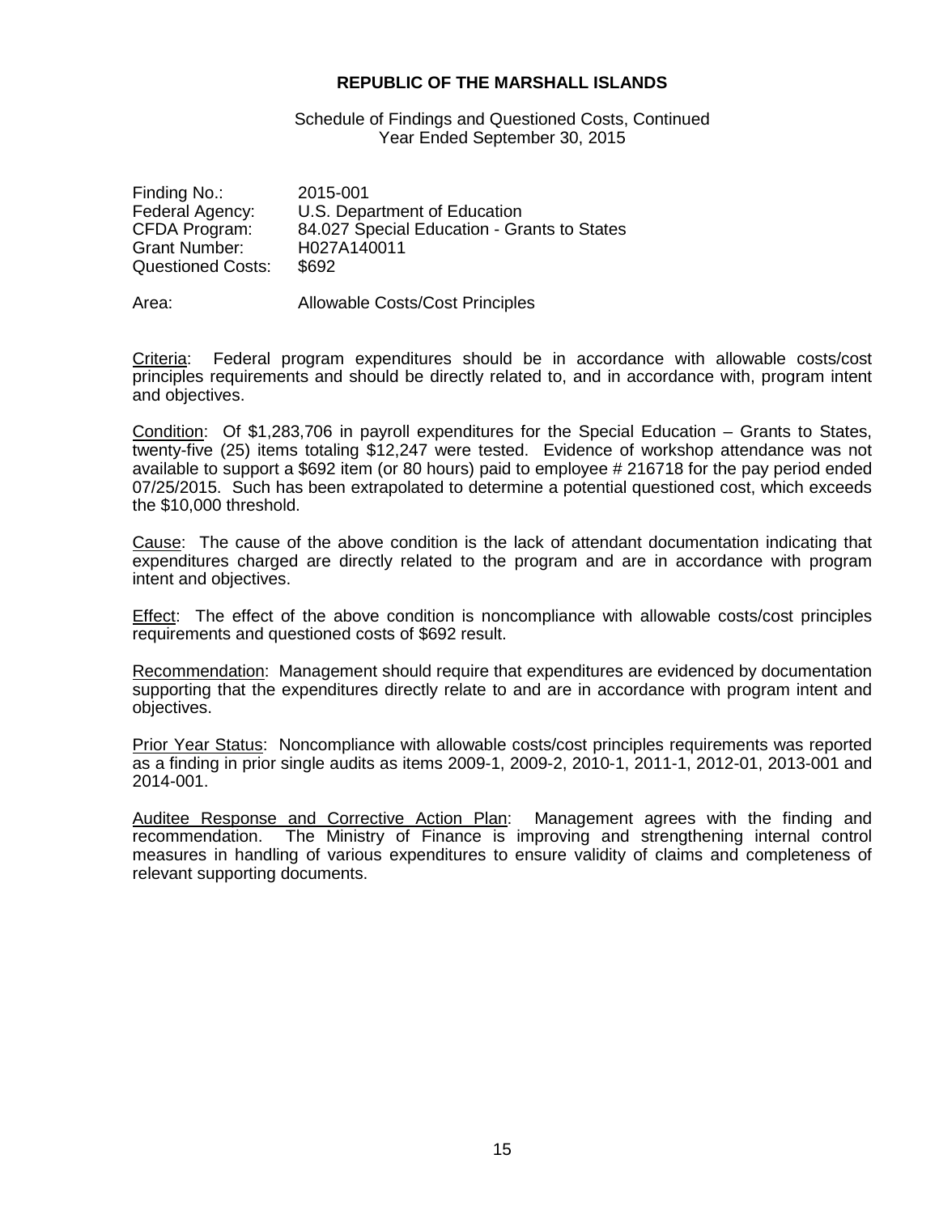**REPUBLIC OF THE MARSHALL ISLANDS**

Schedule of Findings and Questioned Costs, Continued
Year Ended September 30, 2015

| | |
|---|---|
| Finding No.: | 2015-001 |
| Federal Agency: | U.S. Department of Education |
| CFDA Program: | 84.027 Special Education - Grants to States |
| Grant Number: | H027A140011 |
| Questioned Costs: | $692 |

Area: Allowable Costs/Cost Principles

Criteria: Federal program expenditures should be in accordance with allowable costs/cost principles requirements and should be directly related to, and in accordance with, program intent and objectives.

Condition: Of $1,283,706 in payroll expenditures for the Special Education – Grants to States, twenty-five (25) items totaling $12,247 were tested. Evidence of workshop attendance was not available to support a $692 item (or 80 hours) paid to employee # 216718 for the pay period ended 07/25/2015. Such has been extrapolated to determine a potential questioned cost, which exceeds the $10,000 threshold.

Cause: The cause of the above condition is the lack of attendant documentation indicating that expenditures charged are directly related to the program and are in accordance with program intent and objectives.

Effect: The effect of the above condition is noncompliance with allowable costs/cost principles requirements and questioned costs of $692 result.

Recommendation: Management should require that expenditures are evidenced by documentation supporting that the expenditures directly relate to and are in accordance with program intent and objectives.

Prior Year Status: Noncompliance with allowable costs/cost principles requirements was reported as a finding in prior single audits as items 2009-1, 2009-2, 2010-1, 2011-1, 2012-01, 2013-001 and 2014-001.

Auditee Response and Corrective Action Plan: Management agrees with the finding and recommendation. The Ministry of Finance is improving and strengthening internal control measures in handling of various expenditures to ensure validity of claims and completeness of relevant supporting documents.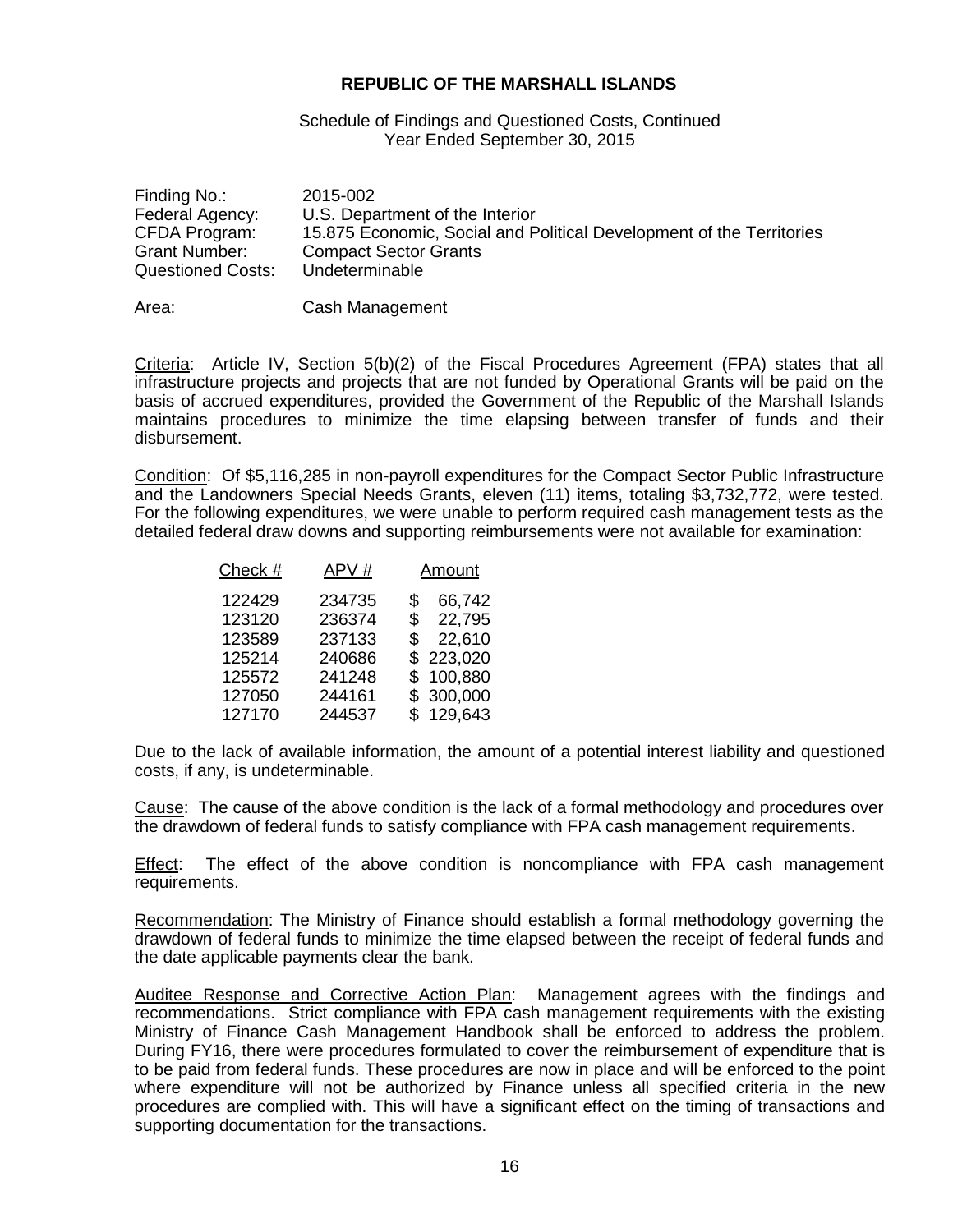**REPUBLIC OF THE MARSHALL ISLANDS**

Schedule of Findings and Questioned Costs, Continued
Year Ended September 30, 2015

Finding No.: 2015-002
Federal Agency: U.S. Department of the Interior
CFDA Program: 15.875 Economic, Social and Political Development of the Territories
Grant Number: Compact Sector Grants
Questioned Costs: Undeterminable

Area: Cash Management

Criteria: Article IV, Section 5(b)(2) of the Fiscal Procedures Agreement (FPA) states that all infrastructure projects and projects that are not funded by Operational Grants will be paid on the basis of accrued expenditures, provided the Government of the Republic of the Marshall Islands maintains procedures to minimize the time elapsing between transfer of funds and their disbursement.

Condition: Of $5,116,285 in non-payroll expenditures for the Compact Sector Public Infrastructure and the Landowners Special Needs Grants, eleven (11) items, totaling $3,732,772, were tested. For the following expenditures, we were unable to perform required cash management tests as the detailed federal draw downs and supporting reimbursements were not available for examination:

| Check # | APV # | Amount |
|---|---|---|
| 122429 | 234735 | $ 66,742 |
| 123120 | 236374 | $ 22,795 |
| 123589 | 237133 | $ 22,610 |
| 125214 | 240686 | $ 223,020 |
| 125572 | 241248 | $ 100,880 |
| 127050 | 244161 | $ 300,000 |
| 127170 | 244537 | $ 129,643 |

Due to the lack of available information, the amount of a potential interest liability and questioned costs, if any, is undeterminable.

Cause: The cause of the above condition is the lack of a formal methodology and procedures over the drawdown of federal funds to satisfy compliance with FPA cash management requirements.

Effect: The effect of the above condition is noncompliance with FPA cash management requirements.

Recommendation: The Ministry of Finance should establish a formal methodology governing the drawdown of federal funds to minimize the time elapsed between the receipt of federal funds and the date applicable payments clear the bank.

Auditee Response and Corrective Action Plan: Management agrees with the findings and recommendations. Strict compliance with FPA cash management requirements with the existing Ministry of Finance Cash Management Handbook shall be enforced to address the problem. During FY16, there were procedures formulated to cover the reimbursement of expenditure that is to be paid from federal funds. These procedures are now in place and will be enforced to the point where expenditure will not be authorized by Finance unless all specified criteria in the new procedures are complied with. This will have a significant effect on the timing of transactions and supporting documentation for the transactions.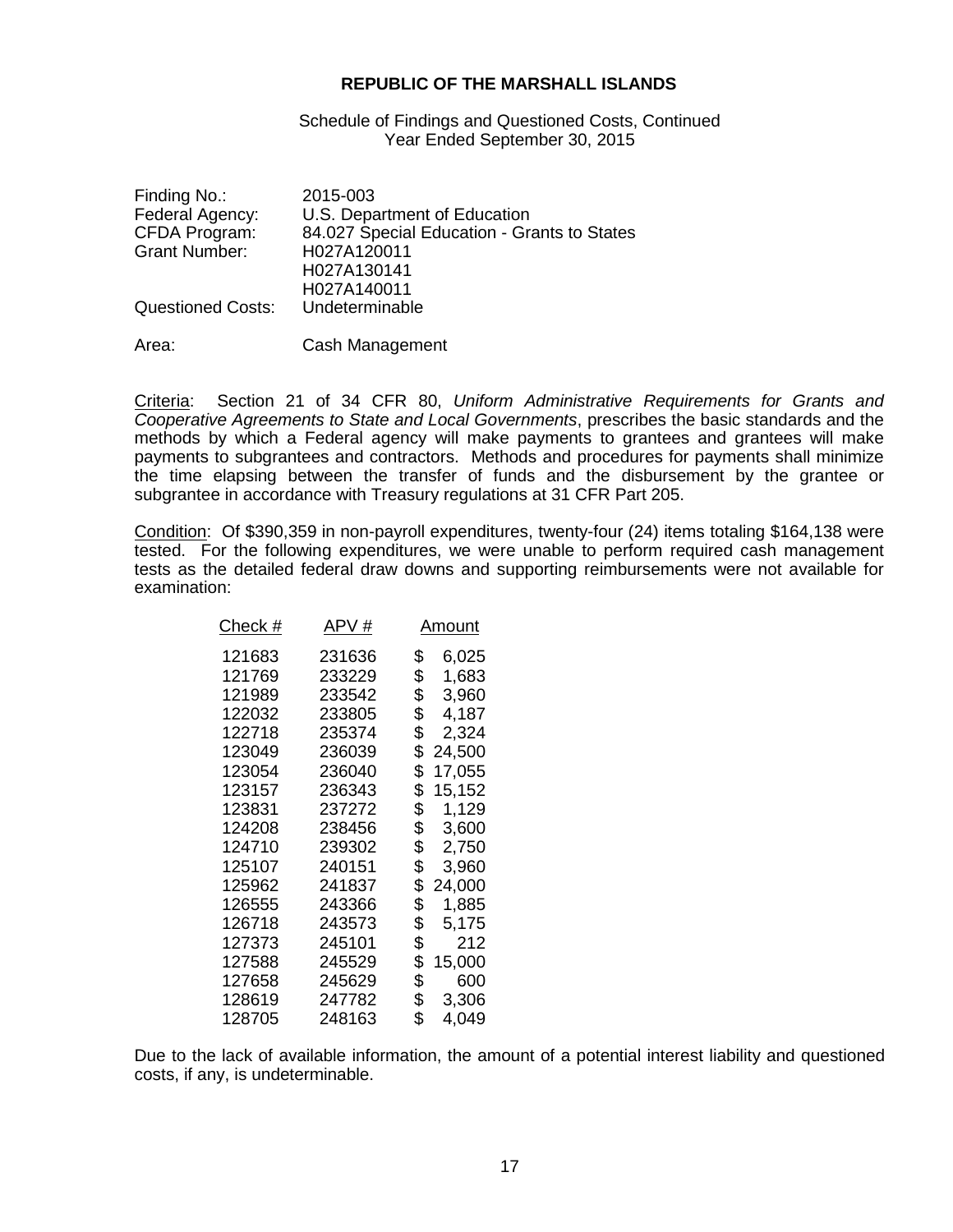**REPUBLIC OF THE MARSHALL ISLANDS**

Schedule of Findings and Questioned Costs, Continued
Year Ended September 30, 2015

| | |
|---|---|
| Finding No.: | 2015-003 |
| Federal Agency: | U.S. Department of Education |
| CFDA Program: | 84.027 Special Education - Grants to States |
| Grant Number: | H027A120011 |
| | H027A130141 |
| | H027A140011 |
| Questioned Costs: | Undeterminable |

Area: Cash Management

Criteria: Section 21 of 34 CFR 80, *Uniform Administrative Requirements for Grants and Cooperative Agreements to State and Local Governments*, prescribes the basic standards and the methods by which a Federal agency will make payments to grantees and grantees will make payments to subgrantees and contractors. Methods and procedures for payments shall minimize the time elapsing between the transfer of funds and the disbursement by the grantee or subgrantee in accordance with Treasury regulations at 31 CFR Part 205.

Condition: Of $390,359 in non-payroll expenditures, twenty-four (24) items totaling $164,138 were tested. For the following expenditures, we were unable to perform required cash management tests as the detailed federal draw downs and supporting reimbursements were not available for examination:

| Check # | APV # | Amount |
|---|---|---|
| 121683 | 231636 | $ 6,025 |
| 121769 | 233229 | $ 1,683 |
| 121989 | 233542 | $ 3,960 |
| 122032 | 233805 | $ 4,187 |
| 122718 | 235374 | $ 2,324 |
| 123049 | 236039 | $ 24,500 |
| 123054 | 236040 | $ 17,055 |
| 123157 | 236343 | $ 15,152 |
| 123831 | 237272 | $ 1,129 |
| 124208 | 238456 | $ 3,600 |
| 124710 | 239302 | $ 2,750 |
| 125107 | 240151 | $ 3,960 |
| 125962 | 241837 | $ 24,000 |
| 126555 | 243366 | $ 1,885 |
| 126718 | 243573 | $ 5,175 |
| 127373 | 245101 | $ 212 |
| 127588 | 245529 | $ 15,000 |
| 127658 | 245629 | $ 600 |
| 128619 | 247782 | $ 3,306 |
| 128705 | 248163 | $ 4,049 |

Due to the lack of available information, the amount of a potential interest liability and questioned costs, if any, is undeterminable.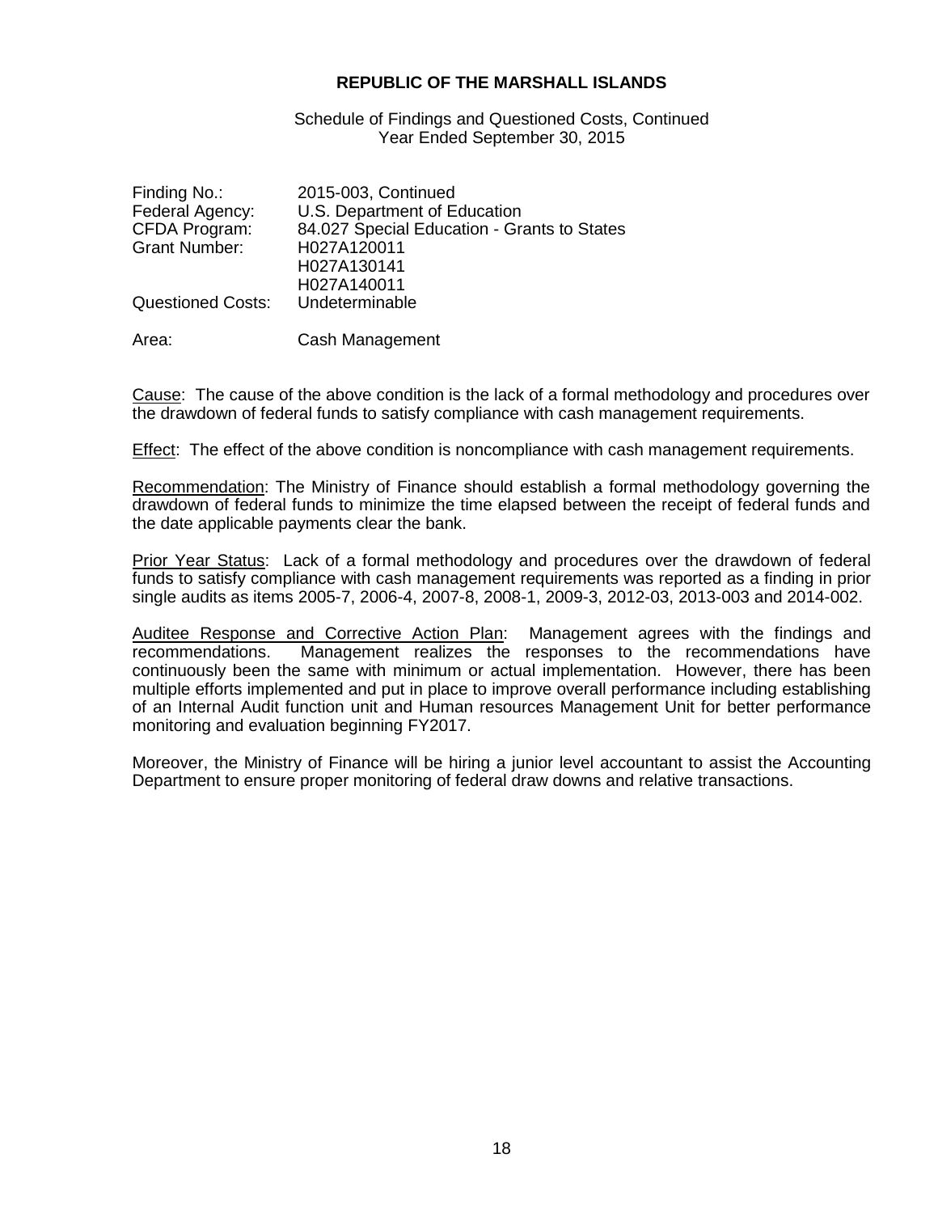**REPUBLIC OF THE MARSHALL ISLANDS**

Schedule of Findings and Questioned Costs, Continued
Year Ended September 30, 2015

| | |
|---|---|
| Finding No.: | 2015-003, Continued |
| Federal Agency: | U.S. Department of Education |
| CFDA Program: | 84.027 Special Education - Grants to States |
| Grant Number: | H027A120011<br>H027A130141<br>H027A140011 |
| Questioned Costs: | Undeterminable |

Area: Cash Management

Cause: The cause of the above condition is the lack of a formal methodology and procedures over the drawdown of federal funds to satisfy compliance with cash management requirements.

Effect: The effect of the above condition is noncompliance with cash management requirements.

Recommendation: The Ministry of Finance should establish a formal methodology governing the drawdown of federal funds to minimize the time elapsed between the receipt of federal funds and the date applicable payments clear the bank.

Prior Year Status: Lack of a formal methodology and procedures over the drawdown of federal funds to satisfy compliance with cash management requirements was reported as a finding in prior single audits as items 2005-7, 2006-4, 2007-8, 2008-1, 2009-3, 2012-03, 2013-003 and 2014-002.

Auditee Response and Corrective Action Plan: Management agrees with the findings and recommendations. Management realizes the responses to the recommendations have continuously been the same with minimum or actual implementation. However, there has been multiple efforts implemented and put in place to improve overall performance including establishing of an Internal Audit function unit and Human resources Management Unit for better performance monitoring and evaluation beginning FY2017.

Moreover, the Ministry of Finance will be hiring a junior level accountant to assist the Accounting Department to ensure proper monitoring of federal draw downs and relative transactions.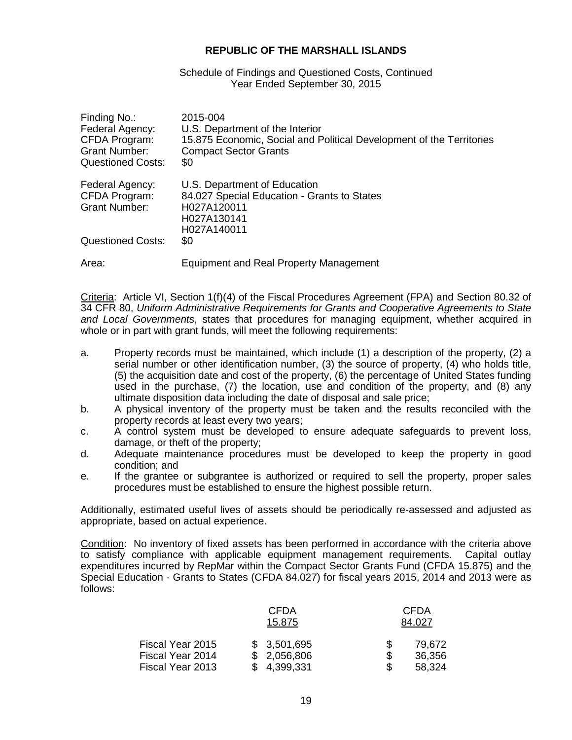**REPUBLIC OF THE MARSHALL ISLANDS**

Schedule of Findings and Questioned Costs, Continued
Year Ended September 30, 2015

| | |
|---|---|
| Finding No.: | 2015-004 |
| Federal Agency: | U.S. Department of the Interior |
| CFDA Program: | 15.875 Economic, Social and Political Development of the Territories |
| Grant Number: | Compact Sector Grants |
| Questioned Costs: | $0 |
| | |
| Federal Agency: | U.S. Department of Education |
| CFDA Program: | 84.027 Special Education - Grants to States |
| Grant Number: | H027A120011<br>H027A130141<br>H027A140011 |
| Questioned Costs: | $0 |
| | |
| Area: | Equipment and Real Property Management |

Criteria: Article VI, Section 1(f)(4) of the Fiscal Procedures Agreement (FPA) and Section 80.32 of 34 CFR 80, *Uniform Administrative Requirements for Grants and Cooperative Agreements to State and Local Governments*, states that procedures for managing equipment, whether acquired in whole or in part with grant funds, will meet the following requirements:

a. Property records must be maintained, which include (1) a description of the property, (2) a serial number or other identification number, (3) the source of property, (4) who holds title, (5) the acquisition date and cost of the property, (6) the percentage of United States funding used in the purchase, (7) the location, use and condition of the property, and (8) any ultimate disposition data including the date of disposal and sale price;
b. A physical inventory of the property must be taken and the results reconciled with the property records at least every two years;
c. A control system must be developed to ensure adequate safeguards to prevent loss, damage, or theft of the property;
d. Adequate maintenance procedures must be developed to keep the property in good condition; and
e. If the grantee or subgrantee is authorized or required to sell the property, proper sales procedures must be established to ensure the highest possible return.

Additionally, estimated useful lives of assets should be periodically re-assessed and adjusted as appropriate, based on actual experience.

Condition: No inventory of fixed assets has been performed in accordance with the criteria above to satisfy compliance with applicable equipment management requirements. Capital outlay expenditures incurred by RepMar within the Compact Sector Grants Fund (CFDA 15.875) and the Special Education - Grants to States (CFDA 84.027) for fiscal years 2015, 2014 and 2013 were as follows:

| | CFDA 15.875 | CFDA 84.027 |
|---|---|---|
| Fiscal Year 2015 | $ 3,501,695 | $ 79,672 |
| Fiscal Year 2014 | $ 2,056,806 | $ 36,356 |
| Fiscal Year 2013 | $ 4,399,331 | $ 58,324 |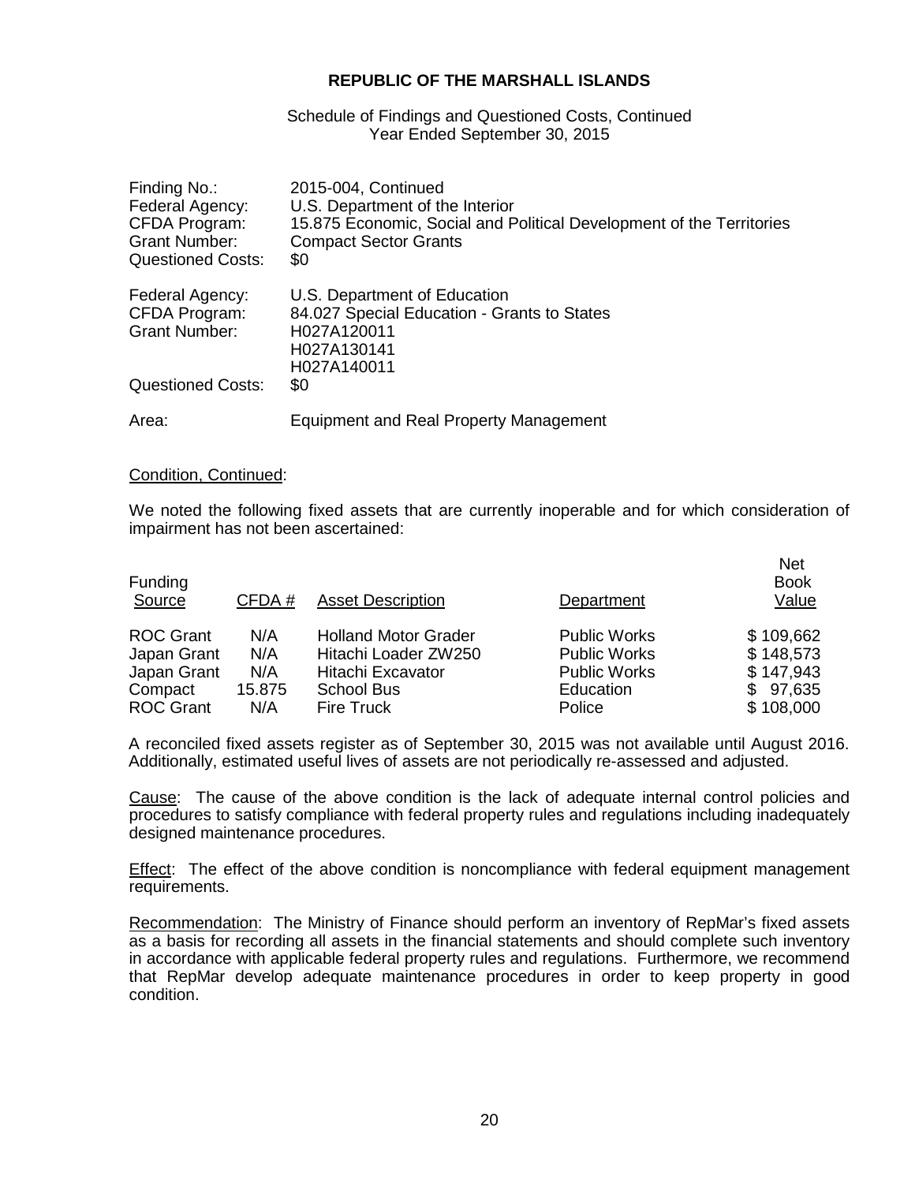**REPUBLIC OF THE MARSHALL ISLANDS**

Schedule of Findings and Questioned Costs, Continued
Year Ended September 30, 2015

Finding No.: 2015-004, Continued
Federal Agency: U.S. Department of the Interior
CFDA Program: 15.875 Economic, Social and Political Development of the Territories
Grant Number: Compact Sector Grants
Questioned Costs: $0

Federal Agency: U.S. Department of Education
CFDA Program: 84.027 Special Education - Grants to States
Grant Number: H027A120011
H027A130141
H027A140011
Questioned Costs: $0

Area: Equipment and Real Property Management

Condition, Continued:

We noted the following fixed assets that are currently inoperable and for which consideration of impairment has not been ascertained:

| Funding Source | CFDA # | Asset Description | Department | Net Book Value |
|---|---|---|---|---|
| ROC Grant | N/A | Holland Motor Grader | Public Works | $ 109,662 |
| Japan Grant | N/A | Hitachi Loader ZW250 | Public Works | $ 148,573 |
| Japan Grant | N/A | Hitachi Excavator | Public Works | $ 147,943 |
| Compact | 15.875 | School Bus | Education | $ 97,635 |
| ROC Grant | N/A | Fire Truck | Police | $ 108,000 |

A reconciled fixed assets register as of September 30, 2015 was not available until August 2016. Additionally, estimated useful lives of assets are not periodically re-assessed and adjusted.

Cause: The cause of the above condition is the lack of adequate internal control policies and procedures to satisfy compliance with federal property rules and regulations including inadequately designed maintenance procedures.

Effect: The effect of the above condition is noncompliance with federal equipment management requirements.

Recommendation: The Ministry of Finance should perform an inventory of RepMar's fixed assets as a basis for recording all assets in the financial statements and should complete such inventory in accordance with applicable federal property rules and regulations. Furthermore, we recommend that RepMar develop adequate maintenance procedures in order to keep property in good condition.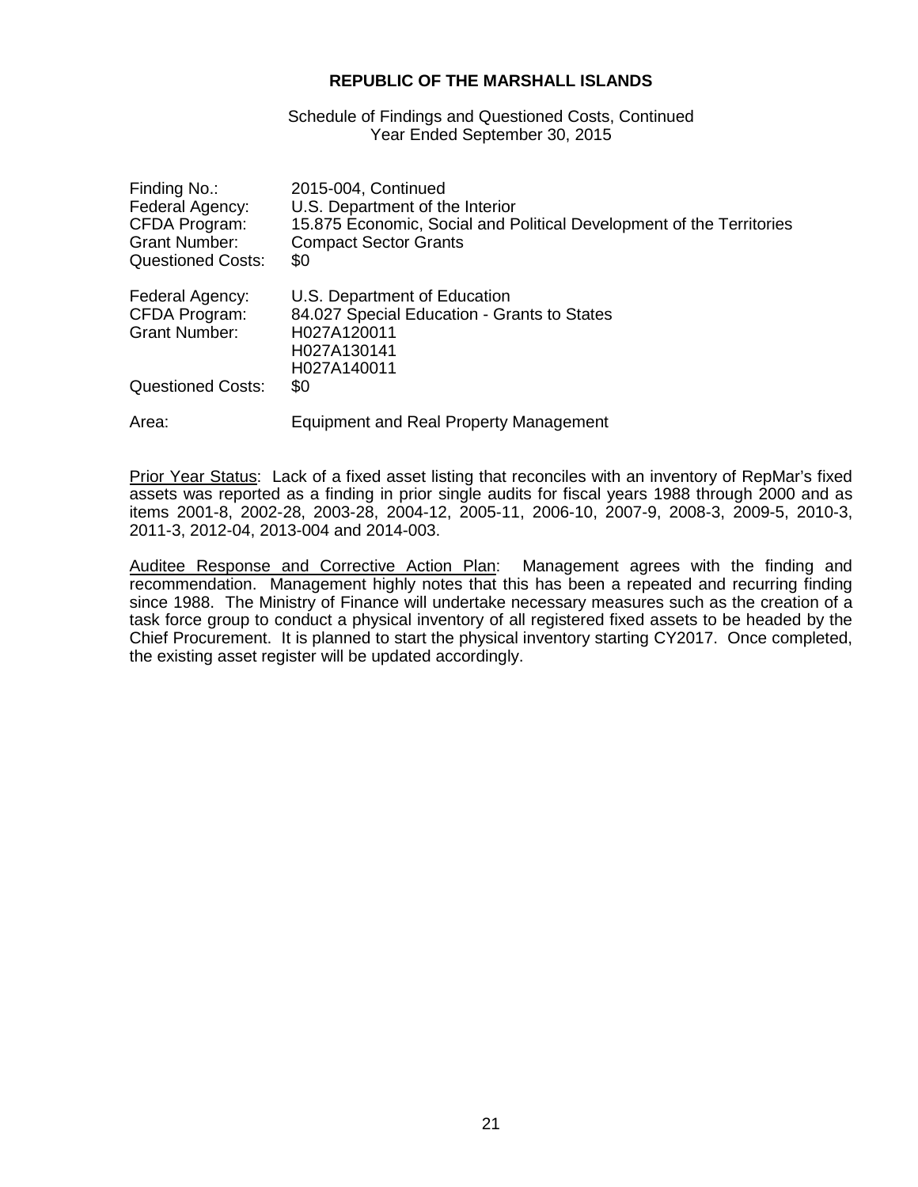**REPUBLIC OF THE MARSHALL ISLANDS**

Schedule of Findings and Questioned Costs, Continued
Year Ended September 30, 2015

Finding No.: 2015-004, Continued
Federal Agency: U.S. Department of the Interior
CFDA Program: 15.875 Economic, Social and Political Development of the Territories
Grant Number: Compact Sector Grants
Questioned Costs: $0

Federal Agency: U.S. Department of Education
CFDA Program: 84.027 Special Education - Grants to States
Grant Number: H027A120011
H027A130141
H027A140011
Questioned Costs: $0

Area: Equipment and Real Property Management

Prior Year Status: Lack of a fixed asset listing that reconciles with an inventory of RepMar's fixed assets was reported as a finding in prior single audits for fiscal years 1988 through 2000 and as items 2001-8, 2002-28, 2003-28, 2004-12, 2005-11, 2006-10, 2007-9, 2008-3, 2009-5, 2010-3, 2011-3, 2012-04, 2013-004 and 2014-003.

Auditee Response and Corrective Action Plan: Management agrees with the finding and recommendation. Management highly notes that this has been a repeated and recurring finding since 1988. The Ministry of Finance will undertake necessary measures such as the creation of a task force group to conduct a physical inventory of all registered fixed assets to be headed by the Chief Procurement. It is planned to start the physical inventory starting CY2017. Once completed, the existing asset register will be updated accordingly.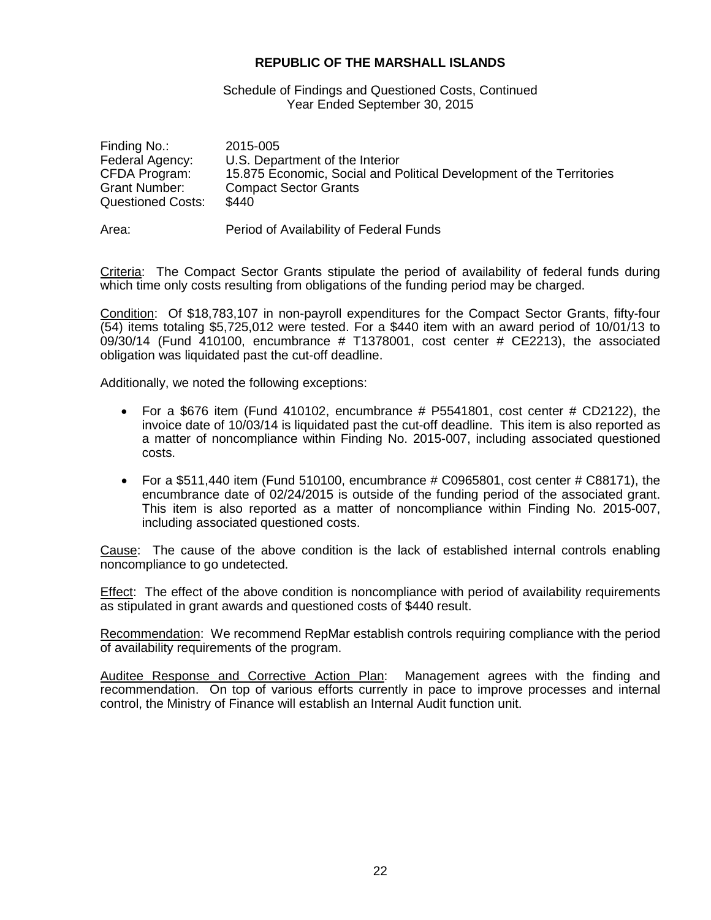**REPUBLIC OF THE MARSHALL ISLANDS**

Schedule of Findings and Questioned Costs, Continued
Year Ended September 30, 2015

Finding No.: 2015-005
Federal Agency: U.S. Department of the Interior
CFDA Program: 15.875 Economic, Social and Political Development of the Territories
Grant Number: Compact Sector Grants
Questioned Costs: $440

Area: Period of Availability of Federal Funds

Criteria: The Compact Sector Grants stipulate the period of availability of federal funds during which time only costs resulting from obligations of the funding period may be charged.

Condition: Of $18,783,107 in non-payroll expenditures for the Compact Sector Grants, fifty-four (54) items totaling $5,725,012 were tested. For a $440 item with an award period of 10/01/13 to 09/30/14 (Fund 410100, encumbrance # T1378001, cost center # CE2213), the associated obligation was liquidated past the cut-off deadline.

Additionally, we noted the following exceptions:

- For a $676 item (Fund 410102, encumbrance # P5541801, cost center # CD2122), the invoice date of 10/03/14 is liquidated past the cut-off deadline. This item is also reported as a matter of noncompliance within Finding No. 2015-007, including associated questioned costs.
- For a $511,440 item (Fund 510100, encumbrance # C0965801, cost center # C88171), the encumbrance date of 02/24/2015 is outside of the funding period of the associated grant. This item is also reported as a matter of noncompliance within Finding No. 2015-007, including associated questioned costs.

Cause: The cause of the above condition is the lack of established internal controls enabling noncompliance to go undetected.

Effect: The effect of the above condition is noncompliance with period of availability requirements as stipulated in grant awards and questioned costs of $440 result.

Recommendation: We recommend RepMar establish controls requiring compliance with the period of availability requirements of the program.

Auditee Response and Corrective Action Plan: Management agrees with the finding and recommendation. On top of various efforts currently in pace to improve processes and internal control, the Ministry of Finance will establish an Internal Audit function unit.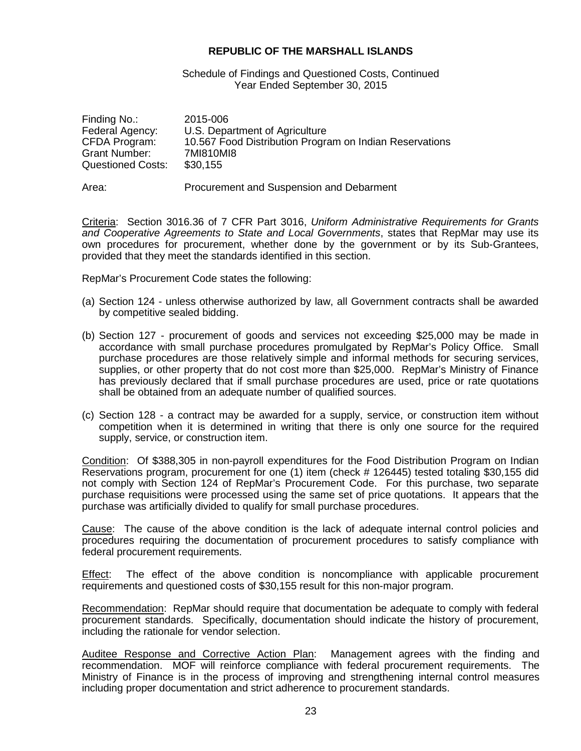**REPUBLIC OF THE MARSHALL ISLANDS**

Schedule of Findings and Questioned Costs, Continued
Year Ended September 30, 2015

Finding No.: 2015-006
Federal Agency: U.S. Department of Agriculture
CFDA Program: 10.567 Food Distribution Program on Indian Reservations
Grant Number: 7MI810MI8
Questioned Costs: $30,155

Area: Procurement and Suspension and Debarment

Criteria: Section 3016.36 of 7 CFR Part 3016, *Uniform Administrative Requirements for Grants and Cooperative Agreements to State and Local Governments*, states that RepMar may use its own procedures for procurement, whether done by the government or by its Sub-Grantees, provided that they meet the standards identified in this section.

RepMar's Procurement Code states the following:

(a) Section 124 - unless otherwise authorized by law, all Government contracts shall be awarded by competitive sealed bidding.

(b) Section 127 - procurement of goods and services not exceeding $25,000 may be made in accordance with small purchase procedures promulgated by RepMar's Policy Office. Small purchase procedures are those relatively simple and informal methods for securing services, supplies, or other property that do not cost more than $25,000. RepMar's Ministry of Finance has previously declared that if small purchase procedures are used, price or rate quotations shall be obtained from an adequate number of qualified sources.

(c) Section 128 - a contract may be awarded for a supply, service, or construction item without competition when it is determined in writing that there is only one source for the required supply, service, or construction item.

Condition: Of $388,305 in non-payroll expenditures for the Food Distribution Program on Indian Reservations program, procurement for one (1) item (check # 126445) tested totaling $30,155 did not comply with Section 124 of RepMar's Procurement Code. For this purchase, two separate purchase requisitions were processed using the same set of price quotations. It appears that the purchase was artificially divided to qualify for small purchase procedures.

Cause: The cause of the above condition is the lack of adequate internal control policies and procedures requiring the documentation of procurement procedures to satisfy compliance with federal procurement requirements.

Effect: The effect of the above condition is noncompliance with applicable procurement requirements and questioned costs of $30,155 result for this non-major program.

Recommendation: RepMar should require that documentation be adequate to comply with federal procurement standards. Specifically, documentation should indicate the history of procurement, including the rationale for vendor selection.

Auditee Response and Corrective Action Plan: Management agrees with the finding and recommendation. MOF will reinforce compliance with federal procurement requirements. The Ministry of Finance is in the process of improving and strengthening internal control measures including proper documentation and strict adherence to procurement standards.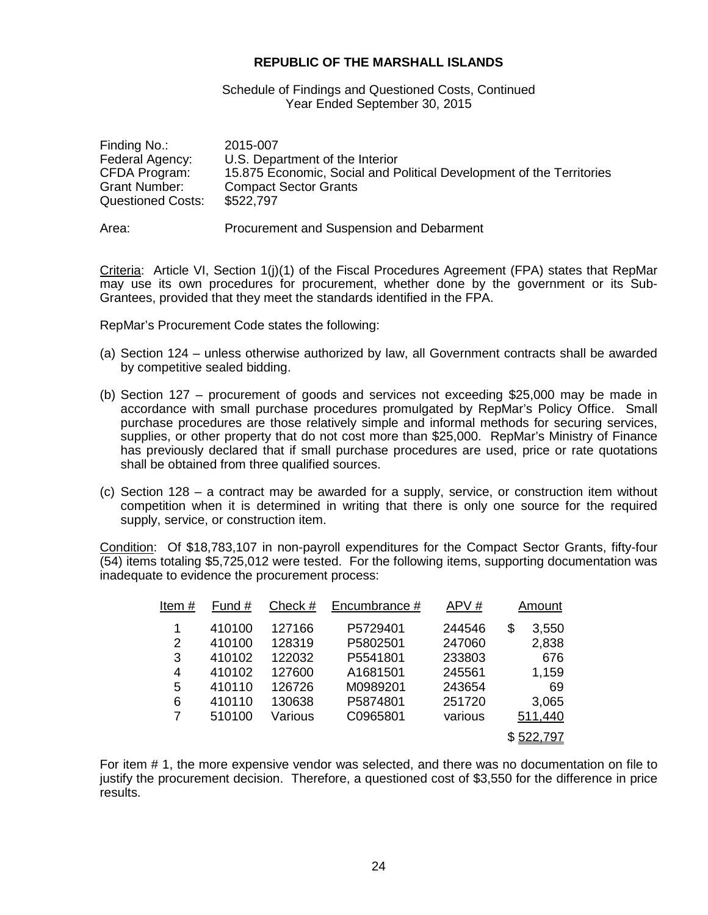**REPUBLIC OF THE MARSHALL ISLANDS**

Schedule of Findings and Questioned Costs, Continued
Year Ended September 30, 2015

Finding No.: 2015-007
Federal Agency: U.S. Department of the Interior
CFDA Program: 15.875 Economic, Social and Political Development of the Territories
Grant Number: Compact Sector Grants
Questioned Costs: $522,797

Area: Procurement and Suspension and Debarment

Criteria: Article VI, Section 1(j)(1) of the Fiscal Procedures Agreement (FPA) states that RepMar may use its own procedures for procurement, whether done by the government or its Sub-Grantees, provided that they meet the standards identified in the FPA.

RepMar's Procurement Code states the following:

(a) Section 124 – unless otherwise authorized by law, all Government contracts shall be awarded by competitive sealed bidding.

(b) Section 127 – procurement of goods and services not exceeding $25,000 may be made in accordance with small purchase procedures promulgated by RepMar's Policy Office. Small purchase procedures are those relatively simple and informal methods for securing services, supplies, or other property that do not cost more than $25,000. RepMar's Ministry of Finance has previously declared that if small purchase procedures are used, price or rate quotations shall be obtained from three qualified sources.

(c) Section 128 – a contract may be awarded for a supply, service, or construction item without competition when it is determined in writing that there is only one source for the required supply, service, or construction item.

Condition: Of $18,783,107 in non-payroll expenditures for the Compact Sector Grants, fifty-four (54) items totaling $5,725,012 were tested. For the following items, supporting documentation was inadequate to evidence the procurement process:

| Item # | Fund # | Check # | Encumbrance # | APV # | Amount |
|---|---|---|---|---|---|
| 1 | 410100 | 127166 | P5729401 | 244546 | $ 3,550 |
| 2 | 410100 | 128319 | P5802501 | 247060 | 2,838 |
| 3 | 410102 | 122032 | P5541801 | 233803 | 676 |
| 4 | 410102 | 127600 | A1681501 | 245561 | 1,159 |
| 5 | 410110 | 126726 | M0989201 | 243654 | 69 |
| 6 | 410110 | 130638 | P5874801 | 251720 | 3,065 |
| 7 | 510100 | Various | C0965801 | various | 511,440 |
| | | | | | $ 522,797 |

For item # 1, the more expensive vendor was selected, and there was no documentation on file to justify the procurement decision. Therefore, a questioned cost of $3,550 for the difference in price results.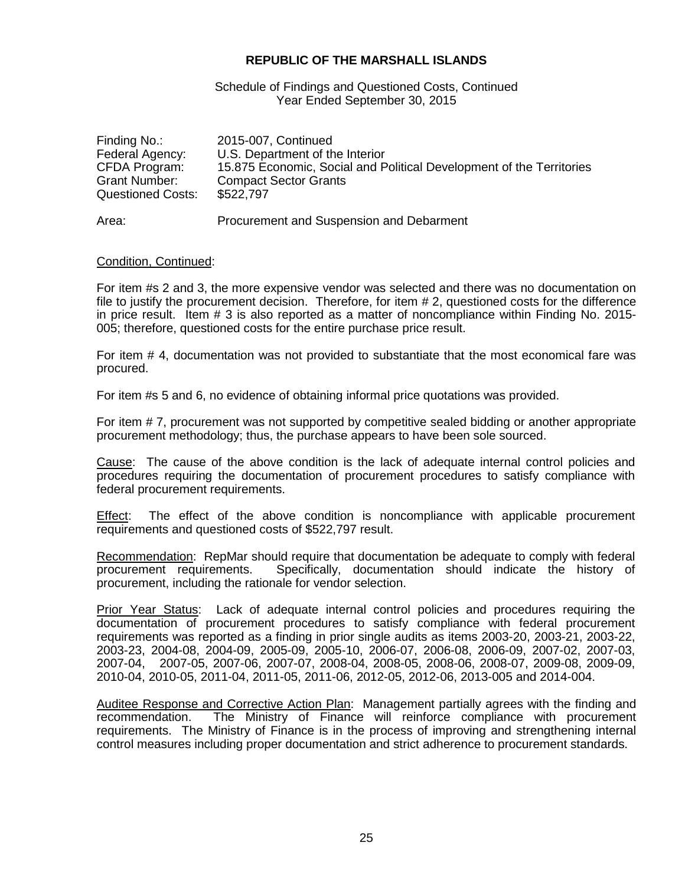**REPUBLIC OF THE MARSHALL ISLANDS**

Schedule of Findings and Questioned Costs, Continued
Year Ended September 30, 2015

Finding No.: 2015-007, Continued
Federal Agency: U.S. Department of the Interior
CFDA Program: 15.875 Economic, Social and Political Development of the Territories
Grant Number: Compact Sector Grants
Questioned Costs: $522,797

Area: Procurement and Suspension and Debarment

Condition, Continued:

For item #s 2 and 3, the more expensive vendor was selected and there was no documentation on file to justify the procurement decision. Therefore, for item # 2, questioned costs for the difference in price result. Item # 3 is also reported as a matter of noncompliance within Finding No. 2015-005; therefore, questioned costs for the entire purchase price result.

For item # 4, documentation was not provided to substantiate that the most economical fare was procured.

For item #s 5 and 6, no evidence of obtaining informal price quotations was provided.

For item # 7, procurement was not supported by competitive sealed bidding or another appropriate procurement methodology; thus, the purchase appears to have been sole sourced.

Cause: The cause of the above condition is the lack of adequate internal control policies and procedures requiring the documentation of procurement procedures to satisfy compliance with federal procurement requirements.

Effect: The effect of the above condition is noncompliance with applicable procurement requirements and questioned costs of $522,797 result.

Recommendation: RepMar should require that documentation be adequate to comply with federal procurement requirements. Specifically, documentation should indicate the history of procurement, including the rationale for vendor selection.

Prior Year Status: Lack of adequate internal control policies and procedures requiring the documentation of procurement procedures to satisfy compliance with federal procurement requirements was reported as a finding in prior single audits as items 2003-20, 2003-21, 2003-22, 2003-23, 2004-08, 2004-09, 2005-09, 2005-10, 2006-07, 2006-08, 2006-09, 2007-02, 2007-03, 2007-04, 2007-05, 2007-06, 2007-07, 2008-04, 2008-05, 2008-06, 2008-07, 2009-08, 2009-09, 2010-04, 2010-05, 2011-04, 2011-05, 2011-06, 2012-05, 2012-06, 2013-005 and 2014-004.

Auditee Response and Corrective Action Plan: Management partially agrees with the finding and recommendation. The Ministry of Finance will reinforce compliance with procurement requirements. The Ministry of Finance is in the process of improving and strengthening internal control measures including proper documentation and strict adherence to procurement standards.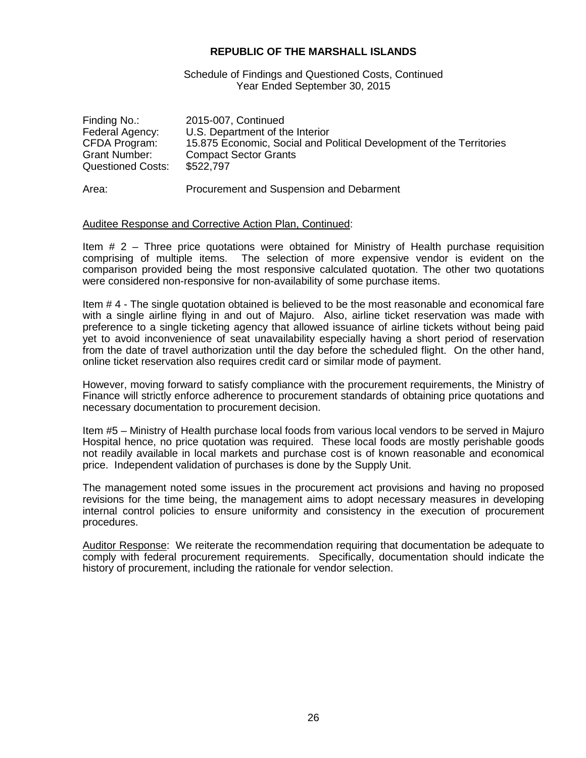**REPUBLIC OF THE MARSHALL ISLANDS**

Schedule of Findings and Questioned Costs, Continued
Year Ended September 30, 2015

| | |
|---|---|
| Finding No.: | 2015-007, Continued |
| Federal Agency: | U.S. Department of the Interior |
| CFDA Program: | 15.875 Economic, Social and Political Development of the Territories |
| Grant Number: | Compact Sector Grants |
| Questioned Costs: | $522,797 |

Area: Procurement and Suspension and Debarment

Auditee Response and Corrective Action Plan, Continued:

Item # 2 – Three price quotations were obtained for Ministry of Health purchase requisition comprising of multiple items. The selection of more expensive vendor is evident on the comparison provided being the most responsive calculated quotation. The other two quotations were considered non-responsive for non-availability of some purchase items.

Item # 4 - The single quotation obtained is believed to be the most reasonable and economical fare with a single airline flying in and out of Majuro. Also, airline ticket reservation was made with preference to a single ticketing agency that allowed issuance of airline tickets without being paid yet to avoid inconvenience of seat unavailability especially having a short period of reservation from the date of travel authorization until the day before the scheduled flight. On the other hand, online ticket reservation also requires credit card or similar mode of payment.

However, moving forward to satisfy compliance with the procurement requirements, the Ministry of Finance will strictly enforce adherence to procurement standards of obtaining price quotations and necessary documentation to procurement decision.

Item #5 – Ministry of Health purchase local foods from various local vendors to be served in Majuro Hospital hence, no price quotation was required. These local foods are mostly perishable goods not readily available in local markets and purchase cost is of known reasonable and economical price. Independent validation of purchases is done by the Supply Unit.

The management noted some issues in the procurement act provisions and having no proposed revisions for the time being, the management aims to adopt necessary measures in developing internal control policies to ensure uniformity and consistency in the execution of procurement procedures.

Auditor Response: We reiterate the recommendation requiring that documentation be adequate to comply with federal procurement requirements. Specifically, documentation should indicate the history of procurement, including the rationale for vendor selection.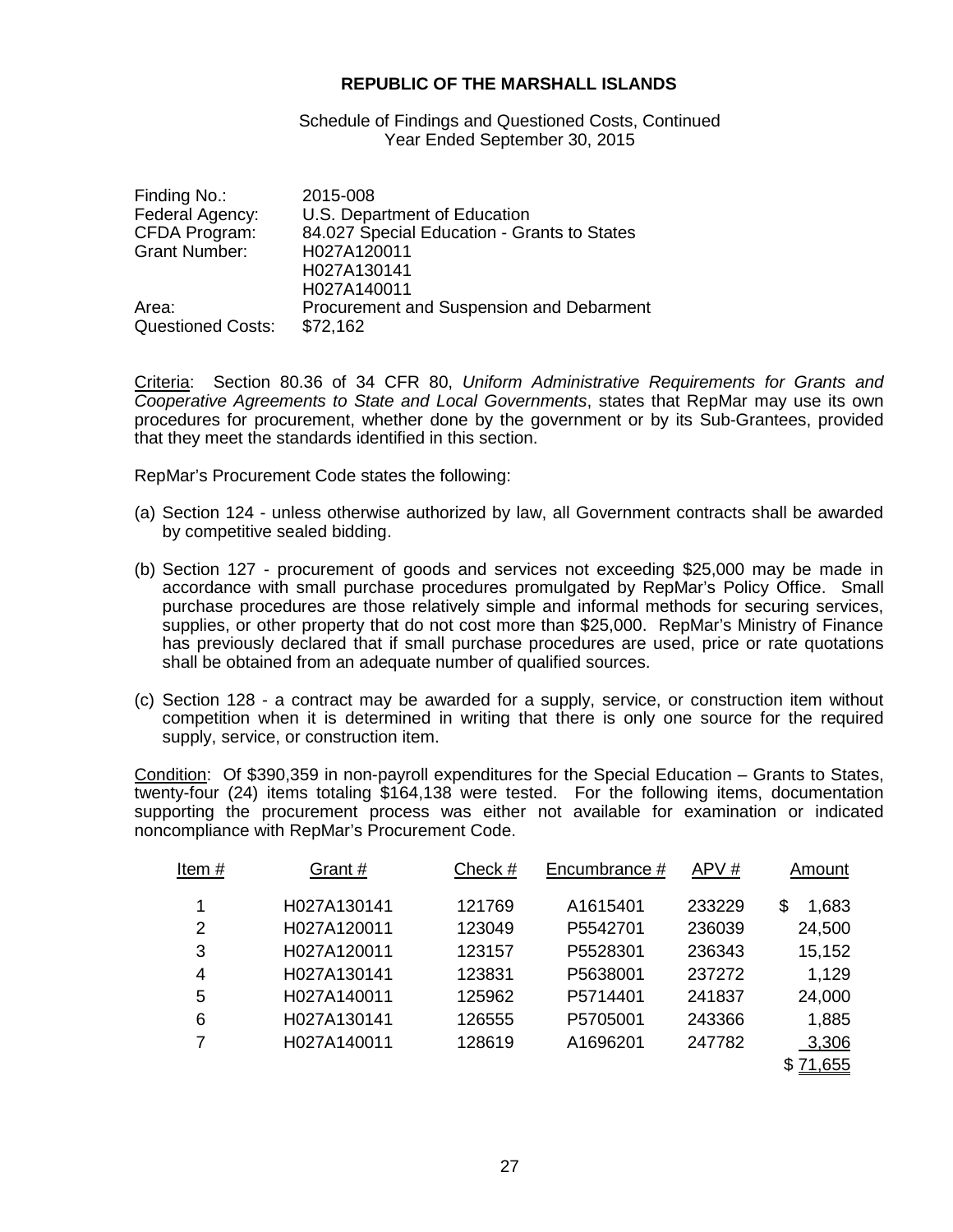**REPUBLIC OF THE MARSHALL ISLANDS**

Schedule of Findings and Questioned Costs, Continued
Year Ended September 30, 2015

| | |
|---|---|
| Finding No.: | 2015-008 |
| Federal Agency: | U.S. Department of Education |
| CFDA Program: | 84.027 Special Education - Grants to States |
| Grant Number: | H027A120011<br>H027A130141<br>H027A140011 |
| Area: | Procurement and Suspension and Debarment |
| Questioned Costs: | $72,162 |

Criteria: Section 80.36 of 34 CFR 80, *Uniform Administrative Requirements for Grants and Cooperative Agreements to State and Local Governments*, states that RepMar may use its own procedures for procurement, whether done by the government or by its Sub-Grantees, provided that they meet the standards identified in this section.

RepMar's Procurement Code states the following:

(a) Section 124 - unless otherwise authorized by law, all Government contracts shall be awarded by competitive sealed bidding.

(b) Section 127 - procurement of goods and services not exceeding $25,000 may be made in accordance with small purchase procedures promulgated by RepMar's Policy Office. Small purchase procedures are those relatively simple and informal methods for securing services, supplies, or other property that do not cost more than $25,000. RepMar's Ministry of Finance has previously declared that if small purchase procedures are used, price or rate quotations shall be obtained from an adequate number of qualified sources.

(c) Section 128 - a contract may be awarded for a supply, service, or construction item without competition when it is determined in writing that there is only one source for the required supply, service, or construction item.

Condition: Of $390,359 in non-payroll expenditures for the Special Education – Grants to States, twenty-four (24) items totaling $164,138 were tested. For the following items, documentation supporting the procurement process was either not available for examination or indicated noncompliance with RepMar's Procurement Code.

| Item # | Grant # | Check # | Encumbrance # | APV # | Amount |
|---|---|---|---|---|---|
| 1 | H027A130141 | 121769 | A1615401 | 233229 | $ 1,683 |
| 2 | H027A120011 | 123049 | P5542701 | 236039 | 24,500 |
| 3 | H027A120011 | 123157 | P5528301 | 236343 | 15,152 |
| 4 | H027A130141 | 123831 | P5638001 | 237272 | 1,129 |
| 5 | H027A140011 | 125962 | P5714401 | 241837 | 24,000 |
| 6 | H027A130141 | 126555 | P5705001 | 243366 | 1,885 |
| 7 | H027A140011 | 128619 | A1696201 | 247782 | 3,306 |
| | | | | | $ 71,655 |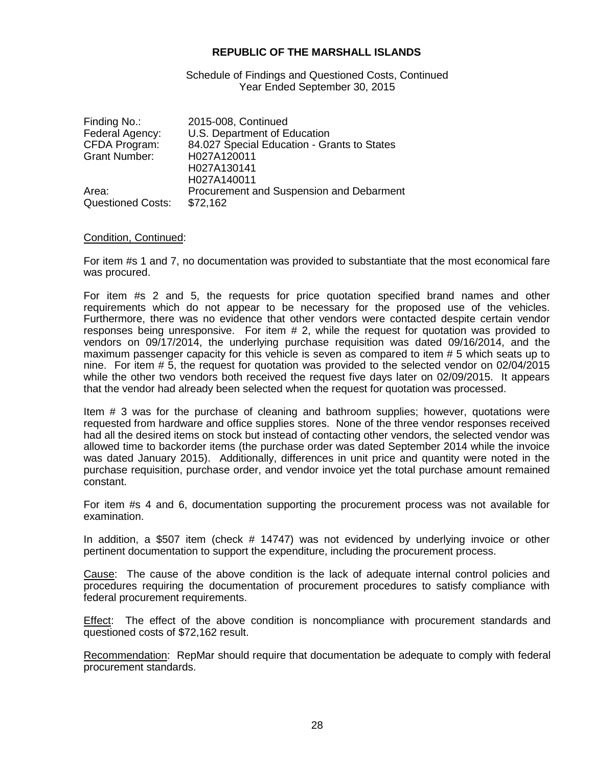**REPUBLIC OF THE MARSHALL ISLANDS**

Schedule of Findings and Questioned Costs, Continued
Year Ended September 30, 2015

| | |
|---|---|
| Finding No.: | 2015-008, Continued |
| Federal Agency: | U.S. Department of Education |
| CFDA Program: | 84.027 Special Education - Grants to States |
| Grant Number: | H027A120011<br>H027A130141<br>H027A140011 |
| Area: | Procurement and Suspension and Debarment |
| Questioned Costs: | $72,162 |

Condition, Continued:

For item #s 1 and 7, no documentation was provided to substantiate that the most economical fare was procured.

For item #s 2 and 5, the requests for price quotation specified brand names and other requirements which do not appear to be necessary for the proposed use of the vehicles. Furthermore, there was no evidence that other vendors were contacted despite certain vendor responses being unresponsive. For item # 2, while the request for quotation was provided to vendors on 09/17/2014, the underlying purchase requisition was dated 09/16/2014, and the maximum passenger capacity for this vehicle is seven as compared to item # 5 which seats up to nine. For item # 5, the request for quotation was provided to the selected vendor on 02/04/2015 while the other two vendors both received the request five days later on 02/09/2015. It appears that the vendor had already been selected when the request for quotation was processed.

Item # 3 was for the purchase of cleaning and bathroom supplies; however, quotations were requested from hardware and office supplies stores. None of the three vendor responses received had all the desired items on stock but instead of contacting other vendors, the selected vendor was allowed time to backorder items (the purchase order was dated September 2014 while the invoice was dated January 2015). Additionally, differences in unit price and quantity were noted in the purchase requisition, purchase order, and vendor invoice yet the total purchase amount remained constant.

For item #s 4 and 6, documentation supporting the procurement process was not available for examination.

In addition, a $507 item (check # 14747) was not evidenced by underlying invoice or other pertinent documentation to support the expenditure, including the procurement process.

Cause: The cause of the above condition is the lack of adequate internal control policies and procedures requiring the documentation of procurement procedures to satisfy compliance with federal procurement requirements.

Effect: The effect of the above condition is noncompliance with procurement standards and questioned costs of $72,162 result.

Recommendation: RepMar should require that documentation be adequate to comply with federal procurement standards.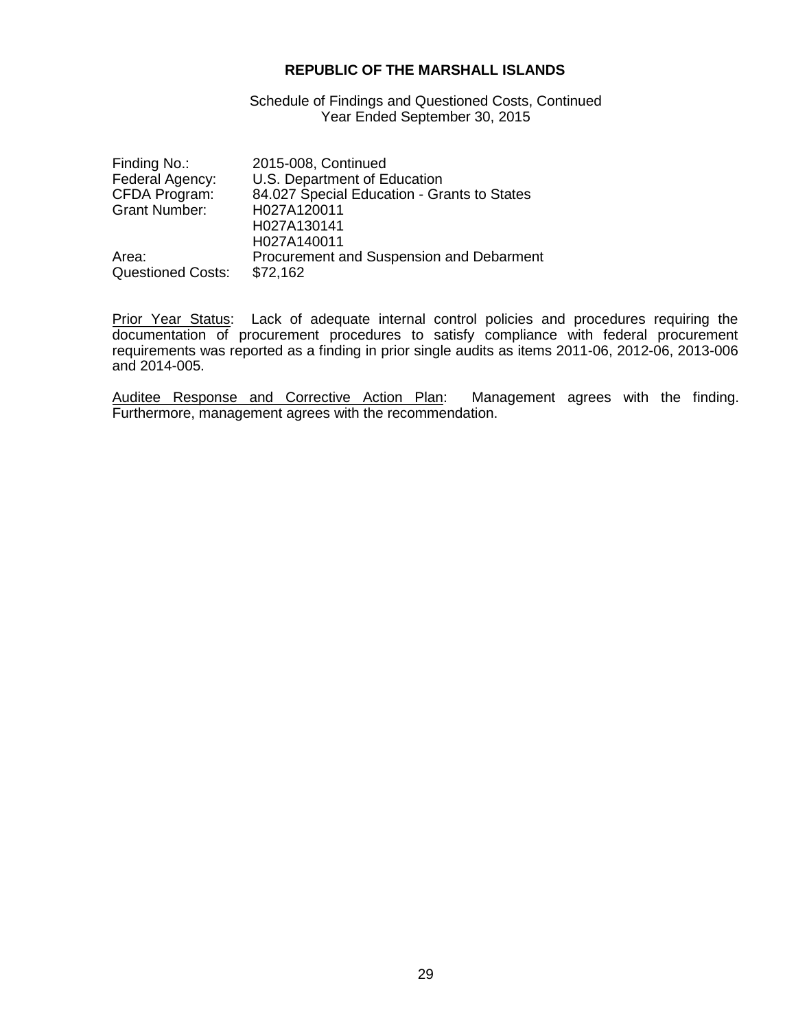**REPUBLIC OF THE MARSHALL ISLANDS**

Schedule of Findings and Questioned Costs, Continued
Year Ended September 30, 2015

Finding No.: 2015-008, Continued
Federal Agency: U.S. Department of Education
CFDA Program: 84.027 Special Education - Grants to States
Grant Number: H027A120011
H027A130141
H027A140011
Area: Procurement and Suspension and Debarment
Questioned Costs: $72,162

Prior Year Status: Lack of adequate internal control policies and procedures requiring the documentation of procurement procedures to satisfy compliance with federal procurement requirements was reported as a finding in prior single audits as items 2011-06, 2012-06, 2013-006 and 2014-005.

Auditee Response and Corrective Action Plan: Management agrees with the finding. Furthermore, management agrees with the recommendation.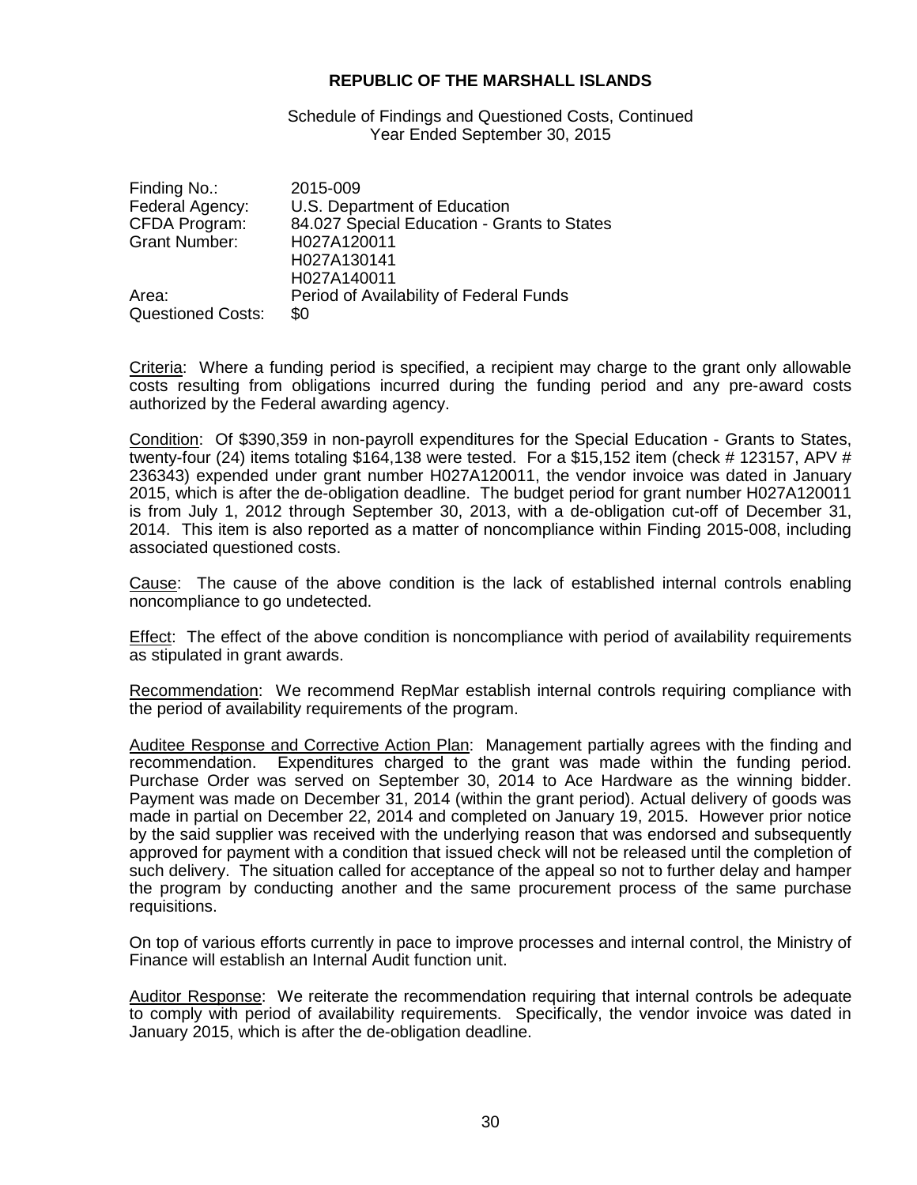**REPUBLIC OF THE MARSHALL ISLANDS**

Schedule of Findings and Questioned Costs, Continued
Year Ended September 30, 2015

| | |
|---|---|
| Finding No.: | 2015-009 |
| Federal Agency: | U.S. Department of Education |
| CFDA Program: | 84.027 Special Education - Grants to States |
| Grant Number: | H027A120011<br>H027A130141<br>H027A140011 |
| Area: | Period of Availability of Federal Funds |
| Questioned Costs: | $0 |

<u>Criteria</u>: Where a funding period is specified, a recipient may charge to the grant only allowable costs resulting from obligations incurred during the funding period and any pre-award costs authorized by the Federal awarding agency.

<u>Condition</u>: Of $390,359 in non-payroll expenditures for the Special Education - Grants to States, twenty-four (24) items totaling $164,138 were tested. For a $15,152 item (check # 123157, APV # 236343) expended under grant number H027A120011, the vendor invoice was dated in January 2015, which is after the de-obligation deadline. The budget period for grant number H027A120011 is from July 1, 2012 through September 30, 2013, with a de-obligation cut-off of December 31, 2014. This item is also reported as a matter of noncompliance within Finding 2015-008, including associated questioned costs.

<u>Cause</u>: The cause of the above condition is the lack of established internal controls enabling noncompliance to go undetected.

<u>Effect</u>: The effect of the above condition is noncompliance with period of availability requirements as stipulated in grant awards.

<u>Recommendation</u>: We recommend RepMar establish internal controls requiring compliance with the period of availability requirements of the program.

<u>Auditee Response and Corrective Action Plan</u>: Management partially agrees with the finding and recommendation. Expenditures charged to the grant was made within the funding period. Purchase Order was served on September 30, 2014 to Ace Hardware as the winning bidder. Payment was made on December 31, 2014 (within the grant period). Actual delivery of goods was made in partial on December 22, 2014 and completed on January 19, 2015. However prior notice by the said supplier was received with the underlying reason that was endorsed and subsequently approved for payment with a condition that issued check will not be released until the completion of such delivery. The situation called for acceptance of the appeal so not to further delay and hamper the program by conducting another and the same procurement process of the same purchase requisitions.

On top of various efforts currently in pace to improve processes and internal control, the Ministry of Finance will establish an Internal Audit function unit.

<u>Auditor Response</u>: We reiterate the recommendation requiring that internal controls be adequate to comply with period of availability requirements. Specifically, the vendor invoice was dated in January 2015, which is after the de-obligation deadline.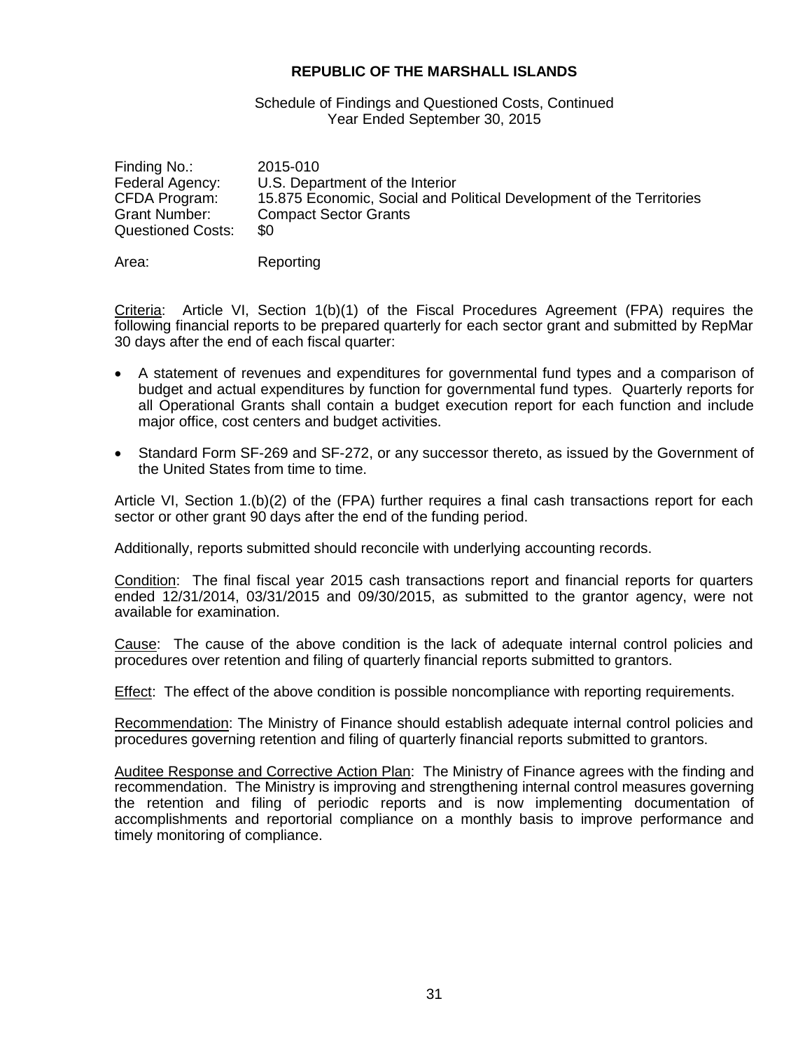**REPUBLIC OF THE MARSHALL ISLANDS**

Schedule of Findings and Questioned Costs, Continued
Year Ended September 30, 2015

| | |
|---|---|
| Finding No.: | 2015-010 |
| Federal Agency: | U.S. Department of the Interior |
| CFDA Program: | 15.875 Economic, Social and Political Development of the Territories |
| Grant Number: | Compact Sector Grants |
| Questioned Costs: | $0 |

Area: Reporting

Criteria: Article VI, Section 1(b)(1) of the Fiscal Procedures Agreement (FPA) requires the following financial reports to be prepared quarterly for each sector grant and submitted by RepMar 30 days after the end of each fiscal quarter:

- A statement of revenues and expenditures for governmental fund types and a comparison of budget and actual expenditures by function for governmental fund types. Quarterly reports for all Operational Grants shall contain a budget execution report for each function and include major office, cost centers and budget activities.
- Standard Form SF-269 and SF-272, or any successor thereto, as issued by the Government of the United States from time to time.

Article VI, Section 1.(b)(2) of the (FPA) further requires a final cash transactions report for each sector or other grant 90 days after the end of the funding period.

Additionally, reports submitted should reconcile with underlying accounting records.

Condition: The final fiscal year 2015 cash transactions report and financial reports for quarters ended 12/31/2014, 03/31/2015 and 09/30/2015, as submitted to the grantor agency, were not available for examination.

Cause: The cause of the above condition is the lack of adequate internal control policies and procedures over retention and filing of quarterly financial reports submitted to grantors.

Effect: The effect of the above condition is possible noncompliance with reporting requirements.

Recommendation: The Ministry of Finance should establish adequate internal control policies and procedures governing retention and filing of quarterly financial reports submitted to grantors.

Auditee Response and Corrective Action Plan: The Ministry of Finance agrees with the finding and recommendation. The Ministry is improving and strengthening internal control measures governing the retention and filing of periodic reports and is now implementing documentation of accomplishments and reportorial compliance on a monthly basis to improve performance and timely monitoring of compliance.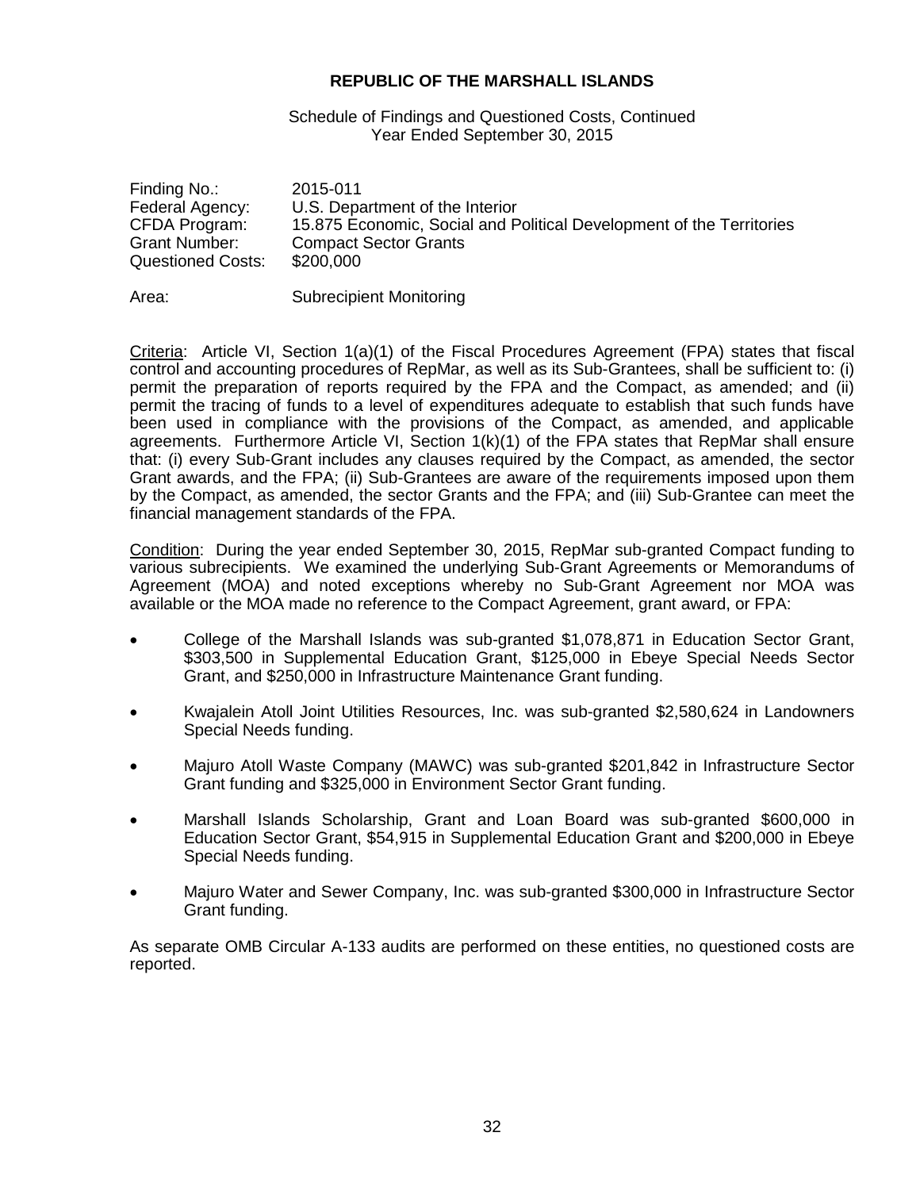**REPUBLIC OF THE MARSHALL ISLANDS**

Schedule of Findings and Questioned Costs, Continued
Year Ended September 30, 2015

| | |
|---|---|
| Finding No.: | 2015-011 |
| Federal Agency: | U.S. Department of the Interior |
| CFDA Program: | 15.875 Economic, Social and Political Development of the Territories |
| Grant Number: | Compact Sector Grants |
| Questioned Costs: | \$200,000 |

Area: Subrecipient Monitoring

Criteria: Article VI, Section 1(a)(1) of the Fiscal Procedures Agreement (FPA) states that fiscal control and accounting procedures of RepMar, as well as its Sub-Grantees, shall be sufficient to: (i) permit the preparation of reports required by the FPA and the Compact, as amended; and (ii) permit the tracing of funds to a level of expenditures adequate to establish that such funds have been used in compliance with the provisions of the Compact, as amended, and applicable agreements. Furthermore Article VI, Section 1(k)(1) of the FPA states that RepMar shall ensure that: (i) every Sub-Grant includes any clauses required by the Compact, as amended, the sector Grant awards, and the FPA; (ii) Sub-Grantees are aware of the requirements imposed upon them by the Compact, as amended, the sector Grants and the FPA; and (iii) Sub-Grantee can meet the financial management standards of the FPA.

Condition: During the year ended September 30, 2015, RepMar sub-granted Compact funding to various subrecipients. We examined the underlying Sub-Grant Agreements or Memorandums of Agreement (MOA) and noted exceptions whereby no Sub-Grant Agreement nor MOA was available or the MOA made no reference to the Compact Agreement, grant award, or FPA:

- College of the Marshall Islands was sub-granted \$1,078,871 in Education Sector Grant, \$303,500 in Supplemental Education Grant, \$125,000 in Ebeye Special Needs Sector Grant, and \$250,000 in Infrastructure Maintenance Grant funding.
- Kwajalein Atoll Joint Utilities Resources, Inc. was sub-granted \$2,580,624 in Landowners Special Needs funding.
- Majuro Atoll Waste Company (MAWC) was sub-granted \$201,842 in Infrastructure Sector Grant funding and \$325,000 in Environment Sector Grant funding.
- Marshall Islands Scholarship, Grant and Loan Board was sub-granted \$600,000 in Education Sector Grant, \$54,915 in Supplemental Education Grant and \$200,000 in Ebeye Special Needs funding.
- Majuro Water and Sewer Company, Inc. was sub-granted \$300,000 in Infrastructure Sector Grant funding.

As separate OMB Circular A-133 audits are performed on these entities, no questioned costs are reported.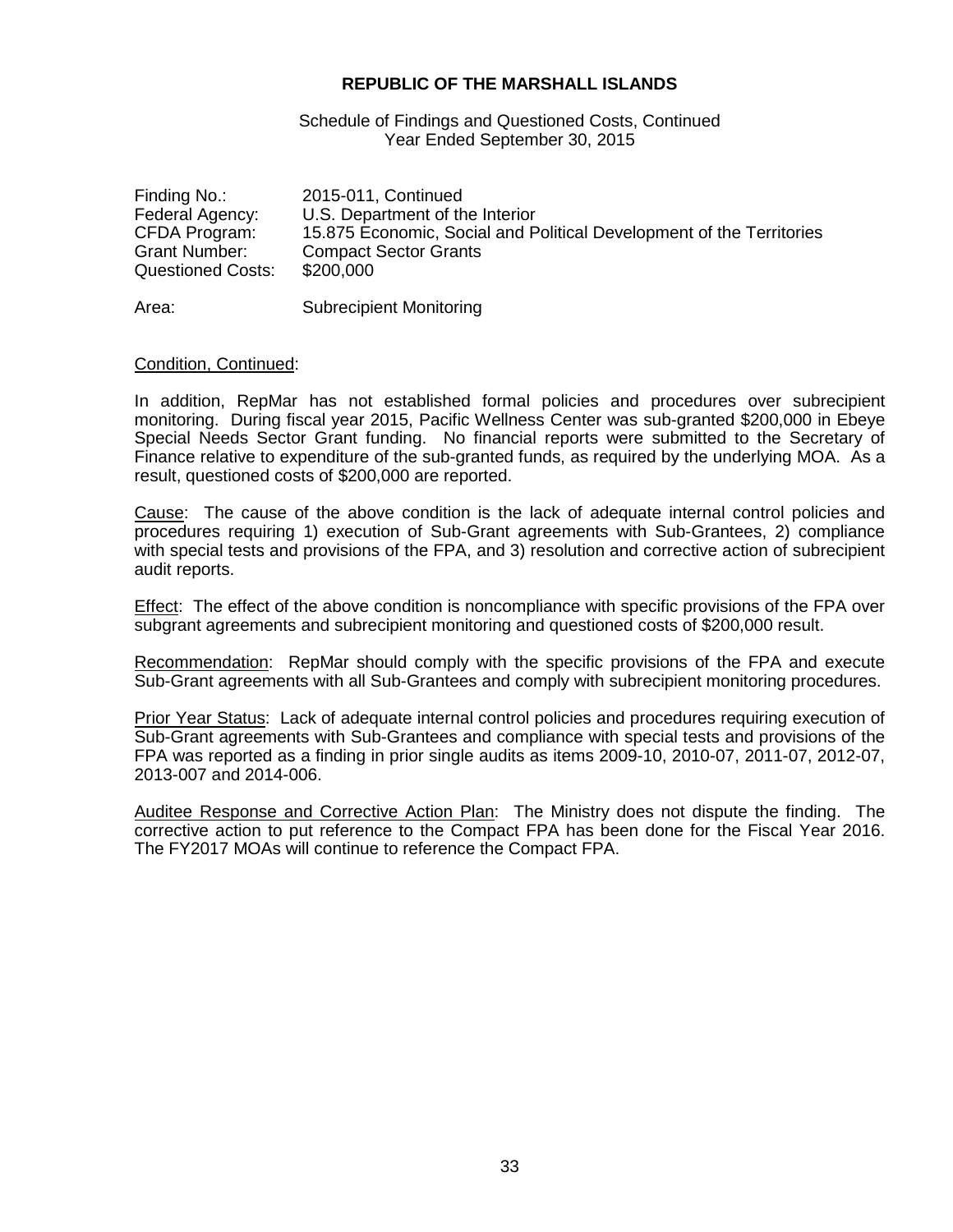**REPUBLIC OF THE MARSHALL ISLANDS**

Schedule of Findings and Questioned Costs, Continued
Year Ended September 30, 2015

| | |
|---|---|
| Finding No.: | 2015-011, Continued |
| Federal Agency: | U.S. Department of the Interior |
| CFDA Program: | 15.875 Economic, Social and Political Development of the Territories |
| Grant Number: | Compact Sector Grants |
| Questioned Costs: | $200,000 |

Area: Subrecipient Monitoring

Condition, Continued:

In addition, RepMar has not established formal policies and procedures over subrecipient monitoring. During fiscal year 2015, Pacific Wellness Center was sub-granted $200,000 in Ebeye Special Needs Sector Grant funding. No financial reports were submitted to the Secretary of Finance relative to expenditure of the sub-granted funds, as required by the underlying MOA. As a result, questioned costs of $200,000 are reported.

Cause: The cause of the above condition is the lack of adequate internal control policies and procedures requiring 1) execution of Sub-Grant agreements with Sub-Grantees, 2) compliance with special tests and provisions of the FPA, and 3) resolution and corrective action of subrecipient audit reports.

Effect: The effect of the above condition is noncompliance with specific provisions of the FPA over subgrant agreements and subrecipient monitoring and questioned costs of $200,000 result.

Recommendation: RepMar should comply with the specific provisions of the FPA and execute Sub-Grant agreements with all Sub-Grantees and comply with subrecipient monitoring procedures.

Prior Year Status: Lack of adequate internal control policies and procedures requiring execution of Sub-Grant agreements with Sub-Grantees and compliance with special tests and provisions of the FPA was reported as a finding in prior single audits as items 2009-10, 2010-07, 2011-07, 2012-07, 2013-007 and 2014-006.

Auditee Response and Corrective Action Plan: The Ministry does not dispute the finding. The corrective action to put reference to the Compact FPA has been done for the Fiscal Year 2016. The FY2017 MOAs will continue to reference the Compact FPA.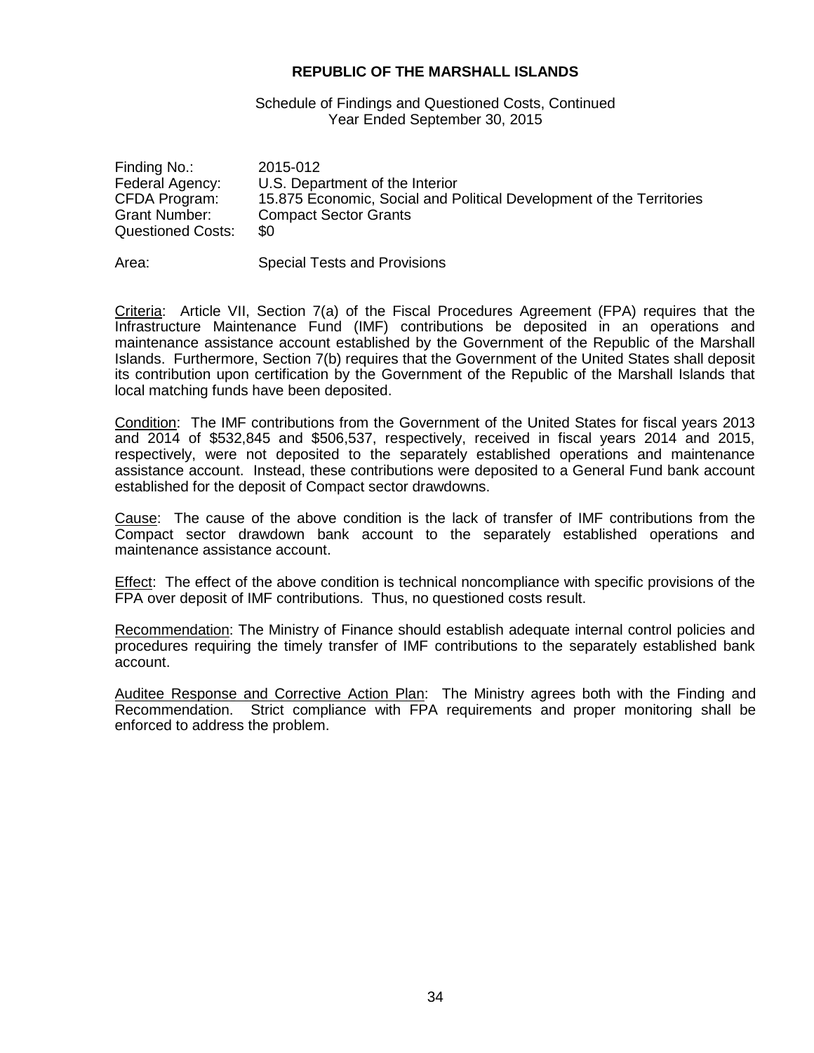**REPUBLIC OF THE MARSHALL ISLANDS**

Schedule of Findings and Questioned Costs, Continued
Year Ended September 30, 2015

Finding No.: 2015-012
Federal Agency: U.S. Department of the Interior
CFDA Program: 15.875 Economic, Social and Political Development of the Territories
Grant Number: Compact Sector Grants
Questioned Costs: $0

Area: Special Tests and Provisions

Criteria: Article VII, Section 7(a) of the Fiscal Procedures Agreement (FPA) requires that the Infrastructure Maintenance Fund (IMF) contributions be deposited in an operations and maintenance assistance account established by the Government of the Republic of the Marshall Islands. Furthermore, Section 7(b) requires that the Government of the United States shall deposit its contribution upon certification by the Government of the Republic of the Marshall Islands that local matching funds have been deposited.

Condition: The IMF contributions from the Government of the United States for fiscal years 2013 and 2014 of $532,845 and $506,537, respectively, received in fiscal years 2014 and 2015, respectively, were not deposited to the separately established operations and maintenance assistance account. Instead, these contributions were deposited to a General Fund bank account established for the deposit of Compact sector drawdowns.

Cause: The cause of the above condition is the lack of transfer of IMF contributions from the Compact sector drawdown bank account to the separately established operations and maintenance assistance account.

Effect: The effect of the above condition is technical noncompliance with specific provisions of the FPA over deposit of IMF contributions. Thus, no questioned costs result.

Recommendation: The Ministry of Finance should establish adequate internal control policies and procedures requiring the timely transfer of IMF contributions to the separately established bank account.

Auditee Response and Corrective Action Plan: The Ministry agrees both with the Finding and Recommendation. Strict compliance with FPA requirements and proper monitoring shall be enforced to address the problem.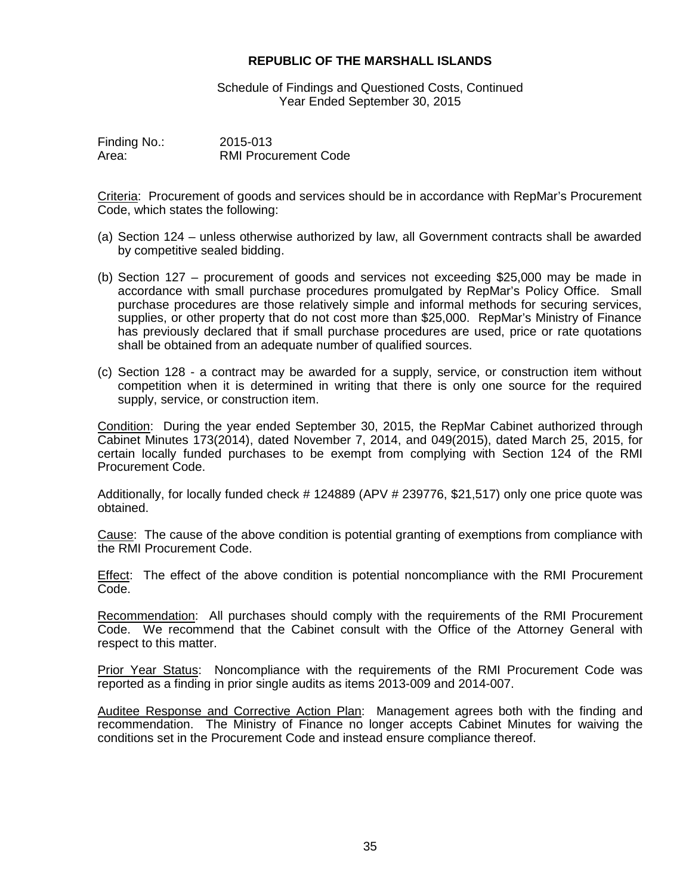**REPUBLIC OF THE MARSHALL ISLANDS**

Schedule of Findings and Questioned Costs, Continued
Year Ended September 30, 2015

Finding No.: 2015-013
Area: RMI Procurement Code

Criteria: Procurement of goods and services should be in accordance with RepMar's Procurement Code, which states the following:

(a) Section 124 – unless otherwise authorized by law, all Government contracts shall be awarded by competitive sealed bidding.

(b) Section 127 – procurement of goods and services not exceeding $25,000 may be made in accordance with small purchase procedures promulgated by RepMar's Policy Office. Small purchase procedures are those relatively simple and informal methods for securing services, supplies, or other property that do not cost more than $25,000. RepMar's Ministry of Finance has previously declared that if small purchase procedures are used, price or rate quotations shall be obtained from an adequate number of qualified sources.

(c) Section 128 - a contract may be awarded for a supply, service, or construction item without competition when it is determined in writing that there is only one source for the required supply, service, or construction item.

Condition: During the year ended September 30, 2015, the RepMar Cabinet authorized through Cabinet Minutes 173(2014), dated November 7, 2014, and 049(2015), dated March 25, 2015, for certain locally funded purchases to be exempt from complying with Section 124 of the RMI Procurement Code.

Additionally, for locally funded check # 124889 (APV # 239776, $21,517) only one price quote was obtained.

Cause: The cause of the above condition is potential granting of exemptions from compliance with the RMI Procurement Code.

Effect: The effect of the above condition is potential noncompliance with the RMI Procurement Code.

Recommendation: All purchases should comply with the requirements of the RMI Procurement Code. We recommend that the Cabinet consult with the Office of the Attorney General with respect to this matter.

Prior Year Status: Noncompliance with the requirements of the RMI Procurement Code was reported as a finding in prior single audits as items 2013-009 and 2014-007.

Auditee Response and Corrective Action Plan: Management agrees both with the finding and recommendation. The Ministry of Finance no longer accepts Cabinet Minutes for waiving the conditions set in the Procurement Code and instead ensure compliance thereof.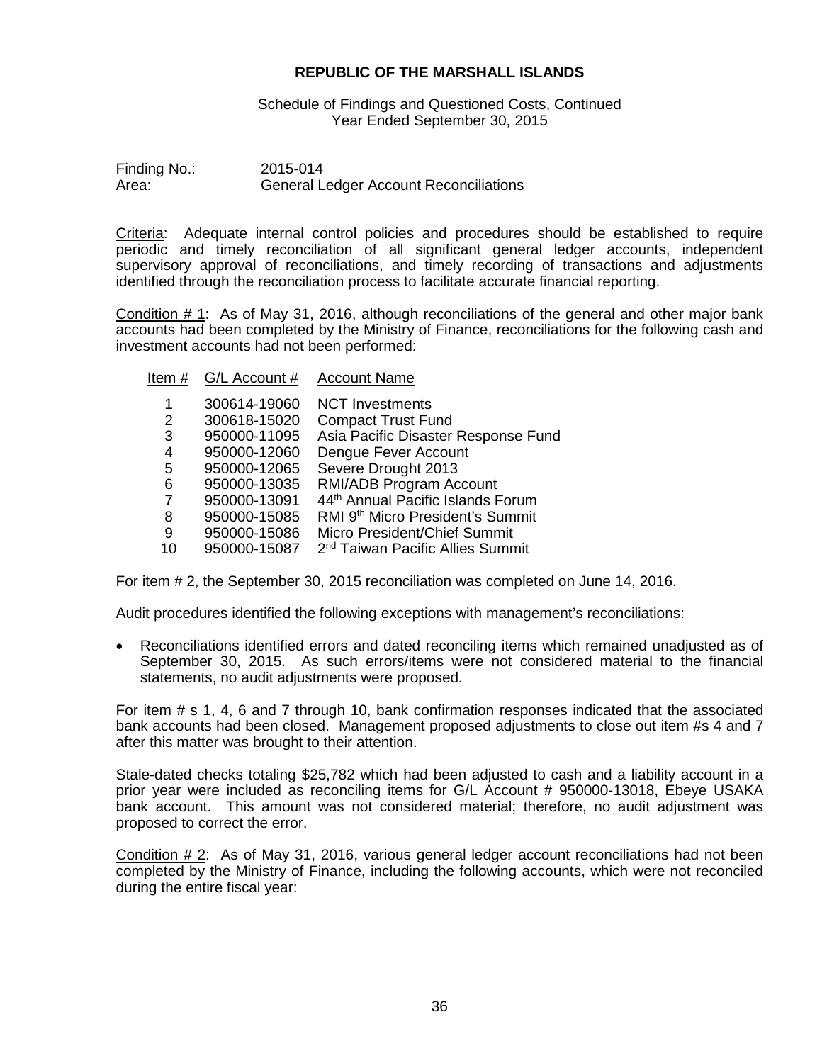**REPUBLIC OF THE MARSHALL ISLANDS**

Schedule of Findings and Questioned Costs, Continued
Year Ended September 30, 2015

Finding No.: 2015-014
Area: General Ledger Account Reconciliations

Criteria: Adequate internal control policies and procedures should be established to require periodic and timely reconciliation of all significant general ledger accounts, independent supervisory approval of reconciliations, and timely recording of transactions and adjustments identified through the reconciliation process to facilitate accurate financial reporting.

Condition # 1: As of May 31, 2016, although reconciliations of the general and other major bank accounts had been completed by the Ministry of Finance, reconciliations for the following cash and investment accounts had not been performed:

| Item # | G/L Account # | Account Name |
|---|---|---|
| 1 | 300614-19060 | NCT Investments |
| 2 | 300618-15020 | Compact Trust Fund |
| 3 | 950000-11095 | Asia Pacific Disaster Response Fund |
| 4 | 950000-12060 | Dengue Fever Account |
| 5 | 950000-12065 | Severe Drought 2013 |
| 6 | 950000-13035 | RMI/ADB Program Account |
| 7 | 950000-13091 | 44th Annual Pacific Islands Forum |
| 8 | 950000-15085 | RMI 9th Micro President's Summit |
| 9 | 950000-15086 | Micro President/Chief Summit |
| 10 | 950000-15087 | 2nd Taiwan Pacific Allies Summit |

For item # 2, the September 30, 2015 reconciliation was completed on June 14, 2016.

Audit procedures identified the following exceptions with management's reconciliations:

- Reconciliations identified errors and dated reconciling items which remained unadjusted as of September 30, 2015. As such errors/items were not considered material to the financial statements, no audit adjustments were proposed.

For item # s 1, 4, 6 and 7 through 10, bank confirmation responses indicated that the associated bank accounts had been closed. Management proposed adjustments to close out item #s 4 and 7 after this matter was brought to their attention.

Stale-dated checks totaling $25,782 which had been adjusted to cash and a liability account in a prior year were included as reconciling items for G/L Account # 950000-13018, Ebeye USAKA bank account. This amount was not considered material; therefore, no audit adjustment was proposed to correct the error.

Condition # 2: As of May 31, 2016, various general ledger account reconciliations had not been completed by the Ministry of Finance, including the following accounts, which were not reconciled during the entire fiscal year: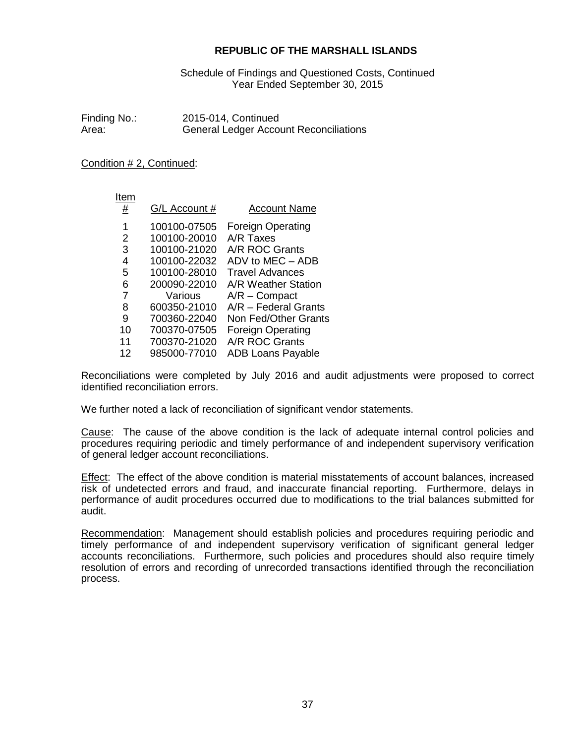**REPUBLIC OF THE MARSHALL ISLANDS**

Schedule of Findings and Questioned Costs, Continued
Year Ended September 30, 2015

Finding No.: 2015-014, Continued
Area: General Ledger Account Reconciliations

Condition # 2, Continued:

| Item # | G/L Account # | Account Name |
|---|---|---|
| 1 | 100100-07505 | Foreign Operating |
| 2 | 100100-20010 | A/R Taxes |
| 3 | 100100-21020 | A/R ROC Grants |
| 4 | 100100-22032 | ADV to MEC – ADB |
| 5 | 100100-28010 | Travel Advances |
| 6 | 200090-22010 | A/R Weather Station |
| 7 | Various | A/R – Compact |
| 8 | 600350-21010 | A/R – Federal Grants |
| 9 | 700360-22040 | Non Fed/Other Grants |
| 10 | 700370-07505 | Foreign Operating |
| 11 | 700370-21020 | A/R ROC Grants |
| 12 | 985000-77010 | ADB Loans Payable |

Reconciliations were completed by July 2016 and audit adjustments were proposed to correct identified reconciliation errors.

We further noted a lack of reconciliation of significant vendor statements.

Cause: The cause of the above condition is the lack of adequate internal control policies and procedures requiring periodic and timely performance of and independent supervisory verification of general ledger account reconciliations.

Effect: The effect of the above condition is material misstatements of account balances, increased risk of undetected errors and fraud, and inaccurate financial reporting. Furthermore, delays in performance of audit procedures occurred due to modifications to the trial balances submitted for audit.

Recommendation: Management should establish policies and procedures requiring periodic and timely performance of and independent supervisory verification of significant general ledger accounts reconciliations. Furthermore, such policies and procedures should also require timely resolution of errors and recording of unrecorded transactions identified through the reconciliation process.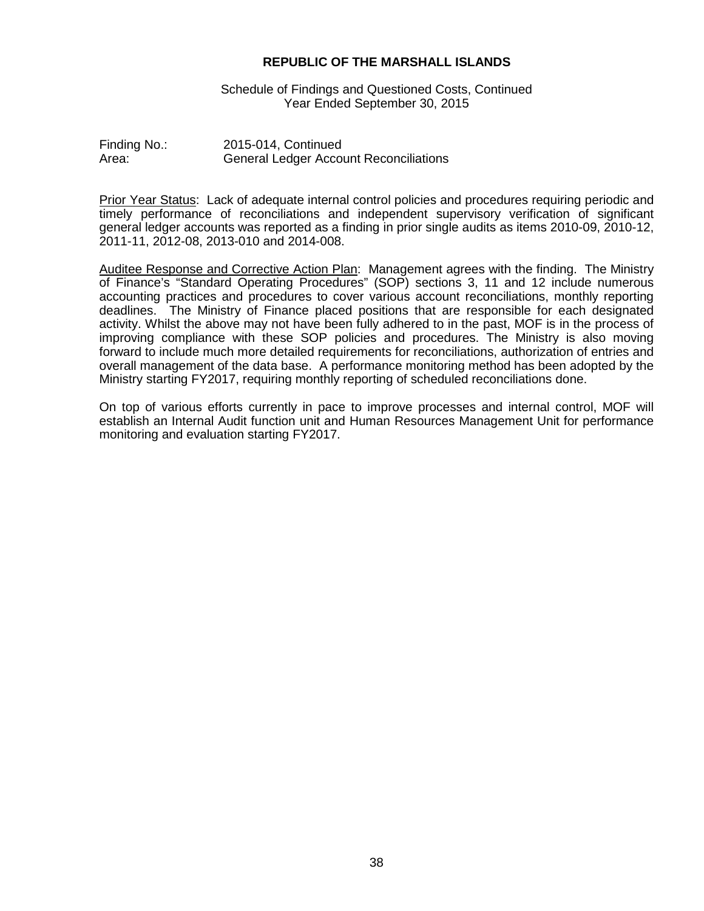**REPUBLIC OF THE MARSHALL ISLANDS**

Schedule of Findings and Questioned Costs, Continued
Year Ended September 30, 2015

Finding No.: 2015-014, Continued
Area: General Ledger Account Reconciliations

Prior Year Status: Lack of adequate internal control policies and procedures requiring periodic and timely performance of reconciliations and independent supervisory verification of significant general ledger accounts was reported as a finding in prior single audits as items 2010-09, 2010-12, 2011-11, 2012-08, 2013-010 and 2014-008.

Auditee Response and Corrective Action Plan: Management agrees with the finding. The Ministry of Finance's "Standard Operating Procedures" (SOP) sections 3, 11 and 12 include numerous accounting practices and procedures to cover various account reconciliations, monthly reporting deadlines. The Ministry of Finance placed positions that are responsible for each designated activity. Whilst the above may not have been fully adhered to in the past, MOF is in the process of improving compliance with these SOP policies and procedures. The Ministry is also moving forward to include much more detailed requirements for reconciliations, authorization of entries and overall management of the data base. A performance monitoring method has been adopted by the Ministry starting FY2017, requiring monthly reporting of scheduled reconciliations done.

On top of various efforts currently in pace to improve processes and internal control, MOF will establish an Internal Audit function unit and Human Resources Management Unit for performance monitoring and evaluation starting FY2017.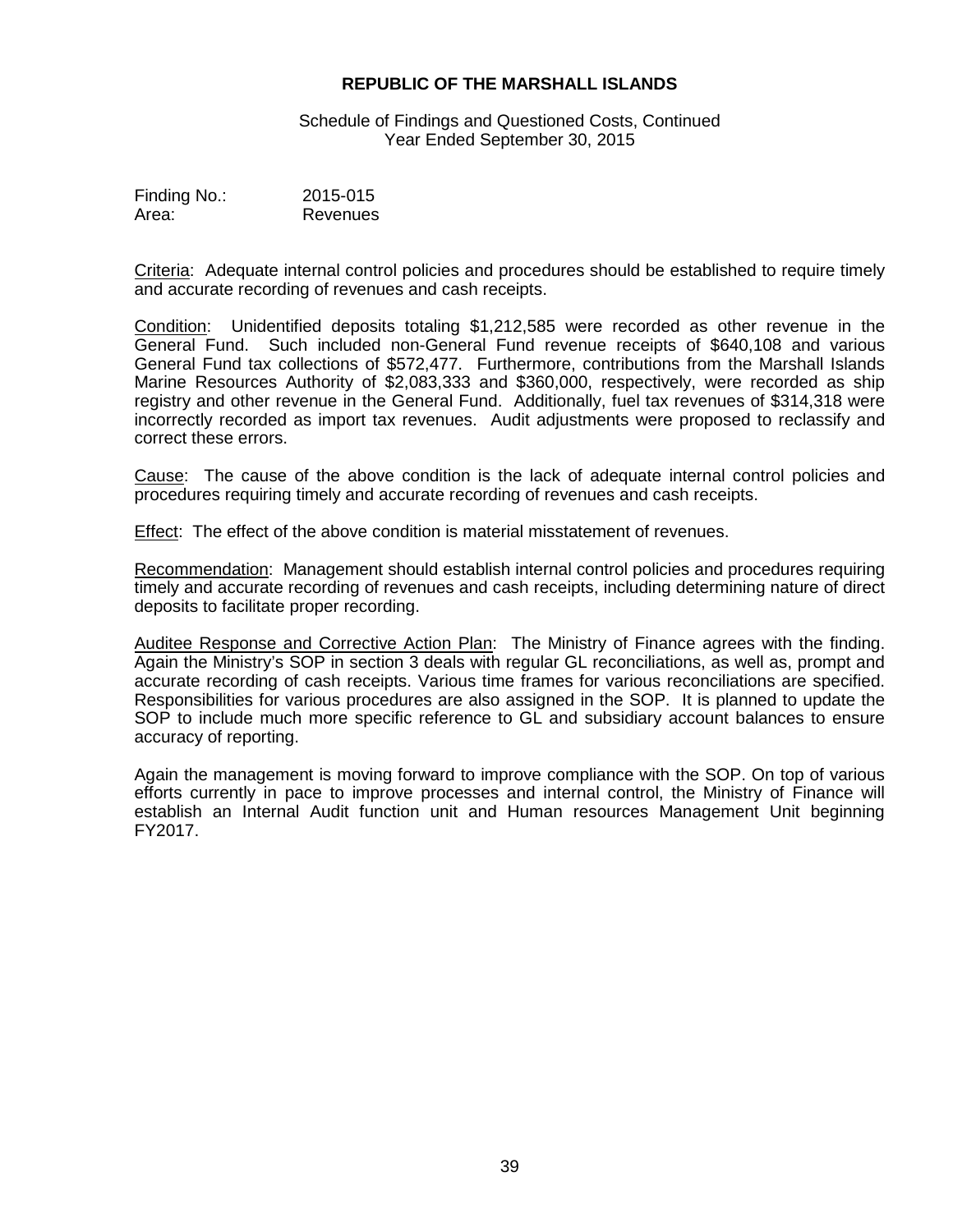**REPUBLIC OF THE MARSHALL ISLANDS**

Schedule of Findings and Questioned Costs, Continued
Year Ended September 30, 2015

Finding No.: 2015-015
Area: Revenues

Criteria: Adequate internal control policies and procedures should be established to require timely and accurate recording of revenues and cash receipts.

Condition: Unidentified deposits totaling $1,212,585 were recorded as other revenue in the General Fund. Such included non-General Fund revenue receipts of $640,108 and various General Fund tax collections of $572,477. Furthermore, contributions from the Marshall Islands Marine Resources Authority of $2,083,333 and $360,000, respectively, were recorded as ship registry and other revenue in the General Fund. Additionally, fuel tax revenues of $314,318 were incorrectly recorded as import tax revenues. Audit adjustments were proposed to reclassify and correct these errors.

Cause: The cause of the above condition is the lack of adequate internal control policies and procedures requiring timely and accurate recording of revenues and cash receipts.

Effect: The effect of the above condition is material misstatement of revenues.

Recommendation: Management should establish internal control policies and procedures requiring timely and accurate recording of revenues and cash receipts, including determining nature of direct deposits to facilitate proper recording.

Auditee Response and Corrective Action Plan: The Ministry of Finance agrees with the finding. Again the Ministry's SOP in section 3 deals with regular GL reconciliations, as well as, prompt and accurate recording of cash receipts. Various time frames for various reconciliations are specified. Responsibilities for various procedures are also assigned in the SOP. It is planned to update the SOP to include much more specific reference to GL and subsidiary account balances to ensure accuracy of reporting.

Again the management is moving forward to improve compliance with the SOP. On top of various efforts currently in pace to improve processes and internal control, the Ministry of Finance will establish an Internal Audit function unit and Human resources Management Unit beginning FY2017.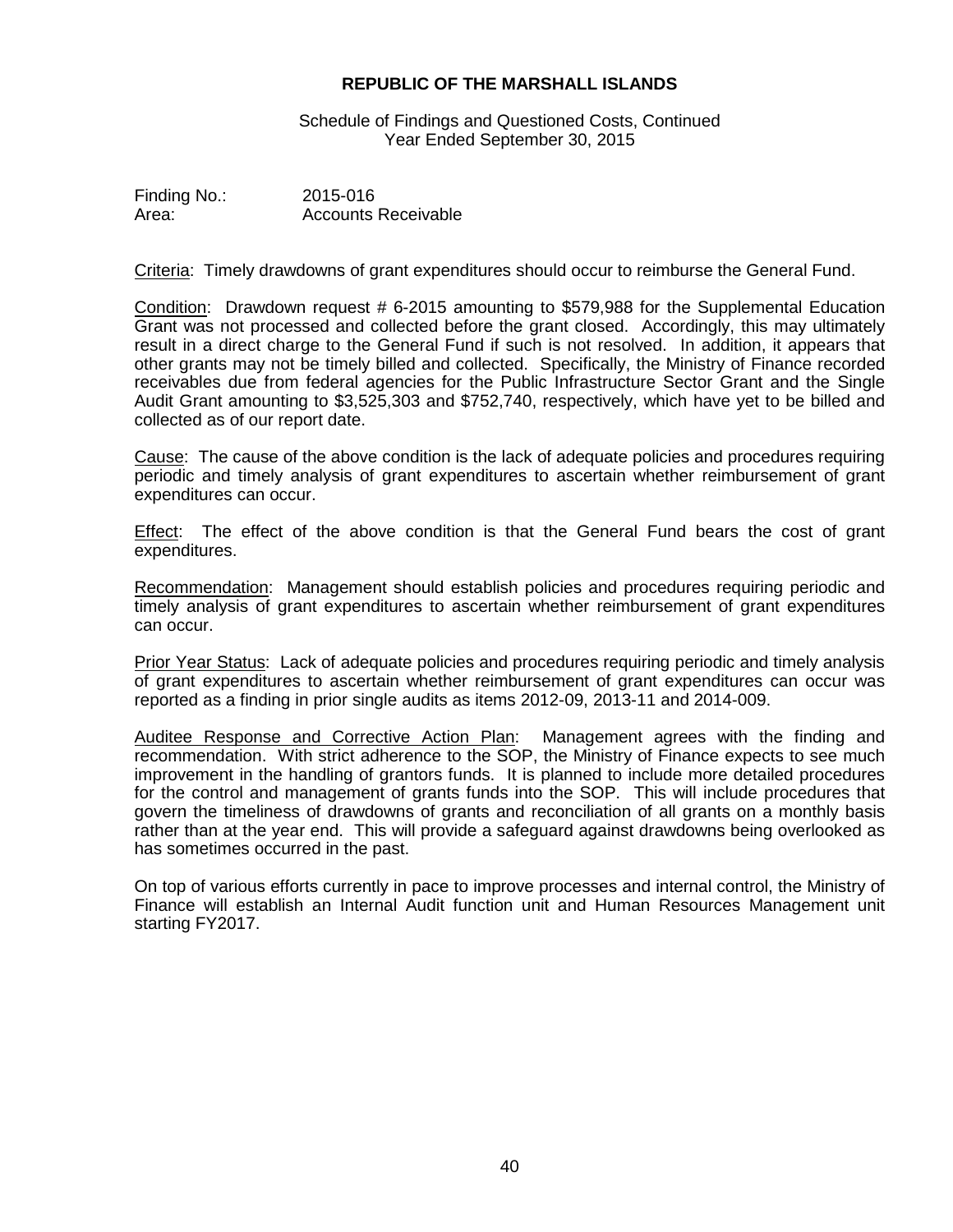**REPUBLIC OF THE MARSHALL ISLANDS**

Schedule of Findings and Questioned Costs, Continued
Year Ended September 30, 2015

Finding No.: 2015-016
Area: Accounts Receivable

Criteria: Timely drawdowns of grant expenditures should occur to reimburse the General Fund.

Condition: Drawdown request # 6-2015 amounting to $579,988 for the Supplemental Education Grant was not processed and collected before the grant closed. Accordingly, this may ultimately result in a direct charge to the General Fund if such is not resolved. In addition, it appears that other grants may not be timely billed and collected. Specifically, the Ministry of Finance recorded receivables due from federal agencies for the Public Infrastructure Sector Grant and the Single Audit Grant amounting to $3,525,303 and $752,740, respectively, which have yet to be billed and collected as of our report date.

Cause: The cause of the above condition is the lack of adequate policies and procedures requiring periodic and timely analysis of grant expenditures to ascertain whether reimbursement of grant expenditures can occur.

Effect: The effect of the above condition is that the General Fund bears the cost of grant expenditures.

Recommendation: Management should establish policies and procedures requiring periodic and timely analysis of grant expenditures to ascertain whether reimbursement of grant expenditures can occur.

Prior Year Status: Lack of adequate policies and procedures requiring periodic and timely analysis of grant expenditures to ascertain whether reimbursement of grant expenditures can occur was reported as a finding in prior single audits as items 2012-09, 2013-11 and 2014-009.

Auditee Response and Corrective Action Plan: Management agrees with the finding and recommendation. With strict adherence to the SOP, the Ministry of Finance expects to see much improvement in the handling of grantors funds. It is planned to include more detailed procedures for the control and management of grants funds into the SOP. This will include procedures that govern the timeliness of drawdowns of grants and reconciliation of all grants on a monthly basis rather than at the year end. This will provide a safeguard against drawdowns being overlooked as has sometimes occurred in the past.

On top of various efforts currently in pace to improve processes and internal control, the Ministry of Finance will establish an Internal Audit function unit and Human Resources Management unit starting FY2017.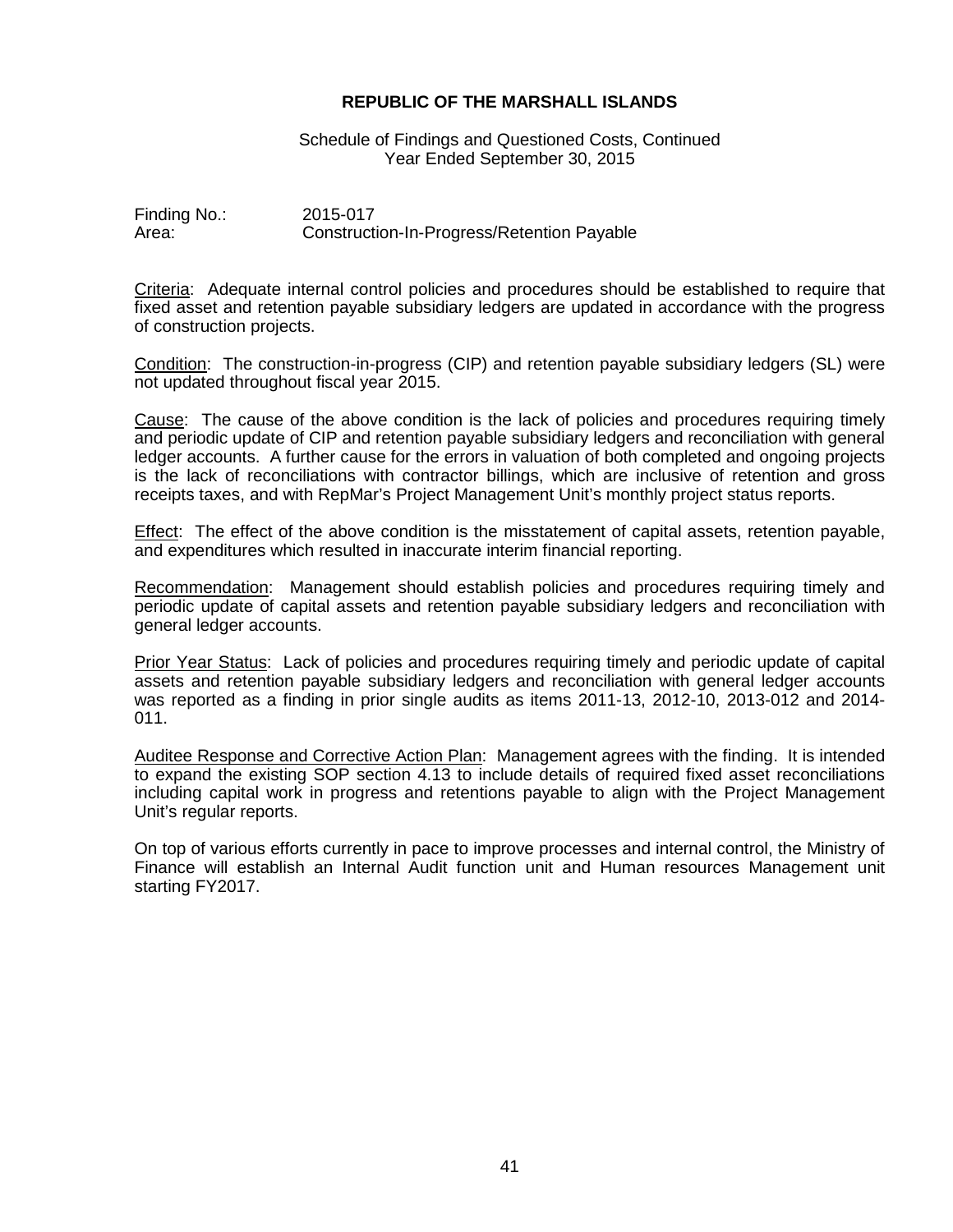**REPUBLIC OF THE MARSHALL ISLANDS**

Schedule of Findings and Questioned Costs, Continued
Year Ended September 30, 2015

Finding No.: 2015-017
Area: Construction-In-Progress/Retention Payable

Criteria: Adequate internal control policies and procedures should be established to require that fixed asset and retention payable subsidiary ledgers are updated in accordance with the progress of construction projects.

Condition: The construction-in-progress (CIP) and retention payable subsidiary ledgers (SL) were not updated throughout fiscal year 2015.

Cause: The cause of the above condition is the lack of policies and procedures requiring timely and periodic update of CIP and retention payable subsidiary ledgers and reconciliation with general ledger accounts. A further cause for the errors in valuation of both completed and ongoing projects is the lack of reconciliations with contractor billings, which are inclusive of retention and gross receipts taxes, and with RepMar's Project Management Unit's monthly project status reports.

Effect: The effect of the above condition is the misstatement of capital assets, retention payable, and expenditures which resulted in inaccurate interim financial reporting.

Recommendation: Management should establish policies and procedures requiring timely and periodic update of capital assets and retention payable subsidiary ledgers and reconciliation with general ledger accounts.

Prior Year Status: Lack of policies and procedures requiring timely and periodic update of capital assets and retention payable subsidiary ledgers and reconciliation with general ledger accounts was reported as a finding in prior single audits as items 2011-13, 2012-10, 2013-012 and 2014-011.

Auditee Response and Corrective Action Plan: Management agrees with the finding. It is intended to expand the existing SOP section 4.13 to include details of required fixed asset reconciliations including capital work in progress and retentions payable to align with the Project Management Unit's regular reports.

On top of various efforts currently in pace to improve processes and internal control, the Ministry of Finance will establish an Internal Audit function unit and Human resources Management unit starting FY2017.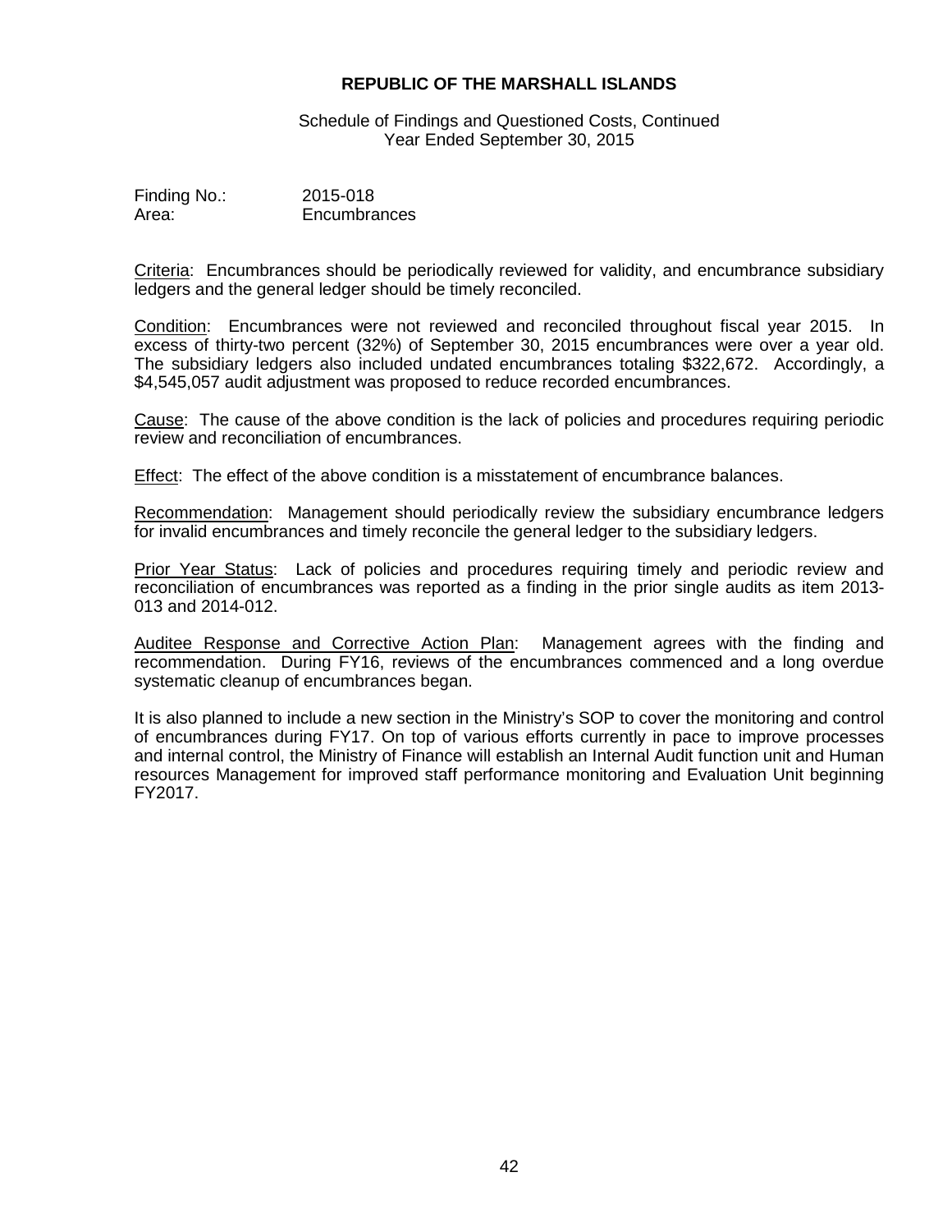**REPUBLIC OF THE MARSHALL ISLANDS**

Schedule of Findings and Questioned Costs, Continued
Year Ended September 30, 2015

Finding No.: 2015-018
Area: Encumbrances

Criteria: Encumbrances should be periodically reviewed for validity, and encumbrance subsidiary ledgers and the general ledger should be timely reconciled.

Condition: Encumbrances were not reviewed and reconciled throughout fiscal year 2015. In excess of thirty-two percent (32%) of September 30, 2015 encumbrances were over a year old. The subsidiary ledgers also included undated encumbrances totaling $322,672. Accordingly, a $4,545,057 audit adjustment was proposed to reduce recorded encumbrances.

Cause: The cause of the above condition is the lack of policies and procedures requiring periodic review and reconciliation of encumbrances.

Effect: The effect of the above condition is a misstatement of encumbrance balances.

Recommendation: Management should periodically review the subsidiary encumbrance ledgers for invalid encumbrances and timely reconcile the general ledger to the subsidiary ledgers.

Prior Year Status: Lack of policies and procedures requiring timely and periodic review and reconciliation of encumbrances was reported as a finding in the prior single audits as item 2013-013 and 2014-012.

Auditee Response and Corrective Action Plan: Management agrees with the finding and recommendation. During FY16, reviews of the encumbrances commenced and a long overdue systematic cleanup of encumbrances began.

It is also planned to include a new section in the Ministry's SOP to cover the monitoring and control of encumbrances during FY17. On top of various efforts currently in pace to improve processes and internal control, the Ministry of Finance will establish an Internal Audit function unit and Human resources Management for improved staff performance monitoring and Evaluation Unit beginning FY2017.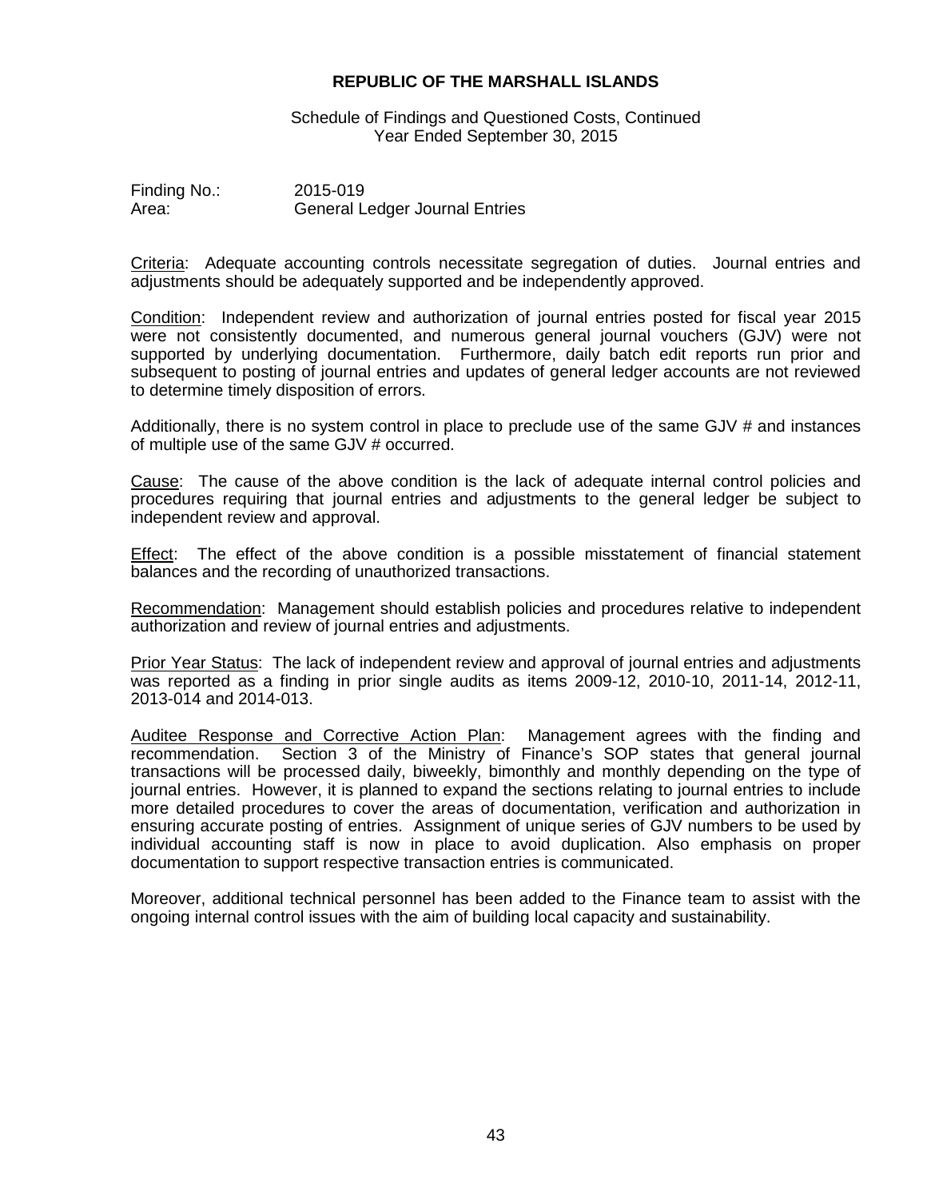**REPUBLIC OF THE MARSHALL ISLANDS**

Schedule of Findings and Questioned Costs, Continued
Year Ended September 30, 2015

Finding No.: 2015-019
Area: General Ledger Journal Entries

Criteria: Adequate accounting controls necessitate segregation of duties. Journal entries and adjustments should be adequately supported and be independently approved.

Condition: Independent review and authorization of journal entries posted for fiscal year 2015 were not consistently documented, and numerous general journal vouchers (GJV) were not supported by underlying documentation. Furthermore, daily batch edit reports run prior and subsequent to posting of journal entries and updates of general ledger accounts are not reviewed to determine timely disposition of errors.

Additionally, there is no system control in place to preclude use of the same GJV # and instances of multiple use of the same GJV # occurred.

Cause: The cause of the above condition is the lack of adequate internal control policies and procedures requiring that journal entries and adjustments to the general ledger be subject to independent review and approval.

Effect: The effect of the above condition is a possible misstatement of financial statement balances and the recording of unauthorized transactions.

Recommendation: Management should establish policies and procedures relative to independent authorization and review of journal entries and adjustments.

Prior Year Status: The lack of independent review and approval of journal entries and adjustments was reported as a finding in prior single audits as items 2009-12, 2010-10, 2011-14, 2012-11, 2013-014 and 2014-013.

Auditee Response and Corrective Action Plan: Management agrees with the finding and recommendation. Section 3 of the Ministry of Finance's SOP states that general journal transactions will be processed daily, biweekly, bimonthly and monthly depending on the type of journal entries. However, it is planned to expand the sections relating to journal entries to include more detailed procedures to cover the areas of documentation, verification and authorization in ensuring accurate posting of entries. Assignment of unique series of GJV numbers to be used by individual accounting staff is now in place to avoid duplication. Also emphasis on proper documentation to support respective transaction entries is communicated.

Moreover, additional technical personnel has been added to the Finance team to assist with the ongoing internal control issues with the aim of building local capacity and sustainability.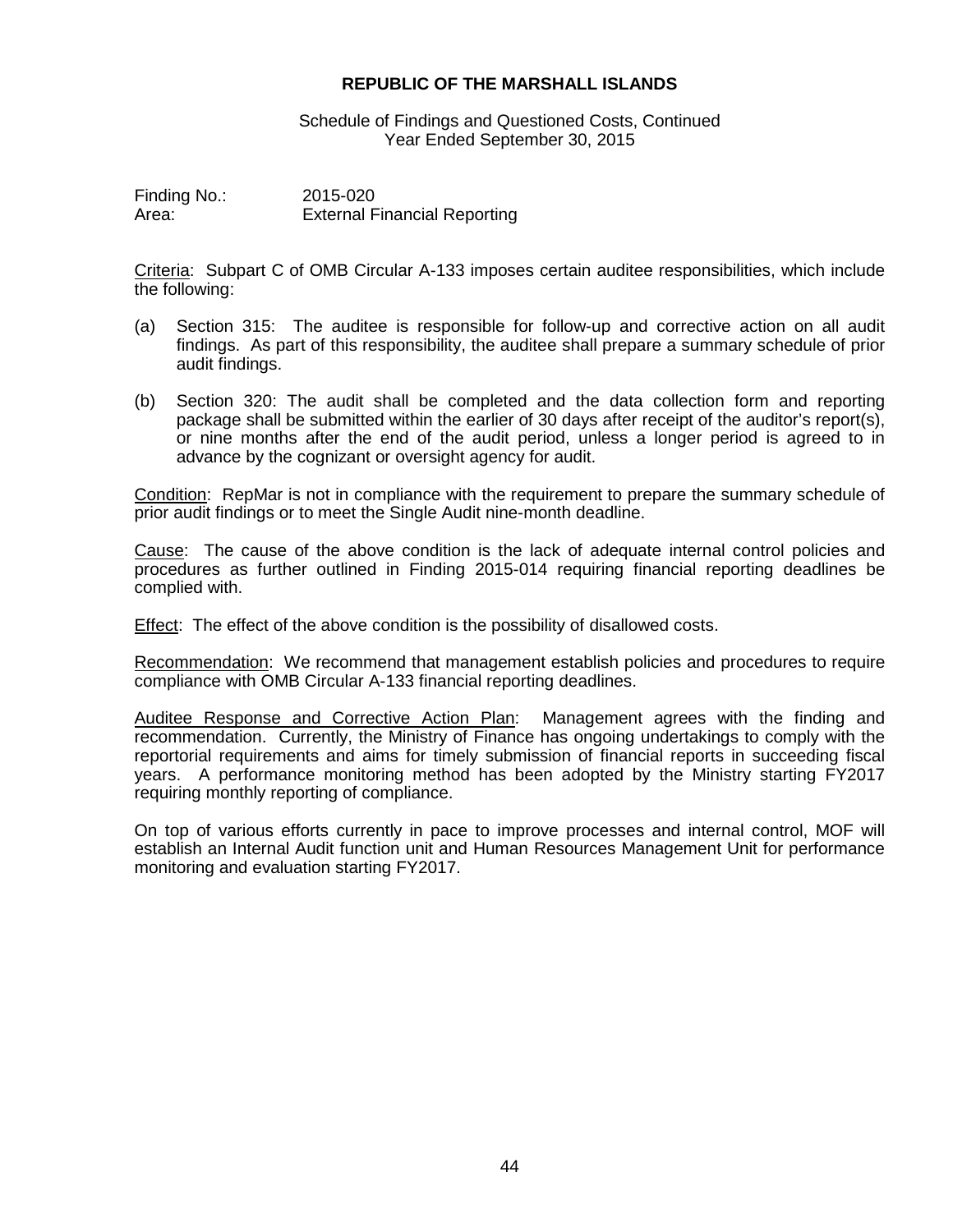**REPUBLIC OF THE MARSHALL ISLANDS**

Schedule of Findings and Questioned Costs, Continued
Year Ended September 30, 2015

Finding No.: 2015-020
Area: External Financial Reporting

Criteria: Subpart C of OMB Circular A-133 imposes certain auditee responsibilities, which include the following:

(a) Section 315: The auditee is responsible for follow-up and corrective action on all audit findings. As part of this responsibility, the auditee shall prepare a summary schedule of prior audit findings.

(b) Section 320: The audit shall be completed and the data collection form and reporting package shall be submitted within the earlier of 30 days after receipt of the auditor's report(s), or nine months after the end of the audit period, unless a longer period is agreed to in advance by the cognizant or oversight agency for audit.

Condition: RepMar is not in compliance with the requirement to prepare the summary schedule of prior audit findings or to meet the Single Audit nine-month deadline.

Cause: The cause of the above condition is the lack of adequate internal control policies and procedures as further outlined in Finding 2015-014 requiring financial reporting deadlines be complied with.

Effect: The effect of the above condition is the possibility of disallowed costs.

Recommendation: We recommend that management establish policies and procedures to require compliance with OMB Circular A-133 financial reporting deadlines.

Auditee Response and Corrective Action Plan: Management agrees with the finding and recommendation. Currently, the Ministry of Finance has ongoing undertakings to comply with the reportorial requirements and aims for timely submission of financial reports in succeeding fiscal years. A performance monitoring method has been adopted by the Ministry starting FY2017 requiring monthly reporting of compliance.

On top of various efforts currently in pace to improve processes and internal control, MOF will establish an Internal Audit function unit and Human Resources Management Unit for performance monitoring and evaluation starting FY2017.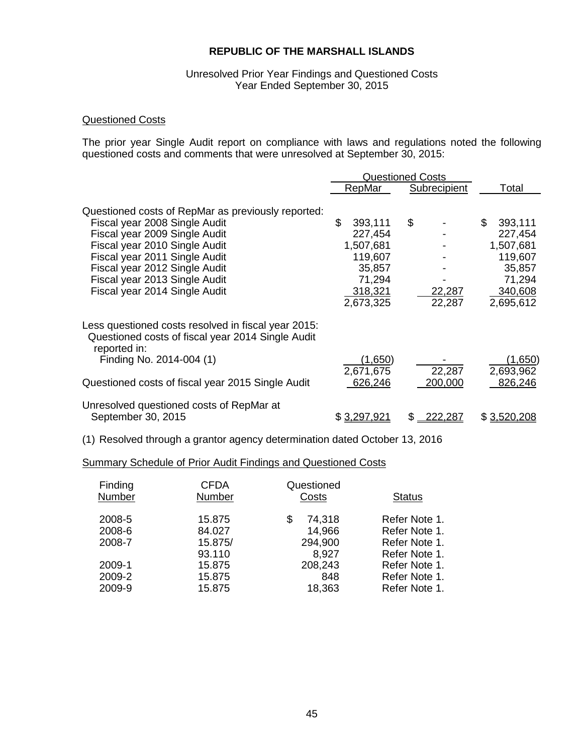**REPUBLIC OF THE MARSHALL ISLANDS**

Unresolved Prior Year Findings and Questioned Costs
Year Ended September 30, 2015

Questioned Costs

The prior year Single Audit report on compliance with laws and regulations noted the following questioned costs and comments that were unresolved at September 30, 2015:

| | Questioned Costs | | |
|---|---|---|---|
| | RepMar | Subrecipient | Total |
| Questioned costs of RepMar as previously reported: | | | |
| Fiscal year 2008 Single Audit | $ 393,111 | $ - | $ 393,111 |
| Fiscal year 2009 Single Audit | 227,454 | - | 227,454 |
| Fiscal year 2010 Single Audit | 1,507,681 | - | 1,507,681 |
| Fiscal year 2011 Single Audit | 119,607 | - | 119,607 |
| Fiscal year 2012 Single Audit | 35,857 | - | 35,857 |
| Fiscal year 2013 Single Audit | 71,294 | - | 71,294 |
| Fiscal year 2014 Single Audit | 318,321 | 22,287 | 340,608 |
| | 2,673,325 | 22,287 | 2,695,612 |
| Less questioned costs resolved in fiscal year 2015: | | | |
| Questioned costs of fiscal year 2014 Single Audit reported in: | | | |
| Finding No. 2014-004 (1) | (1,650) | - | (1,650) |
| | 2,671,675 | 22,287 | 2,693,962 |
| Questioned costs of fiscal year 2015 Single Audit | 626,246 | 200,000 | 826,246 |
| Unresolved questioned costs of RepMar at September 30, 2015 | $ 3,297,921 | $ 222,287 | $ 3,520,208 |

(1) Resolved through a grantor agency determination dated October 13, 2016

Summary Schedule of Prior Audit Findings and Questioned Costs

| Finding Number | CFDA Number | Questioned Costs | Status |
|---|---|---|---|
| 2008-5 | 15.875 | $ 74,318 | Refer Note 1. |
| 2008-6 | 84.027 | 14,966 | Refer Note 1. |
| 2008-7 | 15.875/ | 294,900 | Refer Note 1. |
| | 93.110 | 8,927 | Refer Note 1. |
| 2009-1 | 15.875 | 208,243 | Refer Note 1. |
| 2009-2 | 15.875 | 848 | Refer Note 1. |
| 2009-9 | 15.875 | 18,363 | Refer Note 1. |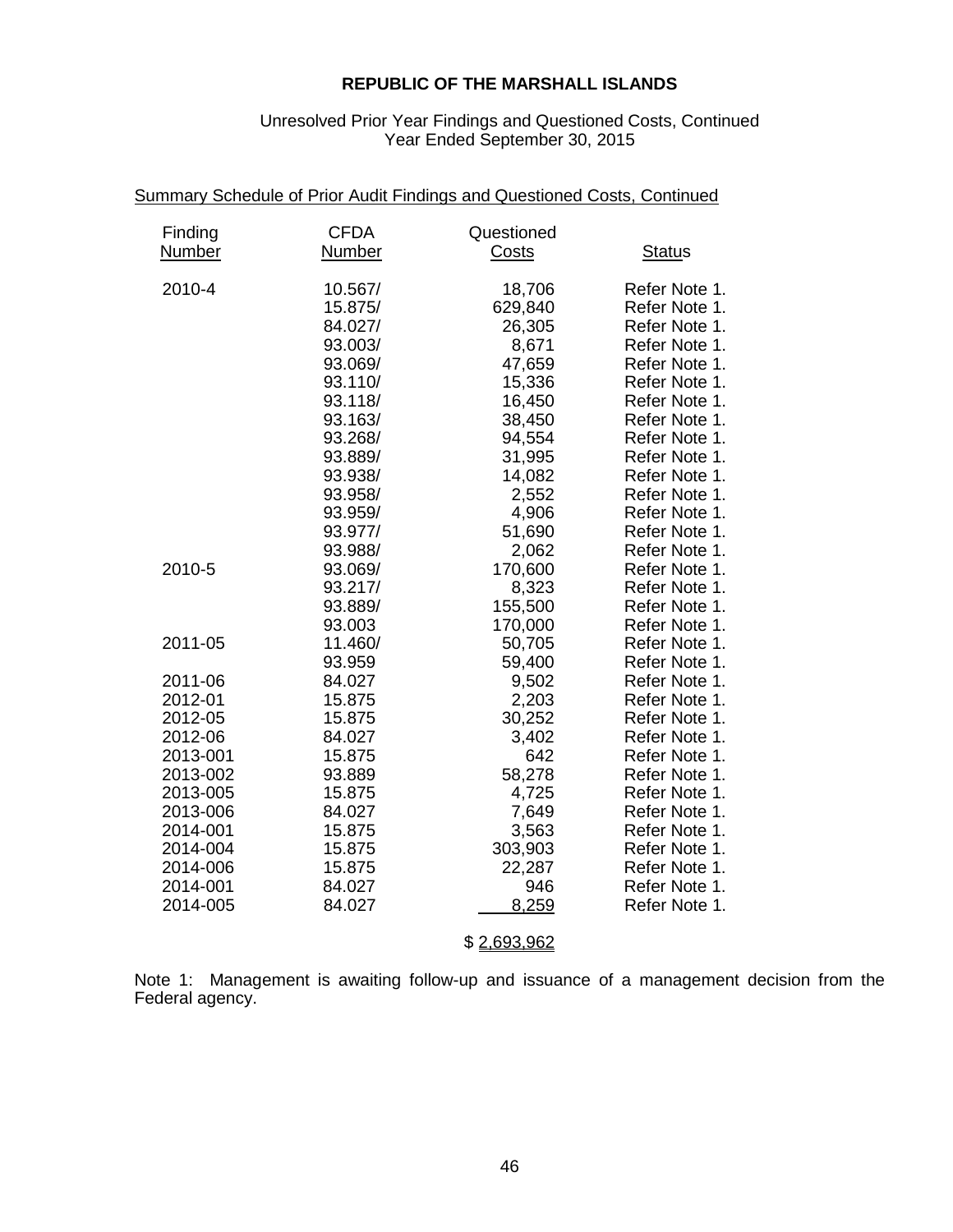**REPUBLIC OF THE MARSHALL ISLANDS**

Unresolved Prior Year Findings and Questioned Costs, Continued
Year Ended September 30, 2015

Summary Schedule of Prior Audit Findings and Questioned Costs, Continued

| Finding Number | CFDA Number | Questioned Costs | Status |
|---|---|---|---|
| 2010-4 | 10.567/ | 18,706 | Refer Note 1. |
| | 15.875/ | 629,840 | Refer Note 1. |
| | 84.027/ | 26,305 | Refer Note 1. |
| | 93.003/ | 8,671 | Refer Note 1. |
| | 93.069/ | 47,659 | Refer Note 1. |
| | 93.110/ | 15,336 | Refer Note 1. |
| | 93.118/ | 16,450 | Refer Note 1. |
| | 93.163/ | 38,450 | Refer Note 1. |
| | 93.268/ | 94,554 | Refer Note 1. |
| | 93.889/ | 31,995 | Refer Note 1. |
| | 93.938/ | 14,082 | Refer Note 1. |
| | 93.958/ | 2,552 | Refer Note 1. |
| | 93.959/ | 4,906 | Refer Note 1. |
| | 93.977/ | 51,690 | Refer Note 1. |
| | 93.988/ | 2,062 | Refer Note 1. |
| 2010-5 | 93.069/ | 170,600 | Refer Note 1. |
| | 93.217/ | 8,323 | Refer Note 1. |
| | 93.889/ | 155,500 | Refer Note 1. |
| | 93.003 | 170,000 | Refer Note 1. |
| 2011-05 | 11.460/ | 50,705 | Refer Note 1. |
| | 93.959 | 59,400 | Refer Note 1. |
| 2011-06 | 84.027 | 9,502 | Refer Note 1. |
| 2012-01 | 15.875 | 2,203 | Refer Note 1. |
| 2012-05 | 15.875 | 30,252 | Refer Note 1. |
| 2012-06 | 84.027 | 3,402 | Refer Note 1. |
| 2013-001 | 15.875 | 642 | Refer Note 1. |
| 2013-002 | 93.889 | 58,278 | Refer Note 1. |
| 2013-005 | 15.875 | 4,725 | Refer Note 1. |
| 2013-006 | 84.027 | 7,649 | Refer Note 1. |
| 2014-001 | 15.875 | 3,563 | Refer Note 1. |
| 2014-004 | 15.875 | 303,903 | Refer Note 1. |
| 2014-006 | 15.875 | 22,287 | Refer Note 1. |
| 2014-001 | 84.027 | 946 | Refer Note 1. |
| 2014-005 | 84.027 | 8,259 | Refer Note 1. |
| | | $ 2,693,962 | |

Note 1: Management is awaiting follow-up and issuance of a management decision from the Federal agency.